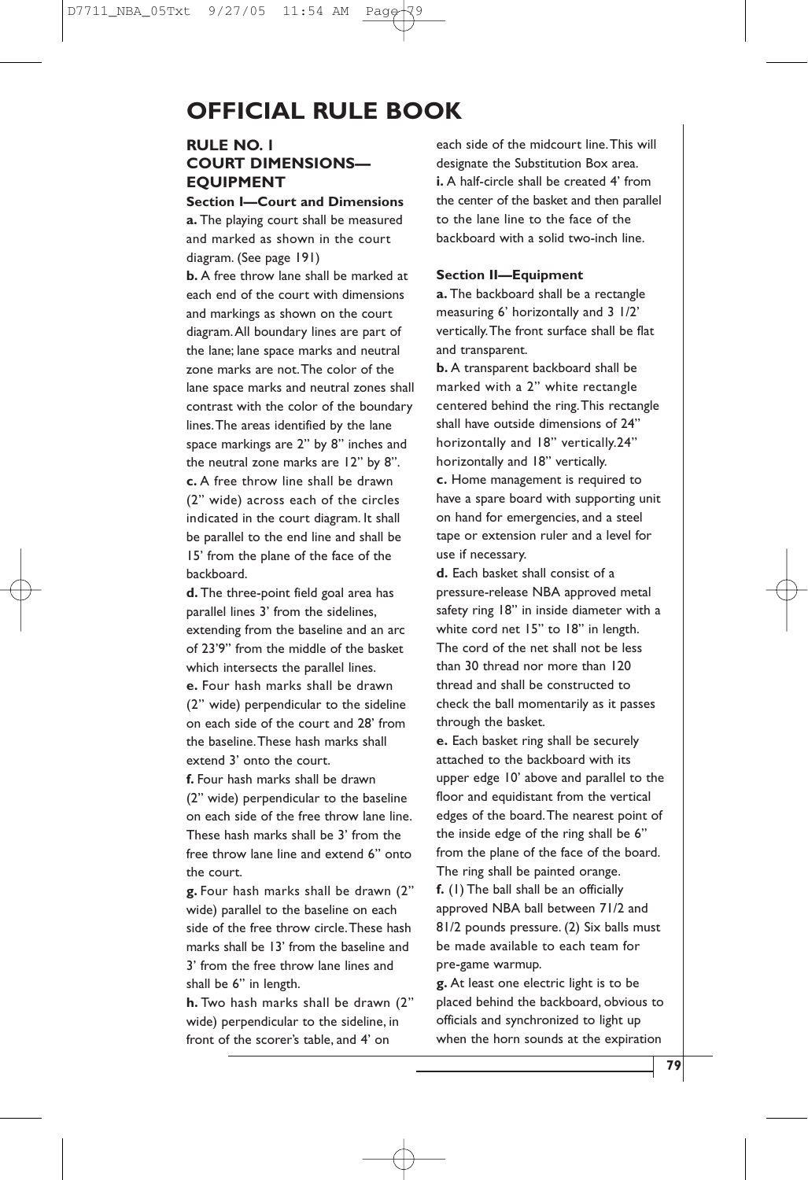# OFFICIAL RULE BOOK

## RULE NO. 1 COURT DIMENSIONS—EQUIPMENT

### Section I—Court and Dimensions

**a.** The playing court shall be measured and marked as shown in the court diagram. (See page 191)

**b.** A free throw lane shall be marked at each end of the court with dimensions and markings as shown on the court diagram. All boundary lines are part of the lane; lane space marks and neutral zone marks are not. The color of the lane space marks and neutral zones shall contrast with the color of the boundary lines. The areas identified by the lane space markings are 2" by 8" inches and the neutral zone marks are 12" by 8".

**c.** A free throw line shall be drawn (2" wide) across each of the circles indicated in the court diagram. It shall be parallel to the end line and shall be 15' from the plane of the face of the backboard.

**d.** The three-point field goal area has parallel lines 3' from the sidelines, extending from the baseline and an arc of 23'9" from the middle of the basket which intersects the parallel lines.

**e.** Four hash marks shall be drawn (2" wide) perpendicular to the sideline on each side of the court and 28' from the baseline. These hash marks shall extend 3' onto the court.

**f.** Four hash marks shall be drawn (2" wide) perpendicular to the baseline on each side of the free throw lane line. These hash marks shall be 3' from the free throw lane line and extend 6" onto the court.

**g.** Four hash marks shall be drawn (2" wide) parallel to the baseline on each side of the free throw circle. These hash marks shall be 13' from the baseline and 3' from the free throw lane lines and shall be 6" in length.

**h.** Two hash marks shall be drawn (2" wide) perpendicular to the sideline, in front of the scorer's table, and 4' on each side of the midcourt line. This will designate the Substitution Box area.

**i.** A half-circle shall be created 4' from the center of the basket and then parallel to the lane line to the face of the backboard with a solid two-inch line.

### Section II—Equipment

**a.** The backboard shall be a rectangle measuring 6' horizontally and 3 1/2' vertically. The front surface shall be flat and transparent.

**b.** A transparent backboard shall be marked with a 2" white rectangle centered behind the ring. This rectangle shall have outside dimensions of 24" horizontally and 18" vertically. 24" horizontally and 18" vertically.

**c.** Home management is required to have a spare board with supporting unit on hand for emergencies, and a steel tape or extension ruler and a level for use if necessary.

**d.** Each basket shall consist of a pressure-release NBA approved metal safety ring 18" in inside diameter with a white cord net 15" to 18" in length. The cord of the net shall not be less than 30 thread nor more than 120 thread and shall be constructed to check the ball momentarily as it passes through the basket.

**e.** Each basket ring shall be securely attached to the backboard with its upper edge 10' above and parallel to the floor and equidistant from the vertical edges of the board. The nearest point of the inside edge of the ring shall be 6" from the plane of the face of the board. The ring shall be painted orange.

**f.** (1) The ball shall be an officially approved NBA ball between 71/2 and 81/2 pounds pressure. (2) Six balls must be made available to each team for pre-game warmup.

**g.** At least one electric light is to be placed behind the backboard, obvious to officials and synchronized to light up when the horn sounds at the expiration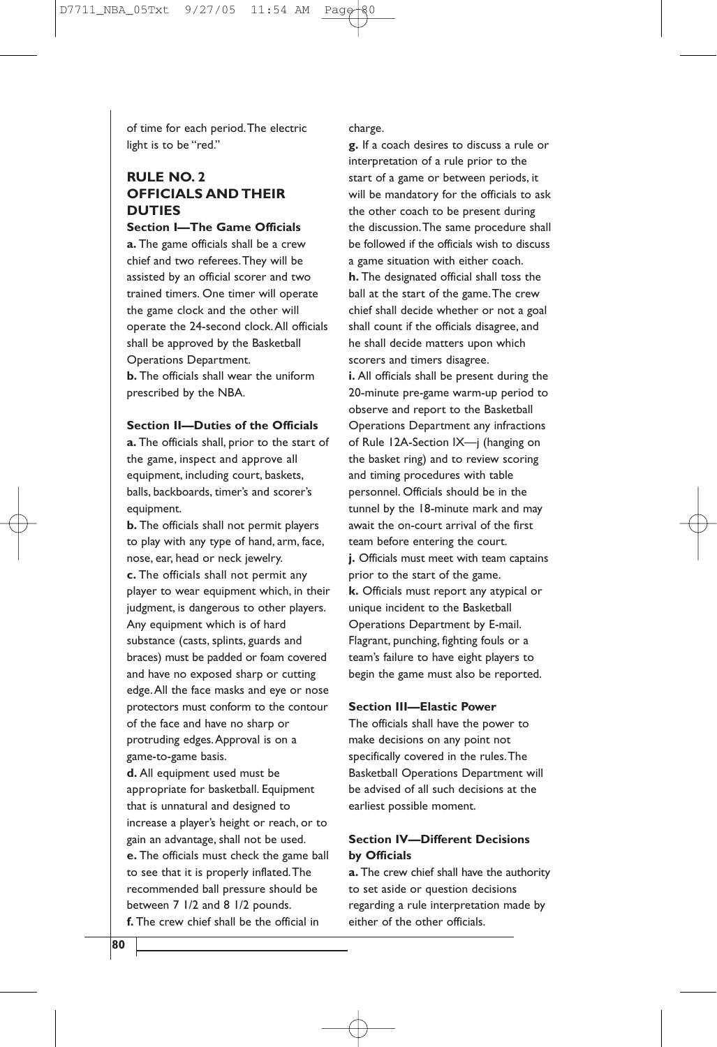of time for each period. The electric light is to be "red."

## RULE NO. 2 OFFICIALS AND THEIR DUTIES

### Section I—The Game Officials

**a.** The game officials shall be a crew chief and two referees. They will be assisted by an official scorer and two trained timers. One timer will operate the game clock and the other will operate the 24-second clock. All officials shall be approved by the Basketball Operations Department.

**b.** The officials shall wear the uniform prescribed by the NBA.

### Section II—Duties of the Officials

**a.** The officials shall, prior to the start of the game, inspect and approve all equipment, including court, baskets, balls, backboards, timer's and scorer's equipment.

**b.** The officials shall not permit players to play with any type of hand, arm, face, nose, ear, head or neck jewelry.

**c.** The officials shall not permit any player to wear equipment which, in their judgment, is dangerous to other players. Any equipment which is of hard substance (casts, splints, guards and braces) must be padded or foam covered and have no exposed sharp or cutting edge. All the face masks and eye or nose protectors must conform to the contour of the face and have no sharp or protruding edges. Approval is on a game-to-game basis.

**d.** All equipment used must be appropriate for basketball. Equipment that is unnatural and designed to increase a player's height or reach, or to gain an advantage, shall not be used.

**e.** The officials must check the game ball to see that it is properly inflated. The recommended ball pressure should be between 7 1/2 and 8 1/2 pounds.

**f.** The crew chief shall be the official in charge.

**g.** If a coach desires to discuss a rule or interpretation of a rule prior to the start of a game or between periods, it will be mandatory for the officials to ask the other coach to be present during the discussion. The same procedure shall be followed if the officials wish to discuss a game situation with either coach.

**h.** The designated official shall toss the ball at the start of the game. The crew chief shall decide whether or not a goal shall count if the officials disagree, and he shall decide matters upon which scorers and timers disagree.

**i.** All officials shall be present during the 20-minute pre-game warm-up period to observe and report to the Basketball Operations Department any infractions of Rule 12A-Section IX—j (hanging on the basket ring) and to review scoring and timing procedures with table personnel. Officials should be in the tunnel by the 18-minute mark and may await the on-court arrival of the first team before entering the court.

**j.** Officials must meet with team captains prior to the start of the game.

**k.** Officials must report any atypical or unique incident to the Basketball Operations Department by E-mail. Flagrant, punching, fighting fouls or a team's failure to have eight players to begin the game must also be reported.

### Section III—Elastic Power

The officials shall have the power to make decisions on any point not specifically covered in the rules. The Basketball Operations Department will be advised of all such decisions at the earliest possible moment.

### Section IV—Different Decisions by Officials

**a.** The crew chief shall have the authority to set aside or question decisions regarding a rule interpretation made by either of the other officials.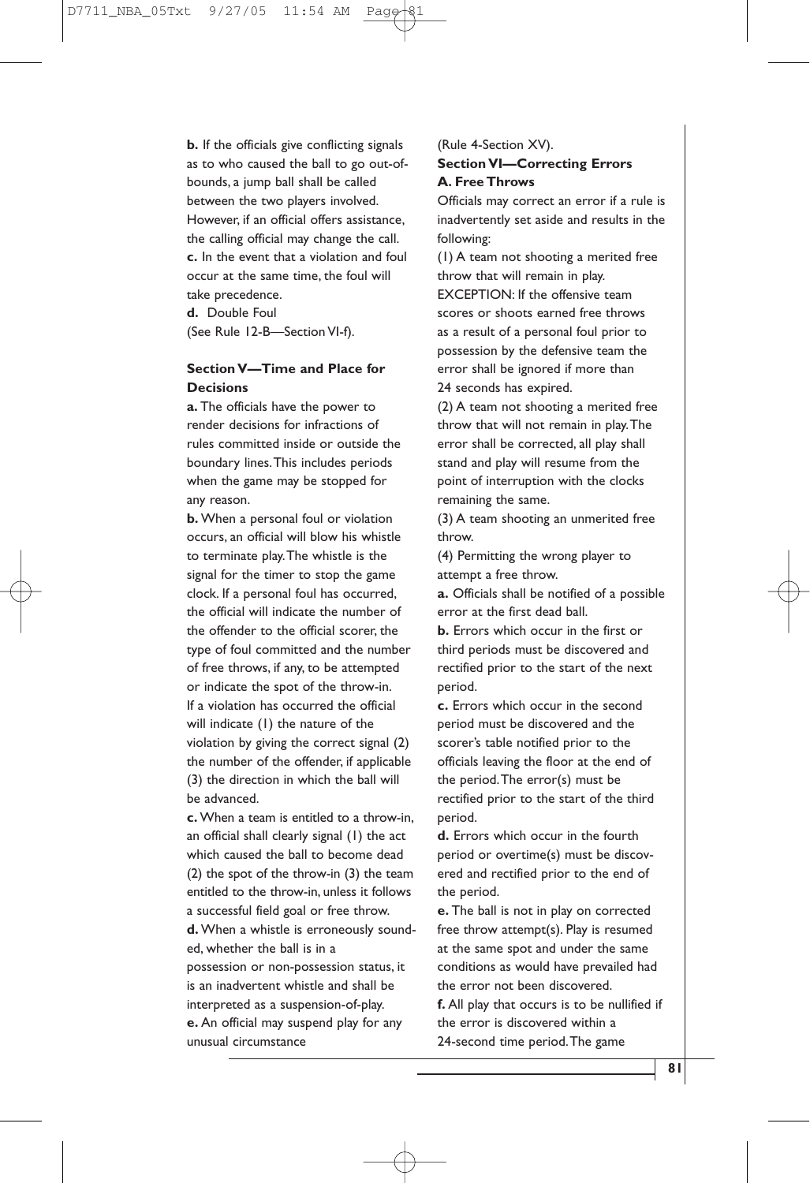**b.** If the officials give conflicting signals as to who caused the ball to go out-of-bounds, a jump ball shall be called between the two players involved. However, if an official offers assistance, the calling official may change the call.

**c.** In the event that a violation and foul occur at the same time, the foul will take precedence.

**d.** Double Foul
(See Rule 12-B—Section VI-f).

### Section V—Time and Place for Decisions

**a.** The officials have the power to render decisions for infractions of rules committed inside or outside the boundary lines. This includes periods when the game may be stopped for any reason.

**b.** When a personal foul or violation occurs, an official will blow his whistle to terminate play. The whistle is the signal for the timer to stop the game clock. If a personal foul has occurred, the official will indicate the number of the offender to the official scorer, the type of foul committed and the number of free throws, if any, to be attempted or indicate the spot of the throw-in. If a violation has occurred the official will indicate (1) the nature of the violation by giving the correct signal (2) the number of the offender, if applicable (3) the direction in which the ball will be advanced.

**c.** When a team is entitled to a throw-in, an official shall clearly signal (1) the act which caused the ball to become dead (2) the spot of the throw-in (3) the team entitled to the throw-in, unless it follows a successful field goal or free throw.

**d.** When a whistle is erroneously sounded, whether the ball is in a possession or non-possession status, it is an inadvertent whistle and shall be interpreted as a suspension-of-play.

**e.** An official may suspend play for any unusual circumstance (Rule 4-Section XV).

### Section VI—Correcting Errors

#### A. Free Throws

Officials may correct an error if a rule is inadvertently set aside and results in the following:

(1) A team not shooting a merited free throw that will remain in play.
EXCEPTION: If the offensive team scores or shoots earned free throws as a result of a personal foul prior to possession by the defensive team the error shall be ignored if more than 24 seconds has expired.

(2) A team not shooting a merited free throw that will not remain in play. The error shall be corrected, all play shall stand and play will resume from the point of interruption with the clocks remaining the same.

(3) A team shooting an unmerited free throw.

(4) Permitting the wrong player to attempt a free throw.

**a.** Officials shall be notified of a possible error at the first dead ball.

**b.** Errors which occur in the first or third periods must be discovered and rectified prior to the start of the next period.

**c.** Errors which occur in the second period must be discovered and the scorer's table notified prior to the officials leaving the floor at the end of the period. The error(s) must be rectified prior to the start of the third period.

**d.** Errors which occur in the fourth period or overtime(s) must be discovered and rectified prior to the end of the period.

**e.** The ball is not in play on corrected free throw attempt(s). Play is resumed at the same spot and under the same conditions as would have prevailed had the error not been discovered.

**f.** All play that occurs is to be nullified if the error is discovered within a 24-second time period. The game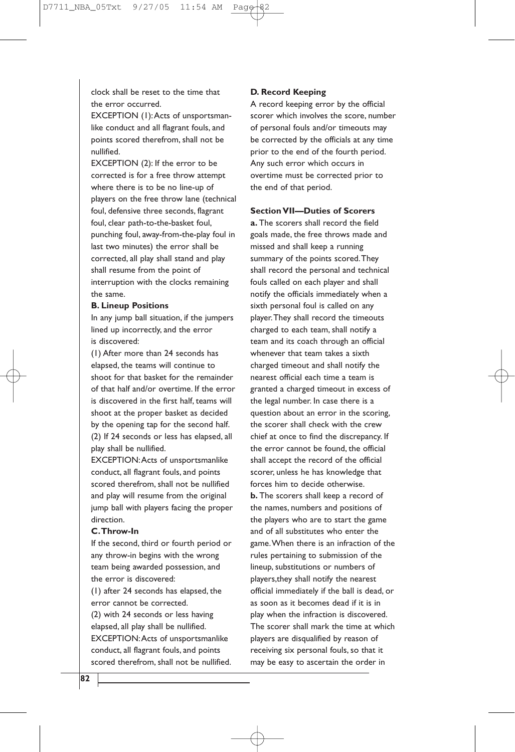clock shall be reset to the time that the error occurred.

EXCEPTION (1): Acts of unsportsmanlike conduct and all flagrant fouls, and points scored therefrom, shall not be nullified.

EXCEPTION (2): If the error to be corrected is for a free throw attempt where there is to be no line-up of players on the free throw lane (technical foul, defensive three seconds, flagrant foul, clear path-to-the-basket foul, punching foul, away-from-the-play foul in last two minutes) the error shall be corrected, all play shall stand and play shall resume from the point of interruption with the clocks remaining the same.

**B. Lineup Positions**

In any jump ball situation, if the jumpers lined up incorrectly, and the error is discovered:

(1) After more than 24 seconds has elapsed, the teams will continue to shoot for that basket for the remainder of that half and/or overtime. If the error is discovered in the first half, teams will shoot at the proper basket as decided by the opening tap for the second half.

(2) If 24 seconds or less has elapsed, all play shall be nullified.

EXCEPTION: Acts of unsportsmanlike conduct, all flagrant fouls, and points scored therefrom, shall not be nullified and play will resume from the original jump ball with players facing the proper direction.

**C. Throw-In**

If the second, third or fourth period or any throw-in begins with the wrong team being awarded possession, and the error is discovered:

(1) after 24 seconds has elapsed, the error cannot be corrected.

(2) with 24 seconds or less having elapsed, all play shall be nullified.

EXCEPTION: Acts of unsportsmanlike conduct, all flagrant fouls, and points scored therefrom, shall not be nullified.

**D. Record Keeping**

A record keeping error by the official scorer which involves the score, number of personal fouls and/or timeouts may be corrected by the officials at any time prior to the end of the fourth period. Any such error which occurs in overtime must be corrected prior to the end of that period.

**Section VII—Duties of Scorers**

**a.** The scorers shall record the field goals made, the free throws made and missed and shall keep a running summary of the points scored. They shall record the personal and technical fouls called on each player and shall notify the officials immediately when a sixth personal foul is called on any player. They shall record the timeouts charged to each team, shall notify a team and its coach through an official whenever that team takes a sixth charged timeout and shall notify the nearest official each time a team is granted a charged timeout in excess of the legal number. In case there is a question about an error in the scoring, the scorer shall check with the crew chief at once to find the discrepancy. If the error cannot be found, the official shall accept the record of the official scorer, unless he has knowledge that forces him to decide otherwise.

**b.** The scorers shall keep a record of the names, numbers and positions of the players who are to start the game and of all substitutes who enter the game. When there is an infraction of the rules pertaining to submission of the lineup, substitutions or numbers of players, they shall notify the nearest official immediately if the ball is dead, or as soon as it becomes dead if it is in play when the infraction is discovered. The scorer shall mark the time at which players are disqualified by reason of receiving six personal fouls, so that it may be easy to ascertain the order in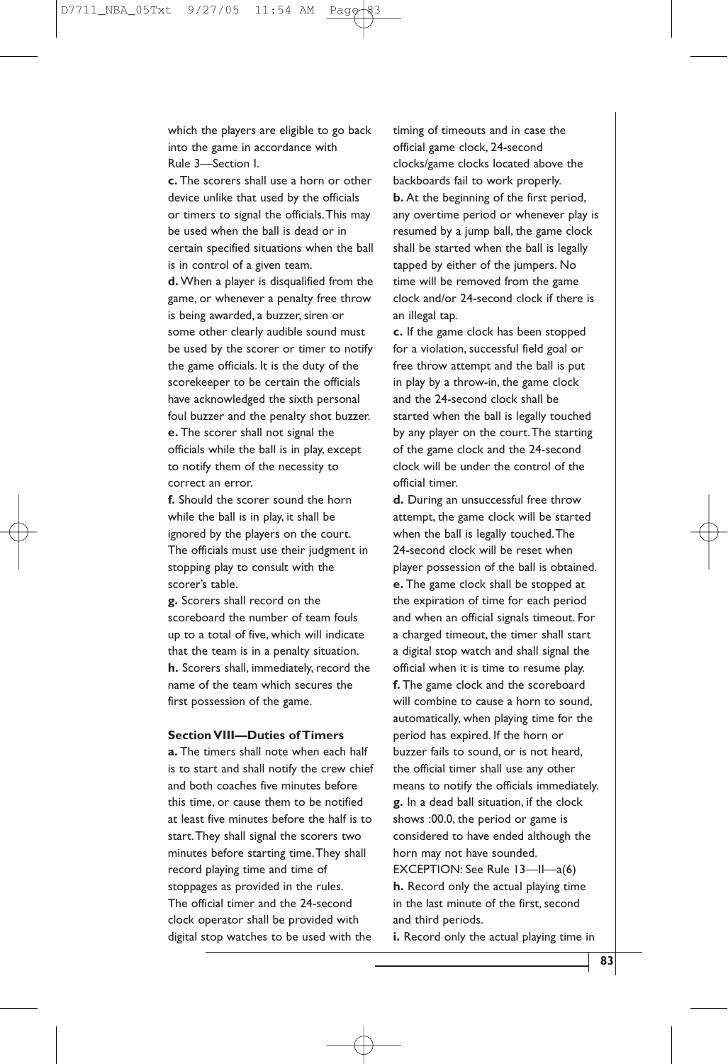which the players are eligible to go back into the game in accordance with Rule 3—Section I.

**c.** The scorers shall use a horn or other device unlike that used by the officials or timers to signal the officials. This may be used when the ball is dead or in certain specified situations when the ball is in control of a given team.

**d.** When a player is disqualified from the game, or whenever a penalty free throw is being awarded, a buzzer, siren or some other clearly audible sound must be used by the scorer or timer to notify the game officials. It is the duty of the scorekeeper to be certain the officials have acknowledged the sixth personal foul buzzer and the penalty shot buzzer.

**e.** The scorer shall not signal the officials while the ball is in play, except to notify them of the necessity to correct an error.

**f.** Should the scorer sound the horn while the ball is in play, it shall be ignored by the players on the court. The officials must use their judgment in stopping play to consult with the scorer's table.

**g.** Scorers shall record on the scoreboard the number of team fouls up to a total of five, which will indicate that the team is in a penalty situation.

**h.** Scorers shall, immediately, record the name of the team which secures the first possession of the game.

### Section VIII—Duties of Timers

**a.** The timers shall note when each half is to start and shall notify the crew chief and both coaches five minutes before this time, or cause them to be notified at least five minutes before the half is to start. They shall signal the scorers two minutes before starting time. They shall record playing time and time of stoppages as provided in the rules. The official timer and the 24-second clock operator shall be provided with digital stop watches to be used with the timing of timeouts and in case the official game clock, 24-second clocks/game clocks located above the backboards fail to work properly.

**b.** At the beginning of the first period, any overtime period or whenever play is resumed by a jump ball, the game clock shall be started when the ball is legally tapped by either of the jumpers. No time will be removed from the game clock and/or 24-second clock if there is an illegal tap.

**c.** If the game clock has been stopped for a violation, successful field goal or free throw attempt and the ball is put in play by a throw-in, the game clock and the 24-second clock shall be started when the ball is legally touched by any player on the court. The starting of the game clock and the 24-second clock will be under the control of the official timer.

**d.** During an unsuccessful free throw attempt, the game clock will be started when the ball is legally touched. The 24-second clock will be reset when player possession of the ball is obtained.

**e.** The game clock shall be stopped at the expiration of time for each period and when an official signals timeout. For a charged timeout, the timer shall start a digital stop watch and shall signal the official when it is time to resume play.

**f.** The game clock and the scoreboard will combine to cause a horn to sound, automatically, when playing time for the period has expired. If the horn or buzzer fails to sound, or is not heard, the official timer shall use any other means to notify the officials immediately.

**g.** In a dead ball situation, if the clock shows :00.0, the period or game is considered to have ended although the horn may not have sounded.

EXCEPTION: See Rule 13—II—a(6)

**h.** Record only the actual playing time in the last minute of the first, second and third periods.

**i.** Record only the actual playing time in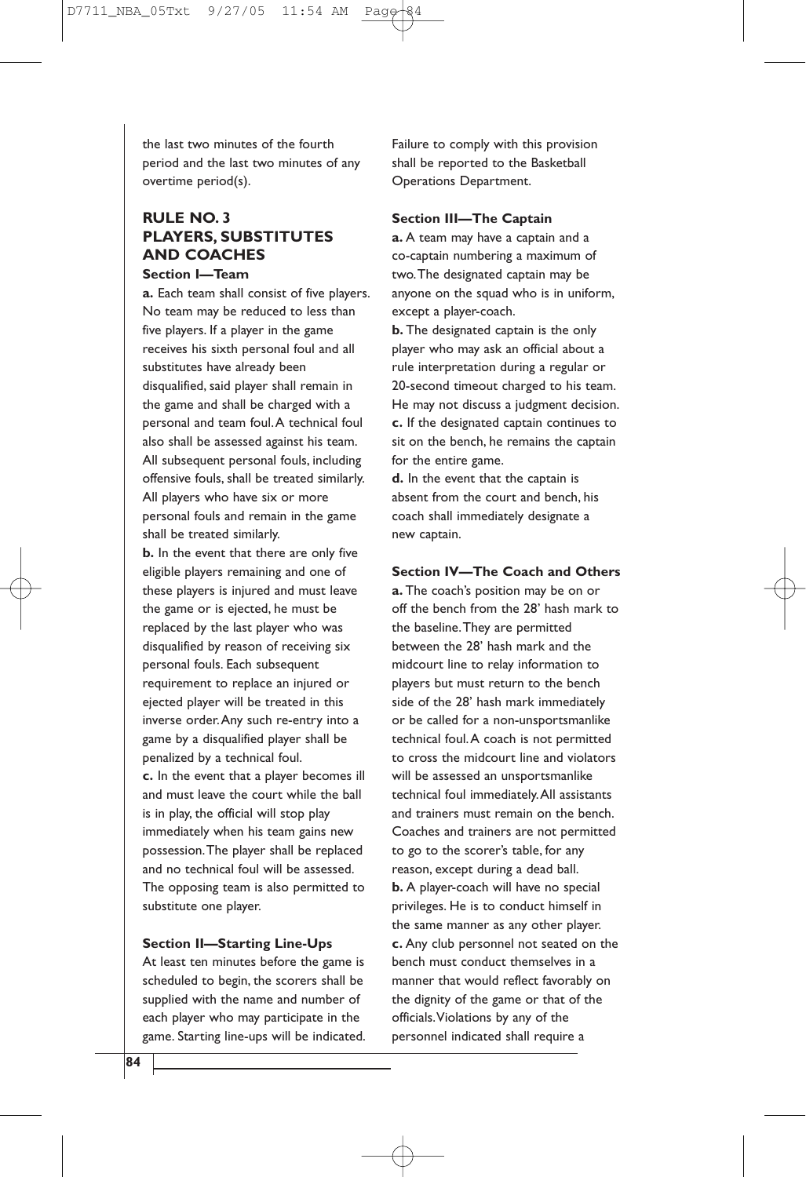the last two minutes of the fourth period and the last two minutes of any overtime period(s).

## RULE NO. 3 PLAYERS, SUBSTITUTES AND COACHES

### Section I—Team

**a.** Each team shall consist of five players. No team may be reduced to less than five players. If a player in the game receives his sixth personal foul and all substitutes have already been disqualified, said player shall remain in the game and shall be charged with a personal and team foul. A technical foul also shall be assessed against his team. All subsequent personal fouls, including offensive fouls, shall be treated similarly. All players who have six or more personal fouls and remain in the game shall be treated similarly.

**b.** In the event that there are only five eligible players remaining and one of these players is injured and must leave the game or is ejected, he must be replaced by the last player who was disqualified by reason of receiving six personal fouls. Each subsequent requirement to replace an injured or ejected player will be treated in this inverse order. Any such re-entry into a game by a disqualified player shall be penalized by a technical foul.

**c.** In the event that a player becomes ill and must leave the court while the ball is in play, the official will stop play immediately when his team gains new possession. The player shall be replaced and no technical foul will be assessed. The opposing team is also permitted to substitute one player.

### Section II—Starting Line-Ups

At least ten minutes before the game is scheduled to begin, the scorers shall be supplied with the name and number of each player who may participate in the game. Starting line-ups will be indicated. Failure to comply with this provision shall be reported to the Basketball Operations Department.

### Section III—The Captain

**a.** A team may have a captain and a co-captain numbering a maximum of two. The designated captain may be anyone on the squad who is in uniform, except a player-coach.

**b.** The designated captain is the only player who may ask an official about a rule interpretation during a regular or 20-second timeout charged to his team. He may not discuss a judgment decision.

**c.** If the designated captain continues to sit on the bench, he remains the captain for the entire game.

**d.** In the event that the captain is absent from the court and bench, his coach shall immediately designate a new captain.

### Section IV—The Coach and Others

**a.** The coach's position may be on or off the bench from the 28' hash mark to the baseline. They are permitted between the 28' hash mark and the midcourt line to relay information to players but must return to the bench side of the 28' hash mark immediately or be called for a non-unsportsmanlike technical foul. A coach is not permitted to cross the midcourt line and violators will be assessed an unsportsmanlike technical foul immediately. All assistants and trainers must remain on the bench. Coaches and trainers are not permitted to go to the scorer's table, for any reason, except during a dead ball.

**b.** A player-coach will have no special privileges. He is to conduct himself in the same manner as any other player.

**c.** Any club personnel not seated on the bench must conduct themselves in a manner that would reflect favorably on the dignity of the game or that of the officials. Violations by any of the personnel indicated shall require a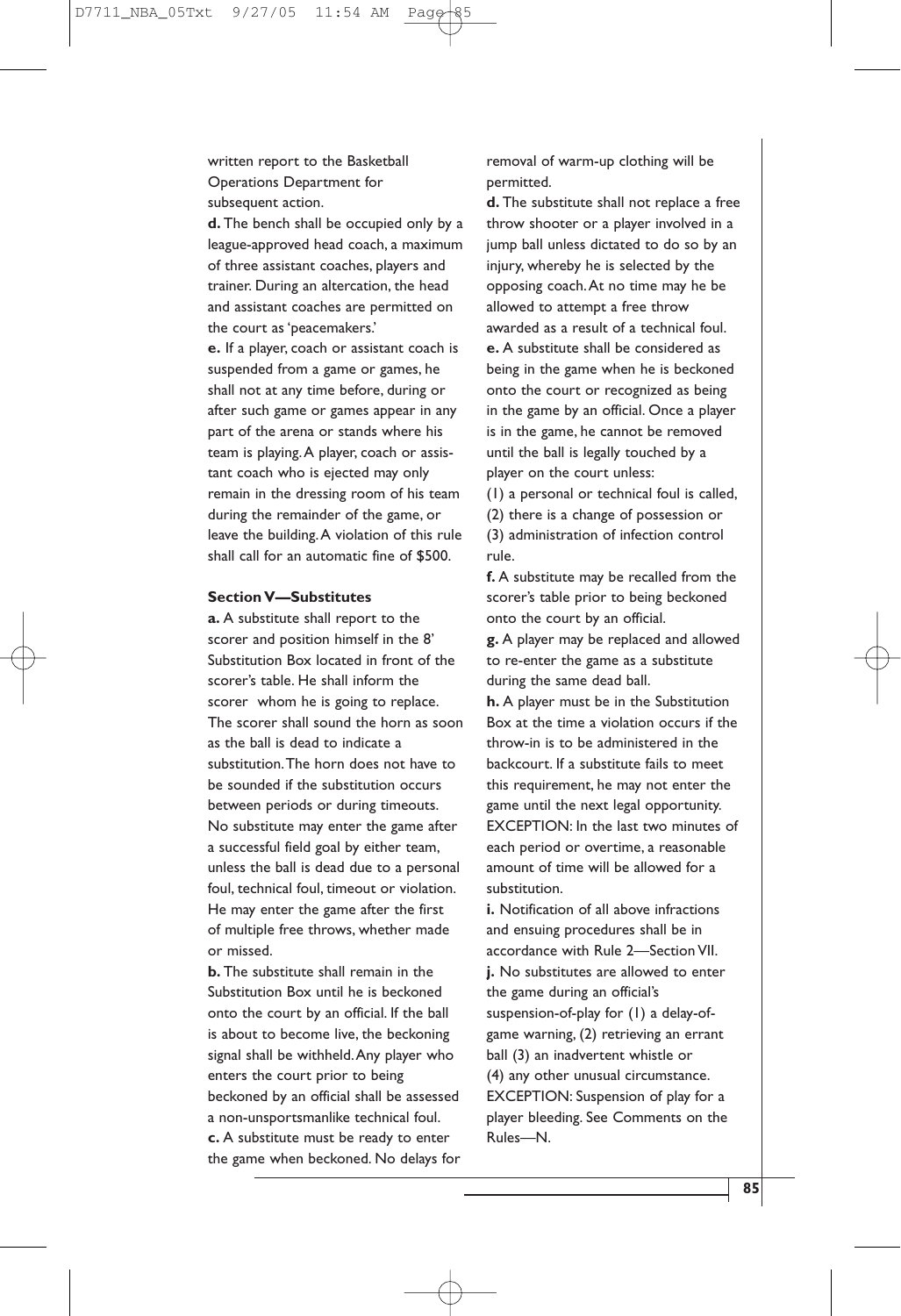written report to the Basketball Operations Department for subsequent action.

**d.** The bench shall be occupied only by a league-approved head coach, a maximum of three assistant coaches, players and trainer. During an altercation, the head and assistant coaches are permitted on the court as 'peacemakers.'

**e.** If a player, coach or assistant coach is suspended from a game or games, he shall not at any time before, during or after such game or games appear in any part of the arena or stands where his team is playing. A player, coach or assistant coach who is ejected may only remain in the dressing room of his team during the remainder of the game, or leave the building. A violation of this rule shall call for an automatic fine of $500.

**Section V—Substitutes**

**a.** A substitute shall report to the scorer and position himself in the 8' Substitution Box located in front of the scorer's table. He shall inform the scorer whom he is going to replace. The scorer shall sound the horn as soon as the ball is dead to indicate a substitution. The horn does not have to be sounded if the substitution occurs between periods or during timeouts. No substitute may enter the game after a successful field goal by either team, unless the ball is dead due to a personal foul, technical foul, timeout or violation. He may enter the game after the first of multiple free throws, whether made or missed.

**b.** The substitute shall remain in the Substitution Box until he is beckoned onto the court by an official. If the ball is about to become live, the beckoning signal shall be withheld. Any player who enters the court prior to being beckoned by an official shall be assessed a non-unsportsmanlike technical foul.

**c.** A substitute must be ready to enter the game when beckoned. No delays for removal of warm-up clothing will be permitted.

**d.** The substitute shall not replace a free throw shooter or a player involved in a jump ball unless dictated to do so by an injury, whereby he is selected by the opposing coach. At no time may he be allowed to attempt a free throw awarded as a result of a technical foul.

**e.** A substitute shall be considered as being in the game when he is beckoned onto the court or recognized as being in the game by an official. Once a player is in the game, he cannot be removed until the ball is legally touched by a player on the court unless:
(1) a personal or technical foul is called,
(2) there is a change of possession or
(3) administration of infection control rule.

**f.** A substitute may be recalled from the scorer's table prior to being beckoned onto the court by an official.

**g.** A player may be replaced and allowed to re-enter the game as a substitute during the same dead ball.

**h.** A player must be in the Substitution Box at the time a violation occurs if the throw-in is to be administered in the backcourt. If a substitute fails to meet this requirement, he may not enter the game until the next legal opportunity.
EXCEPTION: In the last two minutes of each period or overtime, a reasonable amount of time will be allowed for a substitution.

**i.** Notification of all above infractions and ensuing procedures shall be in accordance with Rule 2—Section VII.

**j.** No substitutes are allowed to enter the game during an official's suspension-of-play for (1) a delay-of-game warning, (2) retrieving an errant ball (3) an inadvertent whistle or (4) any other unusual circumstance.
EXCEPTION: Suspension of play for a player bleeding. See Comments on the Rules—N.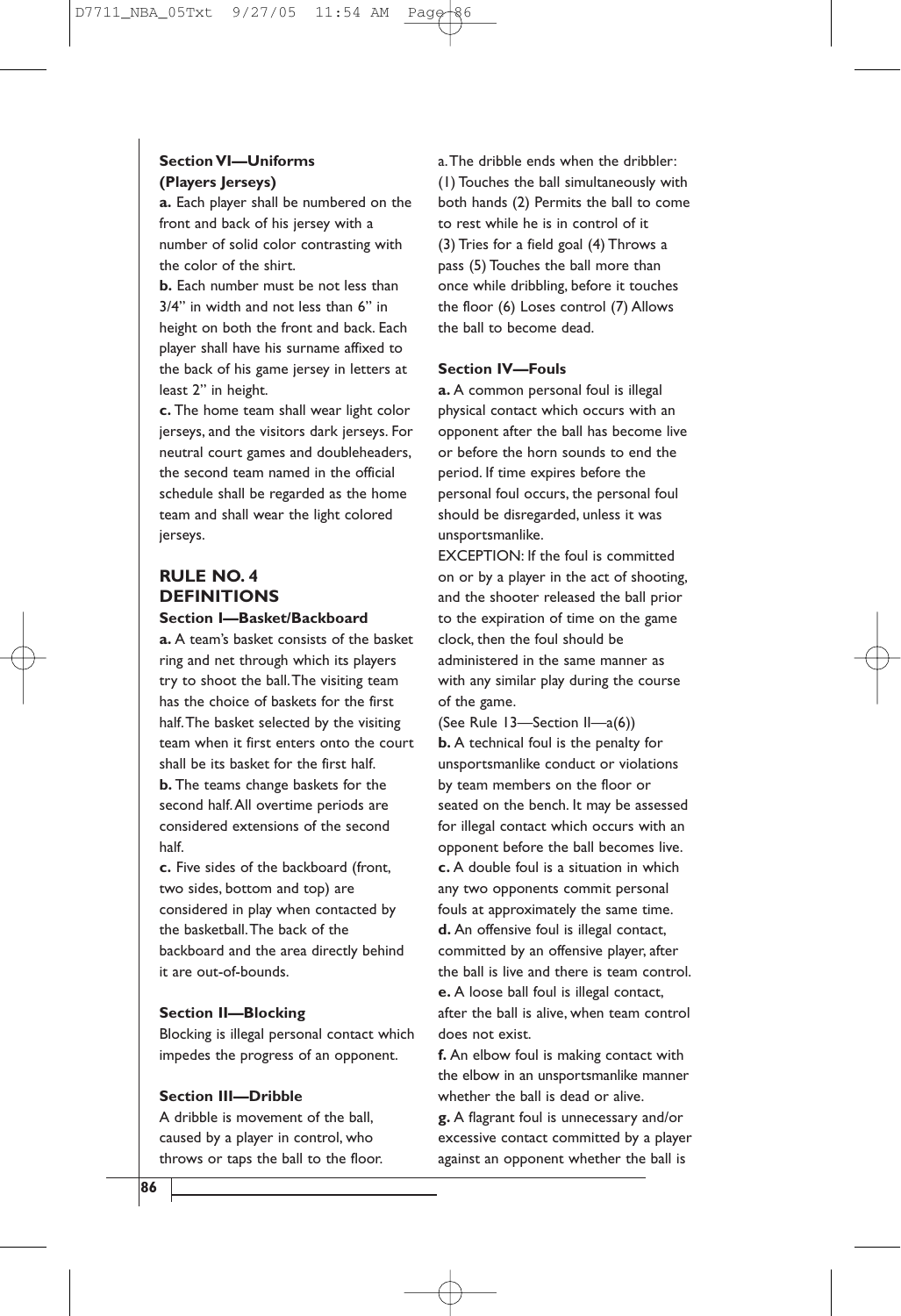### Section VI—Uniforms (Players Jerseys)

**a.** Each player shall be numbered on the front and back of his jersey with a number of solid color contrasting with the color of the shirt.

**b.** Each number must be not less than 3/4" in width and not less than 6" in height on both the front and back. Each player shall have his surname affixed to the back of his game jersey in letters at least 2" in height.

**c.** The home team shall wear light color jerseys, and the visitors dark jerseys. For neutral court games and doubleheaders, the second team named in the official schedule shall be regarded as the home team and shall wear the light colored jerseys.

## RULE NO. 4 DEFINITIONS

### Section I—Basket/Backboard

**a.** A team's basket consists of the basket ring and net through which its players try to shoot the ball. The visiting team has the choice of baskets for the first half. The basket selected by the visiting team when it first enters onto the court shall be its basket for the first half.

**b.** The teams change baskets for the second half. All overtime periods are considered extensions of the second half.

**c.** Five sides of the backboard (front, two sides, bottom and top) are considered in play when contacted by the basketball. The back of the backboard and the area directly behind it are out-of-bounds.

### Section II—Blocking

Blocking is illegal personal contact which impedes the progress of an opponent.

### Section III—Dribble

A dribble is movement of the ball, caused by a player in control, who throws or taps the ball to the floor.

a. The dribble ends when the dribbler: (1) Touches the ball simultaneously with both hands (2) Permits the ball to come to rest while he is in control of it (3) Tries for a field goal (4) Throws a pass (5) Touches the ball more than once while dribbling, before it touches the floor (6) Loses control (7) Allows the ball to become dead.

### Section IV—Fouls

**a.** A common personal foul is illegal physical contact which occurs with an opponent after the ball has become live or before the horn sounds to end the period. If time expires before the personal foul occurs, the personal foul should be disregarded, unless it was unsportsmanlike.

EXCEPTION: If the foul is committed on or by a player in the act of shooting, and the shooter released the ball prior to the expiration of time on the game clock, then the foul should be administered in the same manner as with any similar play during the course of the game.

(See Rule 13—Section II—a(6))

**b.** A technical foul is the penalty for unsportsmanlike conduct or violations by team members on the floor or seated on the bench. It may be assessed for illegal contact which occurs with an opponent before the ball becomes live.

**c.** A double foul is a situation in which any two opponents commit personal fouls at approximately the same time.

**d.** An offensive foul is illegal contact, committed by an offensive player, after the ball is live and there is team control.

**e.** A loose ball foul is illegal contact, after the ball is alive, when team control does not exist.

**f.** An elbow foul is making contact with the elbow in an unsportsmanlike manner whether the ball is dead or alive.

**g.** A flagrant foul is unnecessary and/or excessive contact committed by a player against an opponent whether the ball is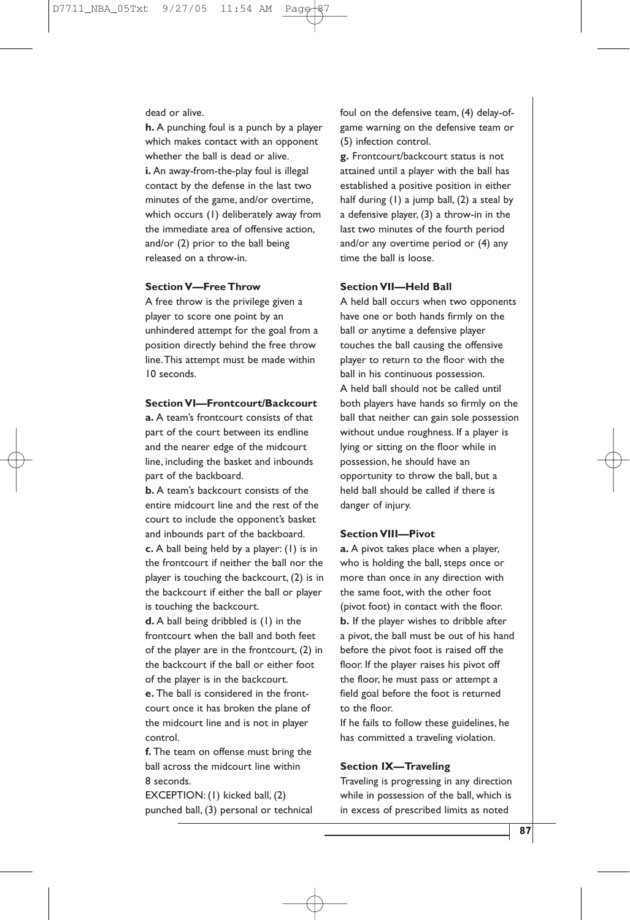dead or alive.

**h.** A punching foul is a punch by a player which makes contact with an opponent whether the ball is dead or alive.

**i.** An away-from-the-play foul is illegal contact by the defense in the last two minutes of the game, and/or overtime, which occurs (1) deliberately away from the immediate area of offensive action, and/or (2) prior to the ball being released on a throw-in.

**Section V—Free Throw**

A free throw is the privilege given a player to score one point by an unhindered attempt for the goal from a position directly behind the free throw line. This attempt must be made within 10 seconds.

**Section VI—Frontcourt/Backcourt**

**a.** A team's frontcourt consists of that part of the court between its endline and the nearer edge of the midcourt line, including the basket and inbounds part of the backboard.

**b.** A team's backcourt consists of the entire midcourt line and the rest of the court to include the opponent's basket and inbounds part of the backboard.

**c.** A ball being held by a player: (1) is in the frontcourt if neither the ball nor the player is touching the backcourt, (2) is in the backcourt if either the ball or player is touching the backcourt.

**d.** A ball being dribbled is (1) in the frontcourt when the ball and both feet of the player are in the frontcourt, (2) in the backcourt if the ball or either foot of the player is in the backcourt.

**e.** The ball is considered in the frontcourt once it has broken the plane of the midcourt line and is not in player control.

**f.** The team on offense must bring the ball across the midcourt line within 8 seconds.

EXCEPTION: (1) kicked ball, (2) punched ball, (3) personal or technical foul on the defensive team, (4) delay-of-game warning on the defensive team or (5) infection control.

**g.** Frontcourt/backcourt status is not attained until a player with the ball has established a positive position in either half during (1) a jump ball, (2) a steal by a defensive player, (3) a throw-in in the last two minutes of the fourth period and/or any overtime period or (4) any time the ball is loose.

**Section VII—Held Ball**

A held ball occurs when two opponents have one or both hands firmly on the ball or anytime a defensive player touches the ball causing the offensive player to return to the floor with the ball in his continuous possession.

A held ball should not be called until both players have hands so firmly on the ball that neither can gain sole possession without undue roughness. If a player is lying or sitting on the floor while in possession, he should have an opportunity to throw the ball, but a held ball should be called if there is danger of injury.

**Section VIII—Pivot**

**a.** A pivot takes place when a player, who is holding the ball, steps once or more than once in any direction with the same foot, with the other foot (pivot foot) in contact with the floor.

**b.** If the player wishes to dribble after a pivot, the ball must be out of his hand before the pivot foot is raised off the floor. If the player raises his pivot off the floor, he must pass or attempt a field goal before the foot is returned to the floor.

If he fails to follow these guidelines, he has committed a traveling violation.

**Section IX—Traveling**

Traveling is progressing in any direction while in possession of the ball, which is in excess of prescribed limits as noted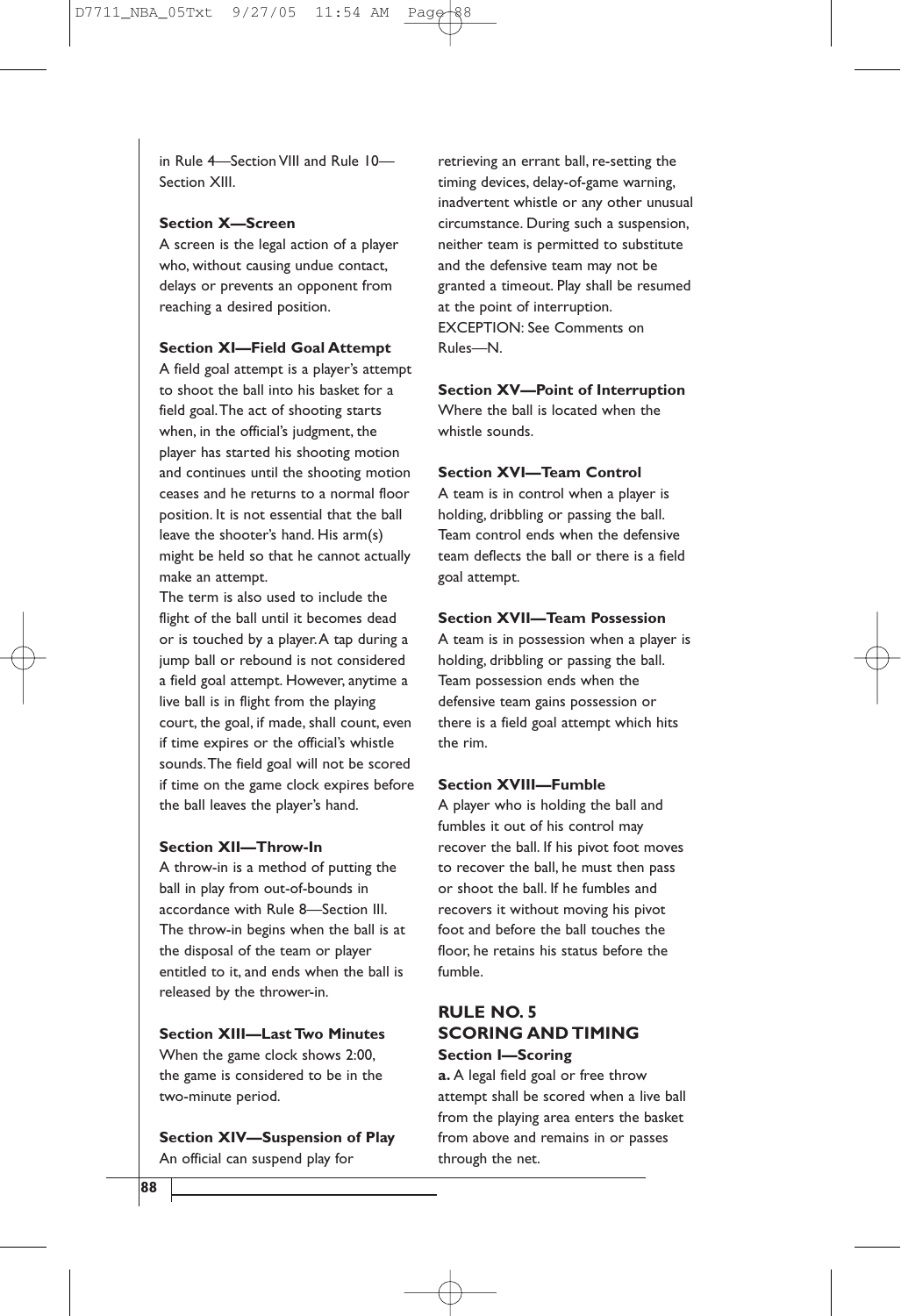in Rule 4—Section VIII and Rule 10—Section XIII.

**Section X—Screen**

A screen is the legal action of a player who, without causing undue contact, delays or prevents an opponent from reaching a desired position.

**Section XI—Field Goal Attempt**

A field goal attempt is a player's attempt to shoot the ball into his basket for a field goal. The act of shooting starts when, in the official's judgment, the player has started his shooting motion and continues until the shooting motion ceases and he returns to a normal floor position. It is not essential that the ball leave the shooter's hand. His arm(s) might be held so that he cannot actually make an attempt.

The term is also used to include the flight of the ball until it becomes dead or is touched by a player. A tap during a jump ball or rebound is not considered a field goal attempt. However, anytime a live ball is in flight from the playing court, the goal, if made, shall count, even if time expires or the official's whistle sounds. The field goal will not be scored if time on the game clock expires before the ball leaves the player's hand.

**Section XII—Throw-In**

A throw-in is a method of putting the ball in play from out-of-bounds in accordance with Rule 8—Section III. The throw-in begins when the ball is at the disposal of the team or player entitled to it, and ends when the ball is released by the thrower-in.

**Section XIII—Last Two Minutes**

When the game clock shows 2:00, the game is considered to be in the two-minute period.

**Section XIV—Suspension of Play**

An official can suspend play for retrieving an errant ball, re-setting the timing devices, delay-of-game warning, inadvertent whistle or any other unusual circumstance. During such a suspension, neither team is permitted to substitute and the defensive team may not be granted a timeout. Play shall be resumed at the point of interruption.
EXCEPTION: See Comments on Rules—N.

**Section XV—Point of Interruption**

Where the ball is located when the whistle sounds.

**Section XVI—Team Control**

A team is in control when a player is holding, dribbling or passing the ball. Team control ends when the defensive team deflects the ball or there is a field goal attempt.

**Section XVII—Team Possession**

A team is in possession when a player is holding, dribbling or passing the ball. Team possession ends when the defensive team gains possession or there is a field goal attempt which hits the rim.

**Section XVIII—Fumble**

A player who is holding the ball and fumbles it out of his control may recover the ball. If his pivot foot moves to recover the ball, he must then pass or shoot the ball. If he fumbles and recovers it without moving his pivot foot and before the ball touches the floor, he retains his status before the fumble.

## RULE NO. 5
## SCORING AND TIMING

**Section I—Scoring**

**a.** A legal field goal or free throw attempt shall be scored when a live ball from the playing area enters the basket from above and remains in or passes through the net.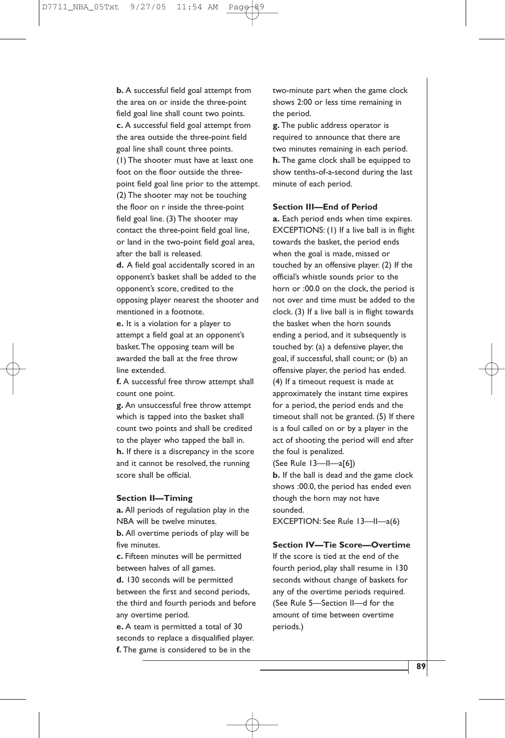**b.** A successful field goal attempt from the area on or inside the three-point field goal line shall count two points.

**c.** A successful field goal attempt from the area outside the three-point field goal line shall count three points. (1) The shooter must have at least one foot on the floor outside the three-point field goal line prior to the attempt. (2) The shooter may not be touching the floor on r inside the three-point field goal line. (3) The shooter may contact the three-point field goal line, or land in the two-point field goal area, after the ball is released.

**d.** A field goal accidentally scored in an opponent's basket shall be added to the opponent's score, credited to the opposing player nearest the shooter and mentioned in a footnote.

**e.** It is a violation for a player to attempt a field goal at an opponent's basket. The opposing team will be awarded the ball at the free throw line extended.

**f.** A successful free throw attempt shall count one point.

**g.** An unsuccessful free throw attempt which is tapped into the basket shall count two points and shall be credited to the player who tapped the ball in.

**h.** If there is a discrepancy in the score and it cannot be resolved, the running score shall be official.

### Section II—Timing

**a.** All periods of regulation play in the NBA will be twelve minutes.

**b.** All overtime periods of play will be five minutes.

**c.** Fifteen minutes will be permitted between halves of all games.

**d.** 130 seconds will be permitted between the first and second periods, the third and fourth periods and before any overtime period.

**e.** A team is permitted a total of 30 seconds to replace a disqualified player.

**f.** The game is considered to be in the two-minute part when the game clock shows 2:00 or less time remaining in the period.

**g.** The public address operator is required to announce that there are two minutes remaining in each period.

**h.** The game clock shall be equipped to show tenths-of-a-second during the last minute of each period.

### Section III—End of Period

**a.** Each period ends when time expires. EXCEPTIONS: (1) If a live ball is in flight towards the basket, the period ends when the goal is made, missed or touched by an offensive player. (2) If the official's whistle sounds prior to the horn or :00.0 on the clock, the period is not over and time must be added to the clock. (3) If a live ball is in flight towards the basket when the horn sounds ending a period, and it subsequently is touched by: (a) a defensive player, the goal, if successful, shall count; or (b) an offensive player, the period has ended. (4) If a timeout request is made at approximately the instant time expires for a period, the period ends and the timeout shall not be granted. (5) If there is a foul called on or by a player in the act of shooting the period will end after the foul is penalized.
(See Rule 13—II—a[6])

**b.** If the ball is dead and the game clock shows :00.0, the period has ended even though the horn may not have sounded.
EXCEPTION: See Rule 13—II—a(6)

### Section IV—Tie Score—Overtime

If the score is tied at the end of the fourth period, play shall resume in 130 seconds without change of baskets for any of the overtime periods required. (See Rule 5—Section II—d for the amount of time between overtime periods.)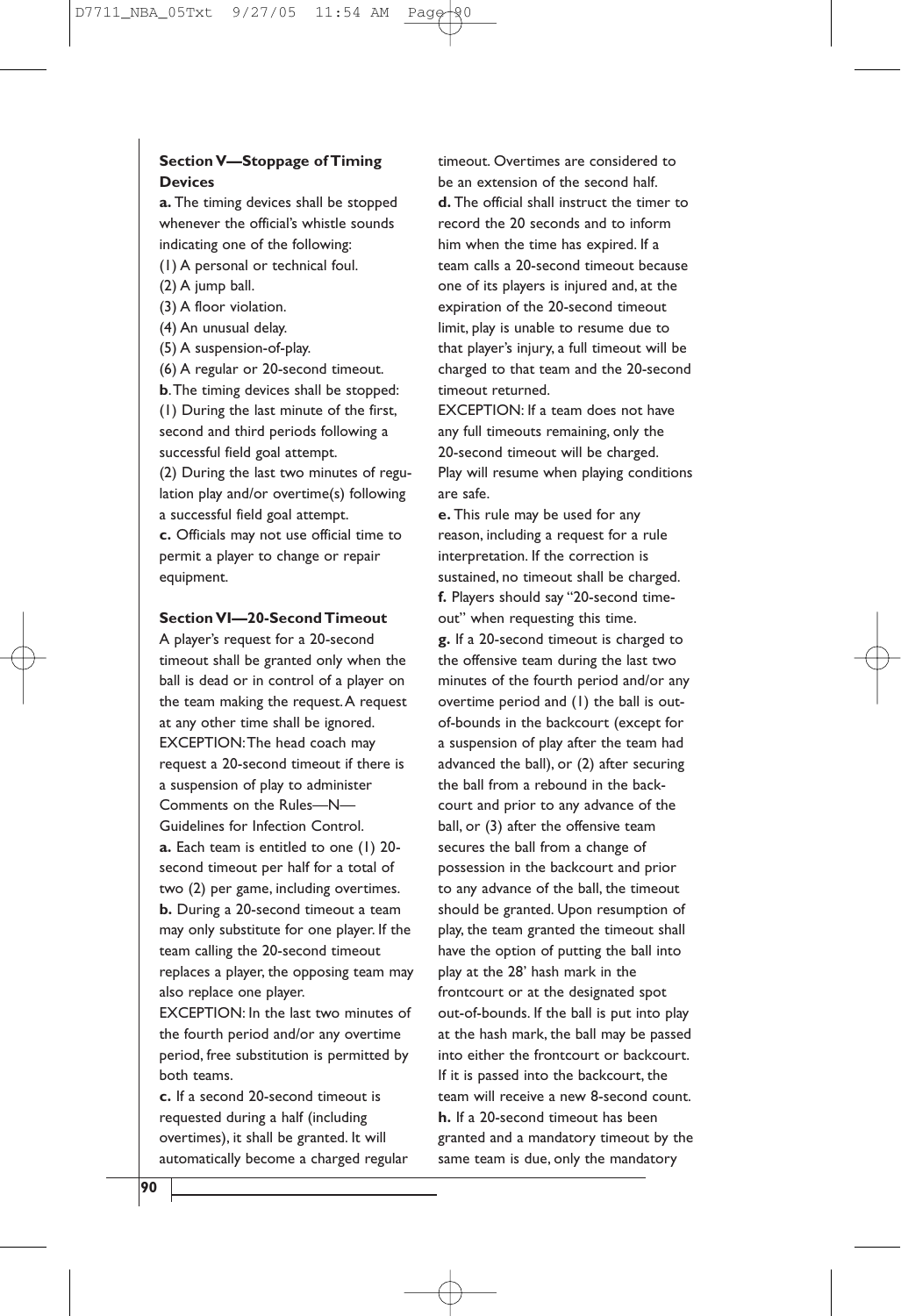### Section V—Stoppage of Timing Devices

**a.** The timing devices shall be stopped whenever the official's whistle sounds indicating one of the following:

(1) A personal or technical foul.
(2) A jump ball.
(3) A floor violation.
(4) An unusual delay.
(5) A suspension-of-play.
(6) A regular or 20-second timeout.

**b**. The timing devices shall be stopped:

(1) During the last minute of the first, second and third periods following a successful field goal attempt.
(2) During the last two minutes of regulation play and/or overtime(s) following a successful field goal attempt.

**c.** Officials may not use official time to permit a player to change or repair equipment.

### Section VI—20-Second Timeout

A player's request for a 20-second timeout shall be granted only when the ball is dead or in control of a player on the team making the request. A request at any other time shall be ignored.

EXCEPTION: The head coach may request a 20-second timeout if there is a suspension of play to administer Comments on the Rules—N—Guidelines for Infection Control.

**a.** Each team is entitled to one (1) 20-second timeout per half for a total of two (2) per game, including overtimes.

**b.** During a 20-second timeout a team may only substitute for one player. If the team calling the 20-second timeout replaces a player, the opposing team may also replace one player.

EXCEPTION: In the last two minutes of the fourth period and/or any overtime period, free substitution is permitted by both teams.

**c.** If a second 20-second timeout is requested during a half (including overtimes), it shall be granted. It will automatically become a charged regular timeout. Overtimes are considered to be an extension of the second half.

**d.** The official shall instruct the timer to record the 20 seconds and to inform him when the time has expired. If a team calls a 20-second timeout because one of its players is injured and, at the expiration of the 20-second timeout limit, play is unable to resume due to that player's injury, a full timeout will be charged to that team and the 20-second timeout returned.

EXCEPTION: If a team does not have any full timeouts remaining, only the 20-second timeout will be charged. Play will resume when playing conditions are safe.

**e.** This rule may be used for any reason, including a request for a rule interpretation. If the correction is sustained, no timeout shall be charged.

**f.** Players should say "20-second timeout" when requesting this time.

**g.** If a 20-second timeout is charged to the offensive team during the last two minutes of the fourth period and/or any overtime period and (1) the ball is out-of-bounds in the backcourt (except for a suspension of play after the team had advanced the ball), or (2) after securing the ball from a rebound in the backcourt and prior to any advance of the ball, or (3) after the offensive team secures the ball from a change of possession in the backcourt and prior to any advance of the ball, the timeout should be granted. Upon resumption of play, the team granted the timeout shall have the option of putting the ball into play at the 28' hash mark in the frontcourt or at the designated spot out-of-bounds. If the ball is put into play at the hash mark, the ball may be passed into either the frontcourt or backcourt. If it is passed into the backcourt, the team will receive a new 8-second count.

**h.** If a 20-second timeout has been granted and a mandatory timeout by the same team is due, only the mandatory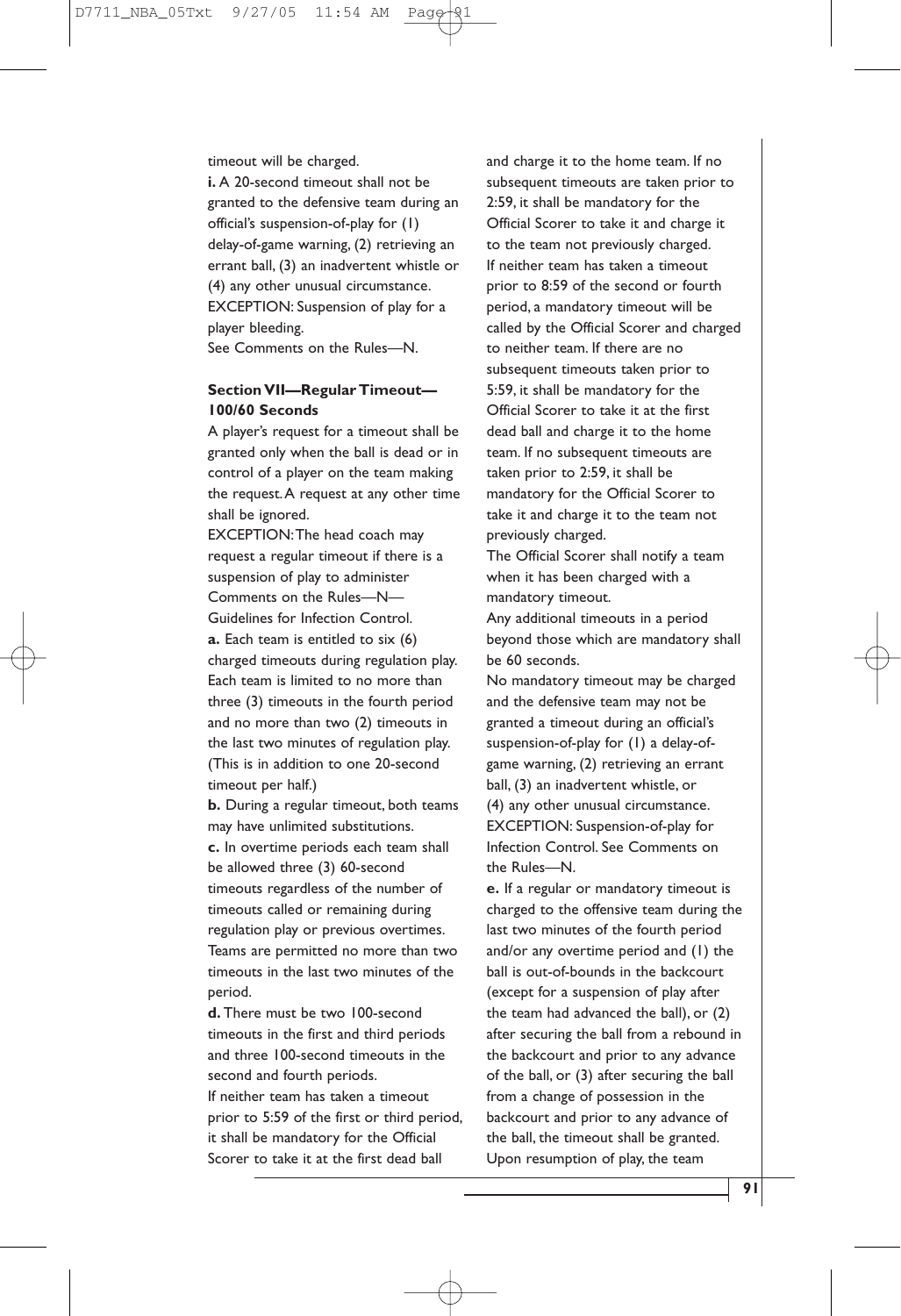timeout will be charged.

**i.** A 20-second timeout shall not be granted to the defensive team during an official's suspension-of-play for (1) delay-of-game warning, (2) retrieving an errant ball, (3) an inadvertent whistle or (4) any other unusual circumstance.
EXCEPTION: Suspension of play for a player bleeding.
See Comments on the Rules—N.

### Section VII—Regular Timeout—100/60 Seconds

A player's request for a timeout shall be granted only when the ball is dead or in control of a player on the team making the request. A request at any other time shall be ignored.

EXCEPTION: The head coach may request a regular timeout if there is a suspension of play to administer Comments on the Rules—N—Guidelines for Infection Control.

**a.** Each team is entitled to six (6) charged timeouts during regulation play. Each team is limited to no more than three (3) timeouts in the fourth period and no more than two (2) timeouts in the last two minutes of regulation play. (This is in addition to one 20-second timeout per half.)

**b.** During a regular timeout, both teams may have unlimited substitutions.

**c.** In overtime periods each team shall be allowed three (3) 60-second timeouts regardless of the number of timeouts called or remaining during regulation play or previous overtimes. Teams are permitted no more than two timeouts in the last two minutes of the period.

**d.** There must be two 100-second timeouts in the first and third periods and three 100-second timeouts in the second and fourth periods.

If neither team has taken a timeout prior to 5:59 of the first or third period, it shall be mandatory for the Official Scorer to take it at the first dead ball and charge it to the home team. If no subsequent timeouts are taken prior to 2:59, it shall be mandatory for the Official Scorer to take it and charge it to the team not previously charged.

If neither team has taken a timeout prior to 8:59 of the second or fourth period, a mandatory timeout will be called by the Official Scorer and charged to neither team. If there are no subsequent timeouts taken prior to 5:59, it shall be mandatory for the Official Scorer to take it at the first dead ball and charge it to the home team. If no subsequent timeouts are taken prior to 2:59, it shall be mandatory for the Official Scorer to take it and charge it to the team not previously charged.

The Official Scorer shall notify a team when it has been charged with a mandatory timeout.

Any additional timeouts in a period beyond those which are mandatory shall be 60 seconds.

No mandatory timeout may be charged and the defensive team may not be granted a timeout during an official's suspension-of-play for (1) a delay-of-game warning, (2) retrieving an errant ball, (3) an inadvertent whistle, or (4) any other unusual circumstance.
EXCEPTION: Suspension-of-play for Infection Control. See Comments on the Rules—N.

**e.** If a regular or mandatory timeout is charged to the offensive team during the last two minutes of the fourth period and/or any overtime period and (1) the ball is out-of-bounds in the backcourt (except for a suspension of play after the team had advanced the ball), or (2) after securing the ball from a rebound in the backcourt and prior to any advance of the ball, or (3) after securing the ball from a change of possession in the backcourt and prior to any advance of the ball, the timeout shall be granted. Upon resumption of play, the team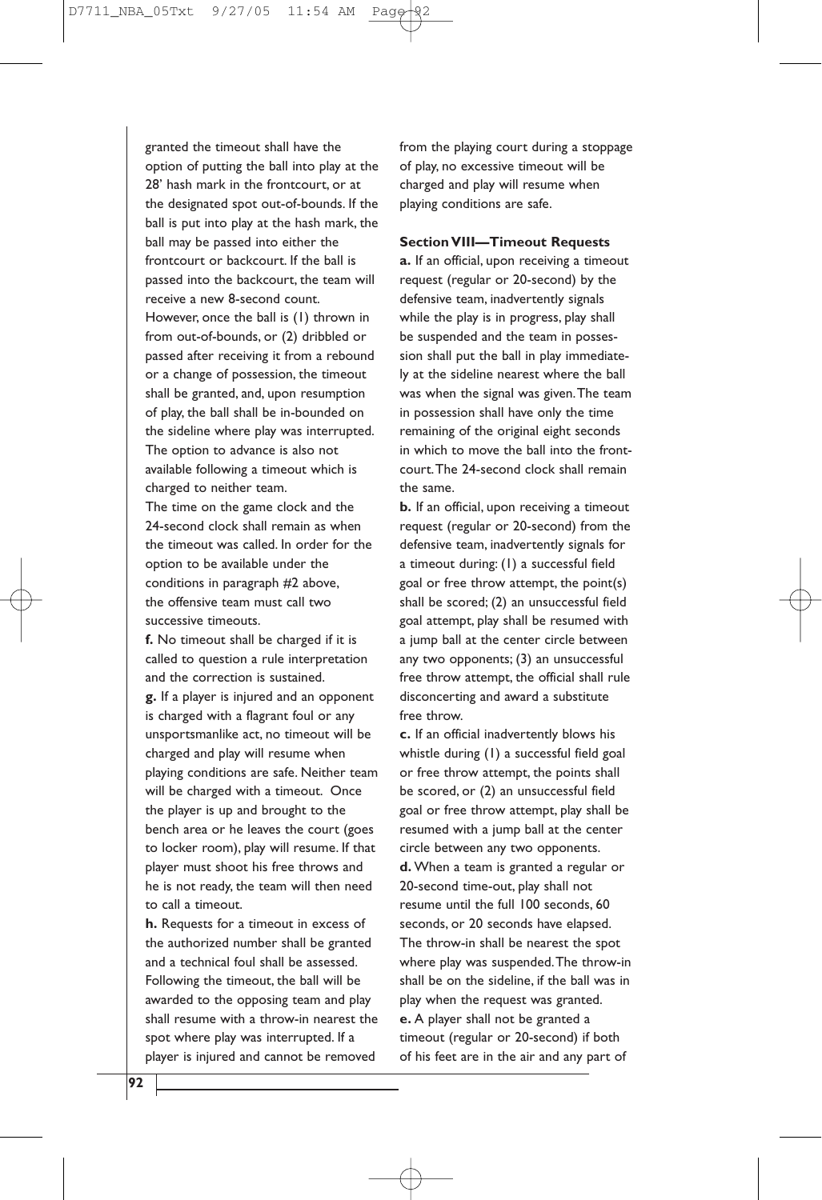granted the timeout shall have the option of putting the ball into play at the 28' hash mark in the frontcourt, or at the designated spot out-of-bounds. If the ball is put into play at the hash mark, the ball may be passed into either the frontcourt or backcourt. If the ball is passed into the backcourt, the team will receive a new 8-second count.

However, once the ball is (1) thrown in from out-of-bounds, or (2) dribbled or passed after receiving it from a rebound or a change of possession, the timeout shall be granted, and, upon resumption of play, the ball shall be in-bounded on the sideline where play was interrupted. The option to advance is also not available following a timeout which is charged to neither team.

The time on the game clock and the 24-second clock shall remain as when the timeout was called. In order for the option to be available under the conditions in paragraph #2 above, the offensive team must call two successive timeouts.

**f.** No timeout shall be charged if it is called to question a rule interpretation and the correction is sustained.

**g.** If a player is injured and an opponent is charged with a flagrant foul or any unsportsmanlike act, no timeout will be charged and play will resume when playing conditions are safe. Neither team will be charged with a timeout. Once the player is up and brought to the bench area or he leaves the court (goes to locker room), play will resume. If that player must shoot his free throws and he is not ready, the team will then need to call a timeout.

**h.** Requests for a timeout in excess of the authorized number shall be granted and a technical foul shall be assessed. Following the timeout, the ball will be awarded to the opposing team and play shall resume with a throw-in nearest the spot where play was interrupted. If a player is injured and cannot be removed from the playing court during a stoppage of play, no excessive timeout will be charged and play will resume when playing conditions are safe.

**Section VIII—Timeout Requests**

**a.** If an official, upon receiving a timeout request (regular or 20-second) by the defensive team, inadvertently signals while the play is in progress, play shall be suspended and the team in possession shall put the ball in play immediately at the sideline nearest where the ball was when the signal was given. The team in possession shall have only the time remaining of the original eight seconds in which to move the ball into the frontcourt. The 24-second clock shall remain the same.

**b.** If an official, upon receiving a timeout request (regular or 20-second) from the defensive team, inadvertently signals for a timeout during: (1) a successful field goal or free throw attempt, the point(s) shall be scored; (2) an unsuccessful field goal attempt, play shall be resumed with a jump ball at the center circle between any two opponents; (3) an unsuccessful free throw attempt, the official shall rule disconcerting and award a substitute free throw.

**c.** If an official inadvertently blows his whistle during (1) a successful field goal or free throw attempt, the points shall be scored, or (2) an unsuccessful field goal or free throw attempt, play shall be resumed with a jump ball at the center circle between any two opponents.

**d.** When a team is granted a regular or 20-second time-out, play shall not resume until the full 100 seconds, 60 seconds, or 20 seconds have elapsed. The throw-in shall be nearest the spot where play was suspended. The throw-in shall be on the sideline, if the ball was in play when the request was granted.

**e.** A player shall not be granted a timeout (regular or 20-second) if both of his feet are in the air and any part of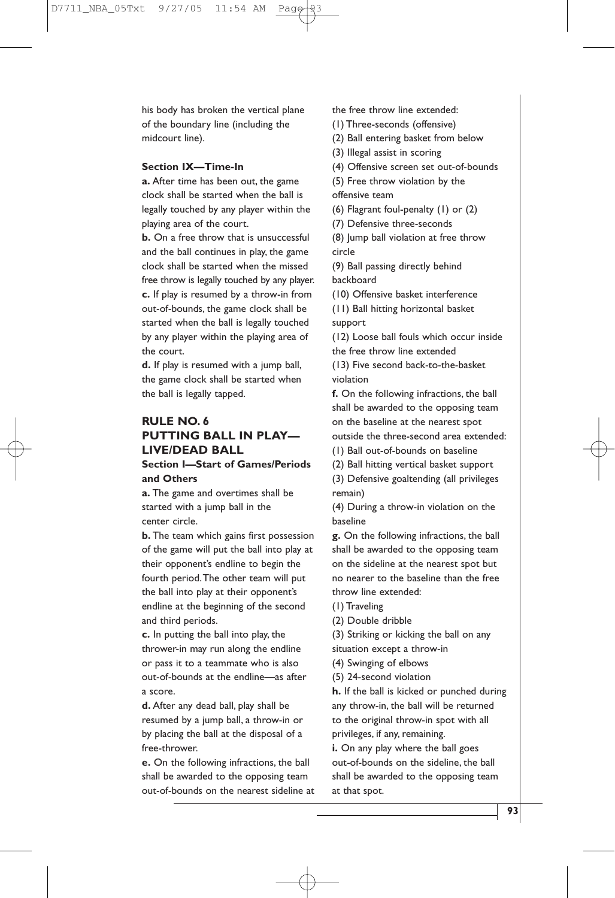his body has broken the vertical plane of the boundary line (including the midcourt line).

**Section IX—Time-In**

**a.** After time has been out, the game clock shall be started when the ball is legally touched by any player within the playing area of the court.

**b.** On a free throw that is unsuccessful and the ball continues in play, the game clock shall be started when the missed free throw is legally touched by any player.

**c.** If play is resumed by a throw-in from out-of-bounds, the game clock shall be started when the ball is legally touched by any player within the playing area of the court.

**d.** If play is resumed with a jump ball, the game clock shall be started when the ball is legally tapped.

## RULE NO. 6
## PUTTING BALL IN PLAY—LIVE/DEAD BALL

### Section I—Start of Games/Periods and Others

**a.** The game and overtimes shall be started with a jump ball in the center circle.

**b.** The team which gains first possession of the game will put the ball into play at their opponent's endline to begin the fourth period. The other team will put the ball into play at their opponent's endline at the beginning of the second and third periods.

**c.** In putting the ball into play, the thrower-in may run along the endline or pass it to a teammate who is also out-of-bounds at the endline—as after a score.

**d.** After any dead ball, play shall be resumed by a jump ball, a throw-in or by placing the ball at the disposal of a free-thrower.

**e.** On the following infractions, the ball shall be awarded to the opposing team out-of-bounds on the nearest sideline at the free throw line extended:

(1) Three-seconds (offensive)
(2) Ball entering basket from below
(3) Illegal assist in scoring
(4) Offensive screen set out-of-bounds
(5) Free throw violation by the offensive team
(6) Flagrant foul-penalty (1) or (2)
(7) Defensive three-seconds
(8) Jump ball violation at free throw circle
(9) Ball passing directly behind backboard
(10) Offensive basket interference
(11) Ball hitting horizontal basket support
(12) Loose ball fouls which occur inside the free throw line extended
(13) Five second back-to-the-basket violation

**f.** On the following infractions, the ball shall be awarded to the opposing team on the baseline at the nearest spot outside the three-second area extended:

(1) Ball out-of-bounds on baseline
(2) Ball hitting vertical basket support
(3) Defensive goaltending (all privileges remain)
(4) During a throw-in violation on the baseline

**g.** On the following infractions, the ball shall be awarded to the opposing team on the sideline at the nearest spot but no nearer to the baseline than the free throw line extended:

(1) Traveling
(2) Double dribble
(3) Striking or kicking the ball on any situation except a throw-in
(4) Swinging of elbows
(5) 24-second violation

**h.** If the ball is kicked or punched during any throw-in, the ball will be returned to the original throw-in spot with all privileges, if any, remaining.

**i.** On any play where the ball goes out-of-bounds on the sideline, the ball shall be awarded to the opposing team at that spot.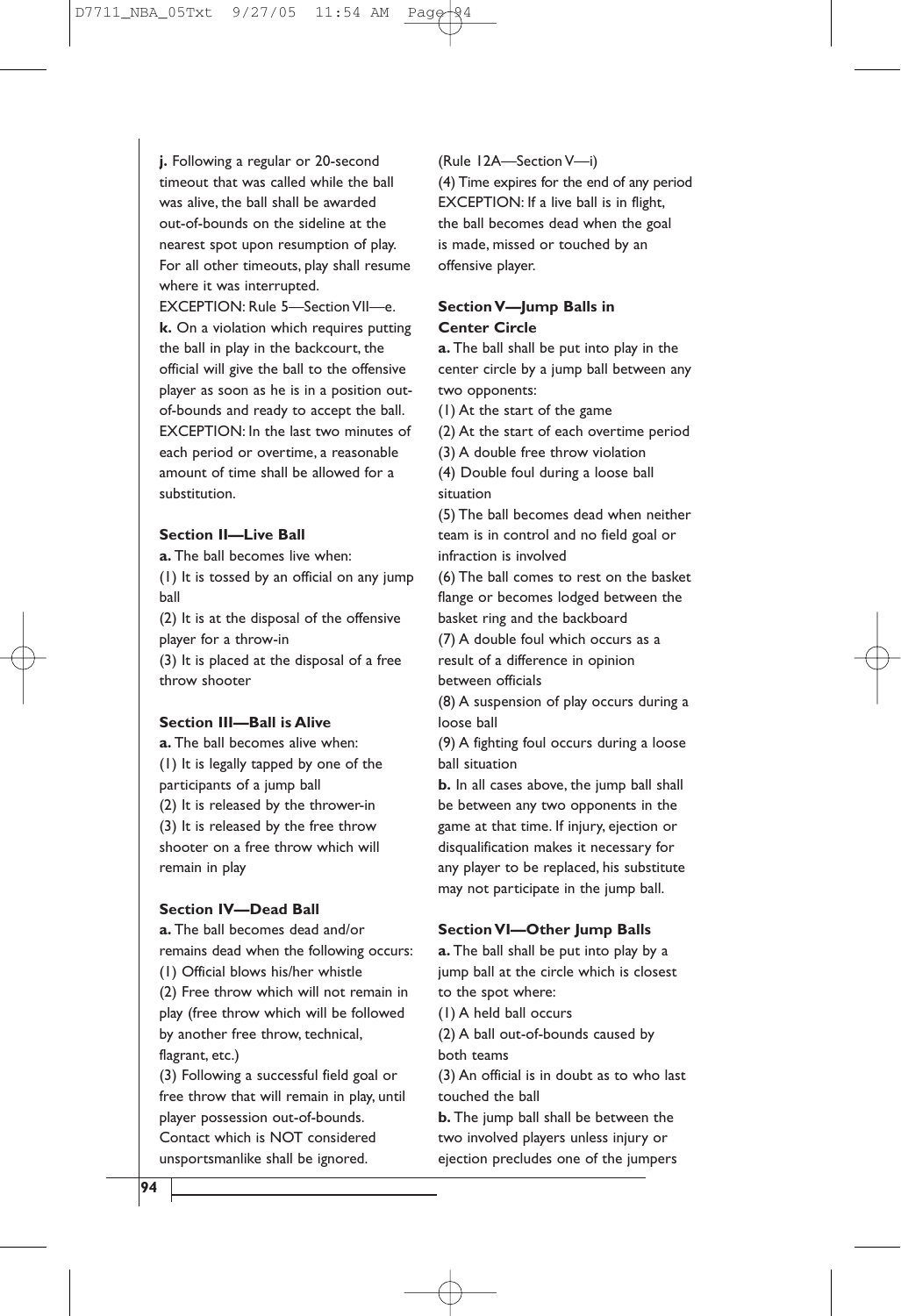**j.** Following a regular or 20-second timeout that was called while the ball was alive, the ball shall be awarded out-of-bounds on the sideline at the nearest spot upon resumption of play. For all other timeouts, play shall resume where it was interrupted.
EXCEPTION: Rule 5—Section VII—e.

**k.** On a violation which requires putting the ball in play in the backcourt, the official will give the ball to the offensive player as soon as he is in a position out-of-bounds and ready to accept the ball.
EXCEPTION: In the last two minutes of each period or overtime, a reasonable amount of time shall be allowed for a substitution.

### Section II—Live Ball

**a.** The ball becomes live when:
(1) It is tossed by an official on any jump ball
(2) It is at the disposal of the offensive player for a throw-in
(3) It is placed at the disposal of a free throw shooter

### Section III—Ball is Alive

**a.** The ball becomes alive when:
(1) It is legally tapped by one of the participants of a jump ball
(2) It is released by the thrower-in
(3) It is released by the free throw shooter on a free throw which will remain in play

### Section IV—Dead Ball

**a.** The ball becomes dead and/or remains dead when the following occurs:
(1) Official blows his/her whistle
(2) Free throw which will not remain in play (free throw which will be followed by another free throw, technical, flagrant, etc.)
(3) Following a successful field goal or free throw that will remain in play, until player possession out-of-bounds. Contact which is NOT considered unsportsmanlike shall be ignored. (Rule 12A—Section V—i)
(4) Time expires for the end of any period
EXCEPTION: If a live ball is in flight, the ball becomes dead when the goal is made, missed or touched by an offensive player.

### Section V—Jump Balls in Center Circle

**a.** The ball shall be put into play in the center circle by a jump ball between any two opponents:
(1) At the start of the game
(2) At the start of each overtime period
(3) A double free throw violation
(4) Double foul during a loose ball situation
(5) The ball becomes dead when neither team is in control and no field goal or infraction is involved
(6) The ball comes to rest on the basket flange or becomes lodged between the basket ring and the backboard
(7) A double foul which occurs as a result of a difference in opinion between officials
(8) A suspension of play occurs during a loose ball
(9) A fighting foul occurs during a loose ball situation

**b.** In all cases above, the jump ball shall be between any two opponents in the game at that time. If injury, ejection or disqualification makes it necessary for any player to be replaced, his substitute may not participate in the jump ball.

### Section VI—Other Jump Balls

**a.** The ball shall be put into play by a jump ball at the circle which is closest to the spot where:
(1) A held ball occurs
(2) A ball out-of-bounds caused by both teams
(3) An official is in doubt as to who last touched the ball

**b.** The jump ball shall be between the two involved players unless injury or ejection precludes one of the jumpers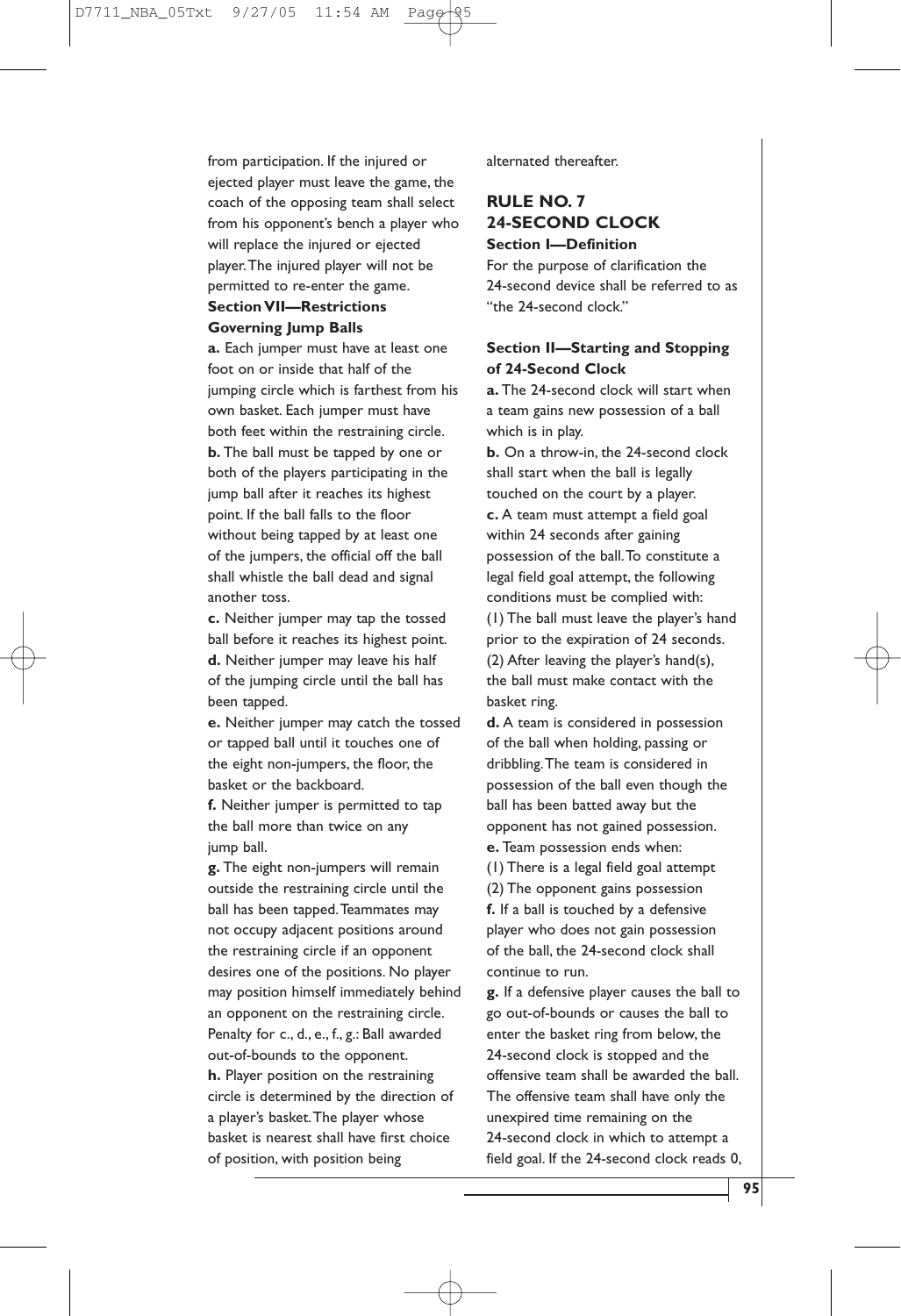from participation. If the injured or ejected player must leave the game, the coach of the opposing team shall select from his opponent's bench a player who will replace the injured or ejected player. The injured player will not be permitted to re-enter the game.

**Section VII—Restrictions Governing Jump Balls**

**a.** Each jumper must have at least one foot on or inside that half of the jumping circle which is farthest from his own basket. Each jumper must have both feet within the restraining circle.

**b.** The ball must be tapped by one or both of the players participating in the jump ball after it reaches its highest point. If the ball falls to the floor without being tapped by at least one of the jumpers, the official off the ball shall whistle the ball dead and signal another toss.

**c.** Neither jumper may tap the tossed ball before it reaches its highest point.

**d.** Neither jumper may leave his half of the jumping circle until the ball has been tapped.

**e.** Neither jumper may catch the tossed or tapped ball until it touches one of the eight non-jumpers, the floor, the basket or the backboard.

**f.** Neither jumper is permitted to tap the ball more than twice on any jump ball.

**g.** The eight non-jumpers will remain outside the restraining circle until the ball has been tapped. Teammates may not occupy adjacent positions around the restraining circle if an opponent desires one of the positions. No player may position himself immediately behind an opponent on the restraining circle.

Penalty for c., d., e., f., g.: Ball awarded out-of-bounds to the opponent.

**h.** Player position on the restraining circle is determined by the direction of a player's basket. The player whose basket is nearest shall have first choice of position, with position being alternated thereafter.

## RULE NO. 7
## 24-SECOND CLOCK

**Section I—Definition**

For the purpose of clarification the 24-second device shall be referred to as "the 24-second clock."

**Section II—Starting and Stopping of 24-Second Clock**

**a.** The 24-second clock will start when a team gains new possession of a ball which is in play.

**b.** On a throw-in, the 24-second clock shall start when the ball is legally touched on the court by a player.

**c.** A team must attempt a field goal within 24 seconds after gaining possession of the ball. To constitute a legal field goal attempt, the following conditions must be complied with:

(1) The ball must leave the player's hand prior to the expiration of 24 seconds.

(2) After leaving the player's hand(s), the ball must make contact with the basket ring.

**d.** A team is considered in possession of the ball when holding, passing or dribbling. The team is considered in possession of the ball even though the ball has been batted away but the opponent has not gained possession.

**e.** Team possession ends when:

(1) There is a legal field goal attempt

(2) The opponent gains possession

**f.** If a ball is touched by a defensive player who does not gain possession of the ball, the 24-second clock shall continue to run.

**g.** If a defensive player causes the ball to go out-of-bounds or causes the ball to enter the basket ring from below, the 24-second clock is stopped and the offensive team shall be awarded the ball. The offensive team shall have only the unexpired time remaining on the 24-second clock in which to attempt a field goal. If the 24-second clock reads 0,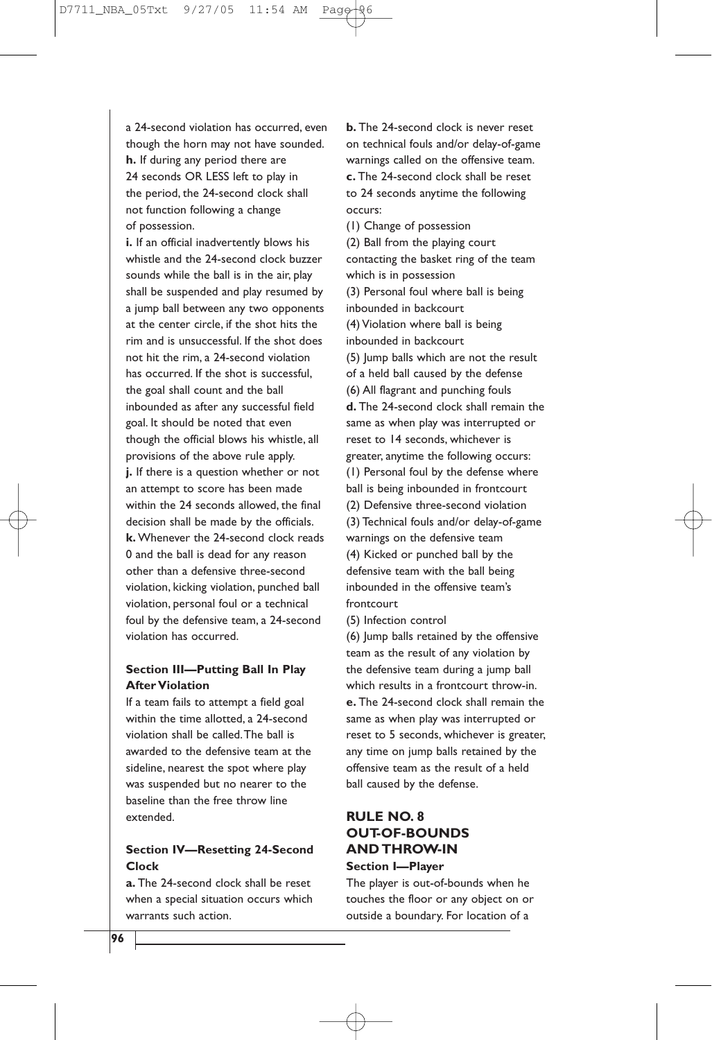a 24-second violation has occurred, even though the horn may not have sounded.

**h.** If during any period there are 24 seconds OR LESS left to play in the period, the 24-second clock shall not function following a change of possession.

**i.** If an official inadvertently blows his whistle and the 24-second clock buzzer sounds while the ball is in the air, play shall be suspended and play resumed by a jump ball between any two opponents at the center circle, if the shot hits the rim and is unsuccessful. If the shot does not hit the rim, a 24-second violation has occurred. If the shot is successful, the goal shall count and the ball inbounded as after any successful field goal. It should be noted that even though the official blows his whistle, all provisions of the above rule apply.

**j.** If there is a question whether or not an attempt to score has been made within the 24 seconds allowed, the final decision shall be made by the officials.

**k.** Whenever the 24-second clock reads 0 and the ball is dead for any reason other than a defensive three-second violation, kicking violation, punched ball violation, personal foul or a technical foul by the defensive team, a 24-second violation has occurred.

### Section III—Putting Ball In Play After Violation

If a team fails to attempt a field goal within the time allotted, a 24-second violation shall be called. The ball is awarded to the defensive team at the sideline, nearest the spot where play was suspended but no nearer to the baseline than the free throw line extended.

### Section IV—Resetting 24-Second Clock

**a.** The 24-second clock shall be reset when a special situation occurs which warrants such action.

**b.** The 24-second clock is never reset on technical fouls and/or delay-of-game warnings called on the offensive team.

**c.** The 24-second clock shall be reset to 24 seconds anytime the following occurs:

(1) Change of possession
(2) Ball from the playing court contacting the basket ring of the team which is in possession
(3) Personal foul where ball is being inbounded in backcourt
(4) Violation where ball is being inbounded in backcourt
(5) Jump balls which are not the result of a held ball caused by the defense
(6) All flagrant and punching fouls

**d.** The 24-second clock shall remain the same as when play was interrupted or reset to 14 seconds, whichever is greater, anytime the following occurs:

(1) Personal foul by the defense where ball is being inbounded in frontcourt
(2) Defensive three-second violation
(3) Technical fouls and/or delay-of-game warnings on the defensive team
(4) Kicked or punched ball by the defensive team with the ball being inbounded in the offensive team's frontcourt
(5) Infection control
(6) Jump balls retained by the offensive team as the result of any violation by the defensive team during a jump ball which results in a frontcourt throw-in.

**e.** The 24-second clock shall remain the same as when play was interrupted or reset to 5 seconds, whichever is greater, any time on jump balls retained by the offensive team as the result of a held ball caused by the defense.

## RULE NO. 8 OUT-OF-BOUNDS AND THROW-IN

### Section I—Player

The player is out-of-bounds when he touches the floor or any object on or outside a boundary. For location of a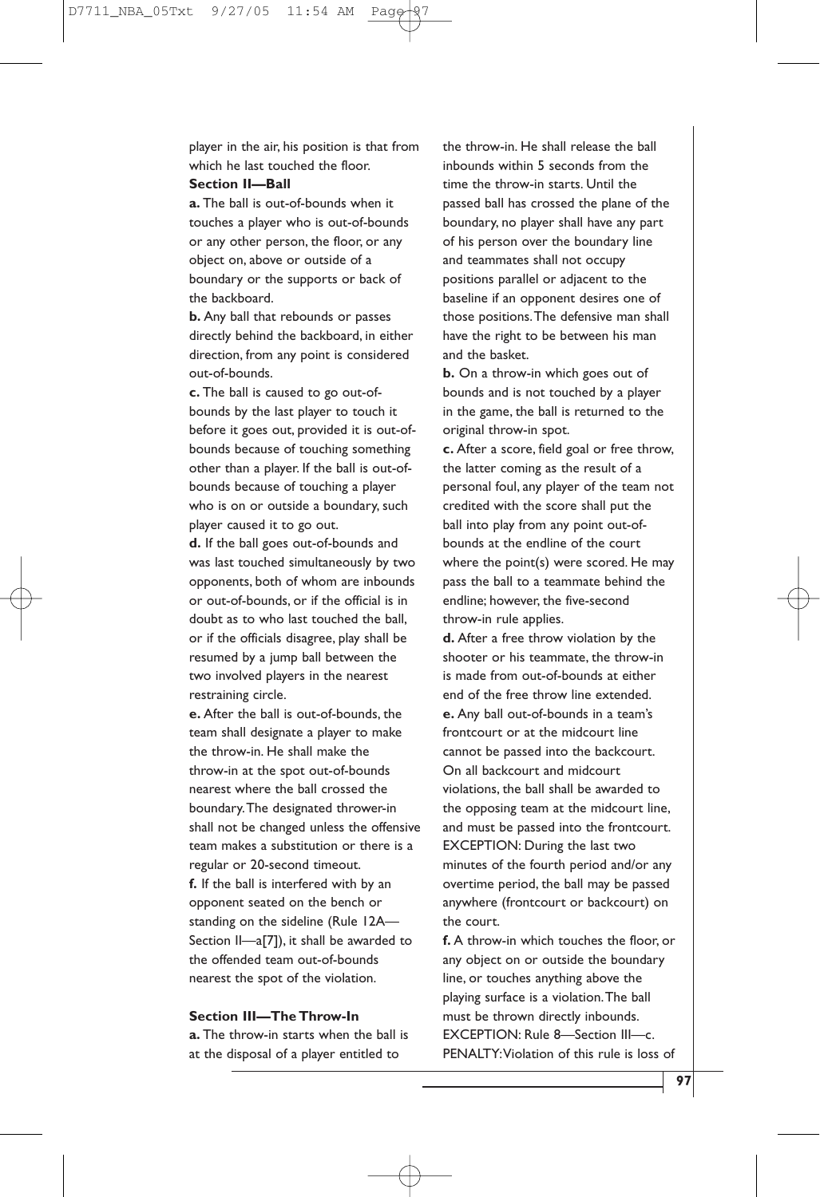player in the air, his position is that from which he last touched the floor.

**Section II—Ball**

**a.** The ball is out-of-bounds when it touches a player who is out-of-bounds or any other person, the floor, or any object on, above or outside of a boundary or the supports or back of the backboard.

**b.** Any ball that rebounds or passes directly behind the backboard, in either direction, from any point is considered out-of-bounds.

**c.** The ball is caused to go out-of-bounds by the last player to touch it before it goes out, provided it is out-of-bounds because of touching something other than a player. If the ball is out-of-bounds because of touching a player who is on or outside a boundary, such player caused it to go out.

**d.** If the ball goes out-of-bounds and was last touched simultaneously by two opponents, both of whom are inbounds or out-of-bounds, or if the official is in doubt as to who last touched the ball, or if the officials disagree, play shall be resumed by a jump ball between the two involved players in the nearest restraining circle.

**e.** After the ball is out-of-bounds, the team shall designate a player to make the throw-in. He shall make the throw-in at the spot out-of-bounds nearest where the ball crossed the boundary. The designated thrower-in shall not be changed unless the offensive team makes a substitution or there is a regular or 20-second timeout.

**f.** If the ball is interfered with by an opponent seated on the bench or standing on the sideline (Rule 12A—Section II—a[7]), it shall be awarded to the offended team out-of-bounds nearest the spot of the violation.

**Section III—The Throw-In**

**a.** The throw-in starts when the ball is at the disposal of a player entitled to the throw-in. He shall release the ball inbounds within 5 seconds from the time the throw-in starts. Until the passed ball has crossed the plane of the boundary, no player shall have any part of his person over the boundary line and teammates shall not occupy positions parallel or adjacent to the baseline if an opponent desires one of those positions. The defensive man shall have the right to be between his man and the basket.

**b.** On a throw-in which goes out of bounds and is not touched by a player in the game, the ball is returned to the original throw-in spot.

**c.** After a score, field goal or free throw, the latter coming as the result of a personal foul, any player of the team not credited with the score shall put the ball into play from any point out-of-bounds at the endline of the court where the point(s) were scored. He may pass the ball to a teammate behind the endline; however, the five-second throw-in rule applies.

**d.** After a free throw violation by the shooter or his teammate, the throw-in is made from out-of-bounds at either end of the free throw line extended.

**e.** Any ball out-of-bounds in a team's frontcourt or at the midcourt line cannot be passed into the backcourt. On all backcourt and midcourt violations, the ball shall be awarded to the opposing team at the midcourt line, and must be passed into the frontcourt.
EXCEPTION: During the last two minutes of the fourth period and/or any overtime period, the ball may be passed anywhere (frontcourt or backcourt) on the court.

**f.** A throw-in which touches the floor, or any object on or outside the boundary line, or touches anything above the playing surface is a violation. The ball must be thrown directly inbounds.
EXCEPTION: Rule 8—Section III—c.
PENALTY: Violation of this rule is loss of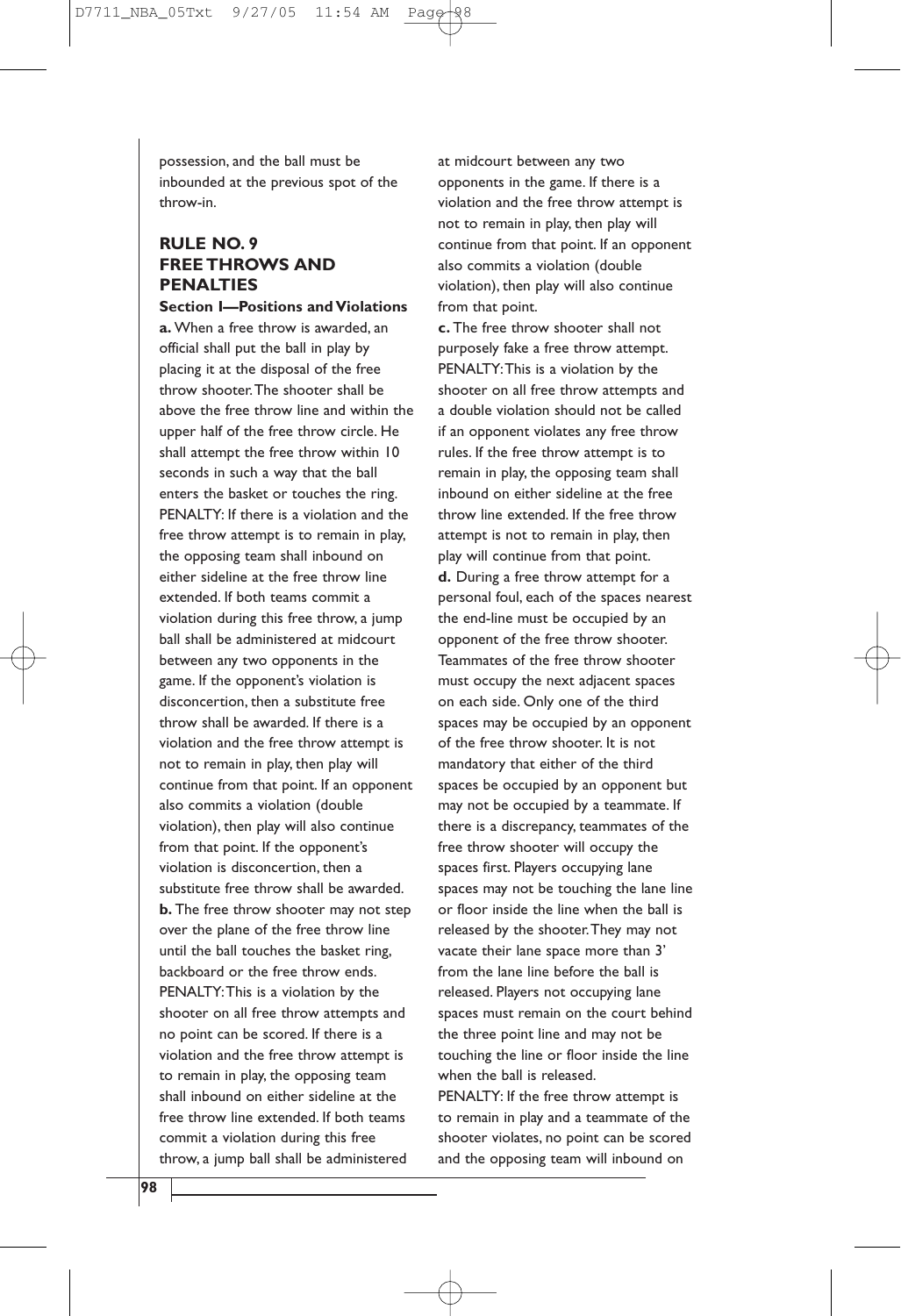possession, and the ball must be inbounded at the previous spot of the throw-in.

## RULE NO. 9 FREE THROWS AND PENALTIES

### Section I—Positions and Violations

**a.** When a free throw is awarded, an official shall put the ball in play by placing it at the disposal of the free throw shooter. The shooter shall be above the free throw line and within the upper half of the free throw circle. He shall attempt the free throw within 10 seconds in such a way that the ball enters the basket or touches the ring.

PENALTY: If there is a violation and the free throw attempt is to remain in play, the opposing team shall inbound on either sideline at the free throw line extended. If both teams commit a violation during this free throw, a jump ball shall be administered at midcourt between any two opponents in the game. If the opponent's violation is disconcertion, then a substitute free throw shall be awarded. If there is a violation and the free throw attempt is not to remain in play, then play will continue from that point. If an opponent also commits a violation (double violation), then play will also continue from that point. If the opponent's violation is disconcertion, then a substitute free throw shall be awarded.

**b.** The free throw shooter may not step over the plane of the free throw line until the ball touches the basket ring, backboard or the free throw ends.

PENALTY: This is a violation by the shooter on all free throw attempts and no point can be scored. If there is a violation and the free throw attempt is to remain in play, the opposing team shall inbound on either sideline at the free throw line extended. If both teams commit a violation during this free throw, a jump ball shall be administered at midcourt between any two opponents in the game. If there is a violation and the free throw attempt is not to remain in play, then play will continue from that point. If an opponent also commits a violation (double violation), then play will also continue from that point.

**c.** The free throw shooter shall not purposely fake a free throw attempt.

PENALTY: This is a violation by the shooter on all free throw attempts and a double violation should not be called if an opponent violates any free throw rules. If the free throw attempt is to remain in play, the opposing team shall inbound on either sideline at the free throw line extended. If the free throw attempt is not to remain in play, then play will continue from that point.

**d.** During a free throw attempt for a personal foul, each of the spaces nearest the end-line must be occupied by an opponent of the free throw shooter. Teammates of the free throw shooter must occupy the next adjacent spaces on each side. Only one of the third spaces may be occupied by an opponent of the free throw shooter. It is not mandatory that either of the third spaces be occupied by an opponent but may not be occupied by a teammate. If there is a discrepancy, teammates of the free throw shooter will occupy the spaces first. Players occupying lane spaces may not be touching the lane line or floor inside the line when the ball is released by the shooter. They may not vacate their lane space more than 3' from the lane line before the ball is released. Players not occupying lane spaces must remain on the court behind the three point line and may not be touching the line or floor inside the line when the ball is released.

PENALTY: If the free throw attempt is to remain in play and a teammate of the shooter violates, no point can be scored and the opposing team will inbound on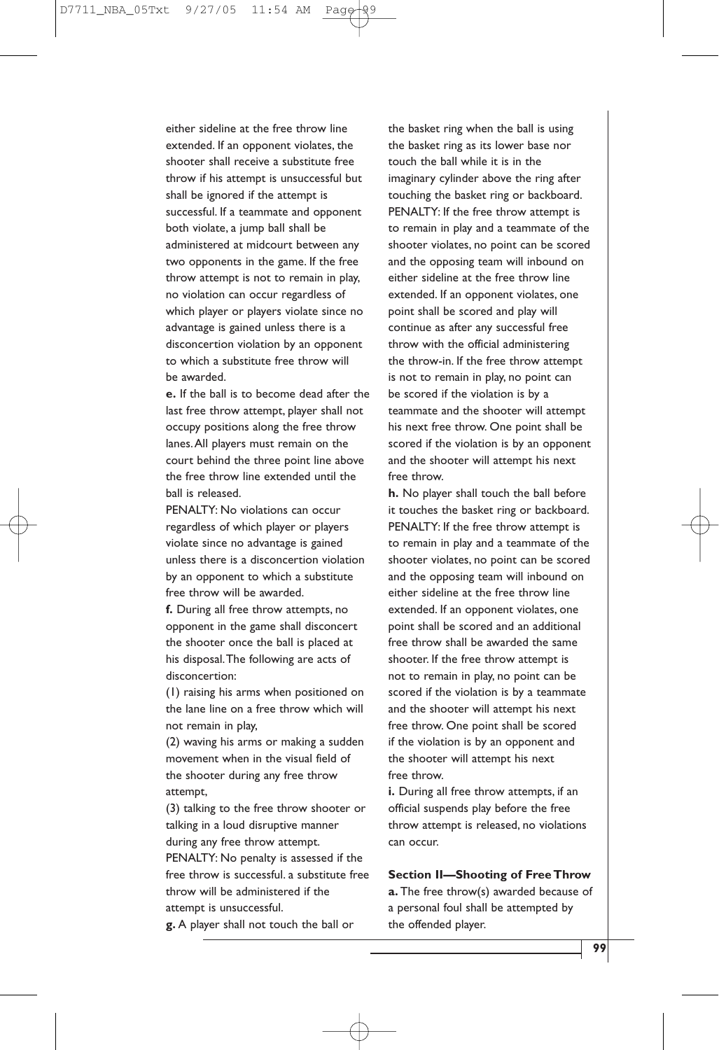either sideline at the free throw line extended. If an opponent violates, the shooter shall receive a substitute free throw if his attempt is unsuccessful but shall be ignored if the attempt is successful. If a teammate and opponent both violate, a jump ball shall be administered at midcourt between any two opponents in the game. If the free throw attempt is not to remain in play, no violation can occur regardless of which player or players violate since no advantage is gained unless there is a disconcertion violation by an opponent to which a substitute free throw will be awarded.

**e.** If the ball is to become dead after the last free throw attempt, player shall not occupy positions along the free throw lanes. All players must remain on the court behind the three point line above the free throw line extended until the ball is released.

PENALTY: No violations can occur regardless of which player or players violate since no advantage is gained unless there is a disconcertion violation by an opponent to which a substitute free throw will be awarded.

**f.** During all free throw attempts, no opponent in the game shall disconcert the shooter once the ball is placed at his disposal. The following are acts of disconcertion:

(1) raising his arms when positioned on the lane line on a free throw which will not remain in play,

(2) waving his arms or making a sudden movement when in the visual field of the shooter during any free throw attempt,

(3) talking to the free throw shooter or talking in a loud disruptive manner during any free throw attempt.

PENALTY: No penalty is assessed if the free throw is successful. a substitute free throw will be administered if the attempt is unsuccessful.

**g.** A player shall not touch the ball or the basket ring when the ball is using the basket ring as its lower base nor touch the ball while it is in the imaginary cylinder above the ring after touching the basket ring or backboard.

PENALTY: If the free throw attempt is to remain in play and a teammate of the shooter violates, no point can be scored and the opposing team will inbound on either sideline at the free throw line extended. If an opponent violates, one point shall be scored and play will continue as after any successful free throw with the official administering the throw-in. If the free throw attempt is not to remain in play, no point can be scored if the violation is by a teammate and the shooter will attempt his next free throw. One point shall be scored if the violation is by an opponent and the shooter will attempt his next free throw.

**h.** No player shall touch the ball before it touches the basket ring or backboard.

PENALTY: If the free throw attempt is to remain in play and a teammate of the shooter violates, no point can be scored and the opposing team will inbound on either sideline at the free throw line extended. If an opponent violates, one point shall be scored and an additional free throw shall be awarded the same shooter. If the free throw attempt is not to remain in play, no point can be scored if the violation is by a teammate and the shooter will attempt his next free throw. One point shall be scored if the violation is by an opponent and the shooter will attempt his next free throw.

**i.** During all free throw attempts, if an official suspends play before the free throw attempt is released, no violations can occur.

**Section II—Shooting of Free Throw**

**a.** The free throw(s) awarded because of a personal foul shall be attempted by the offended player.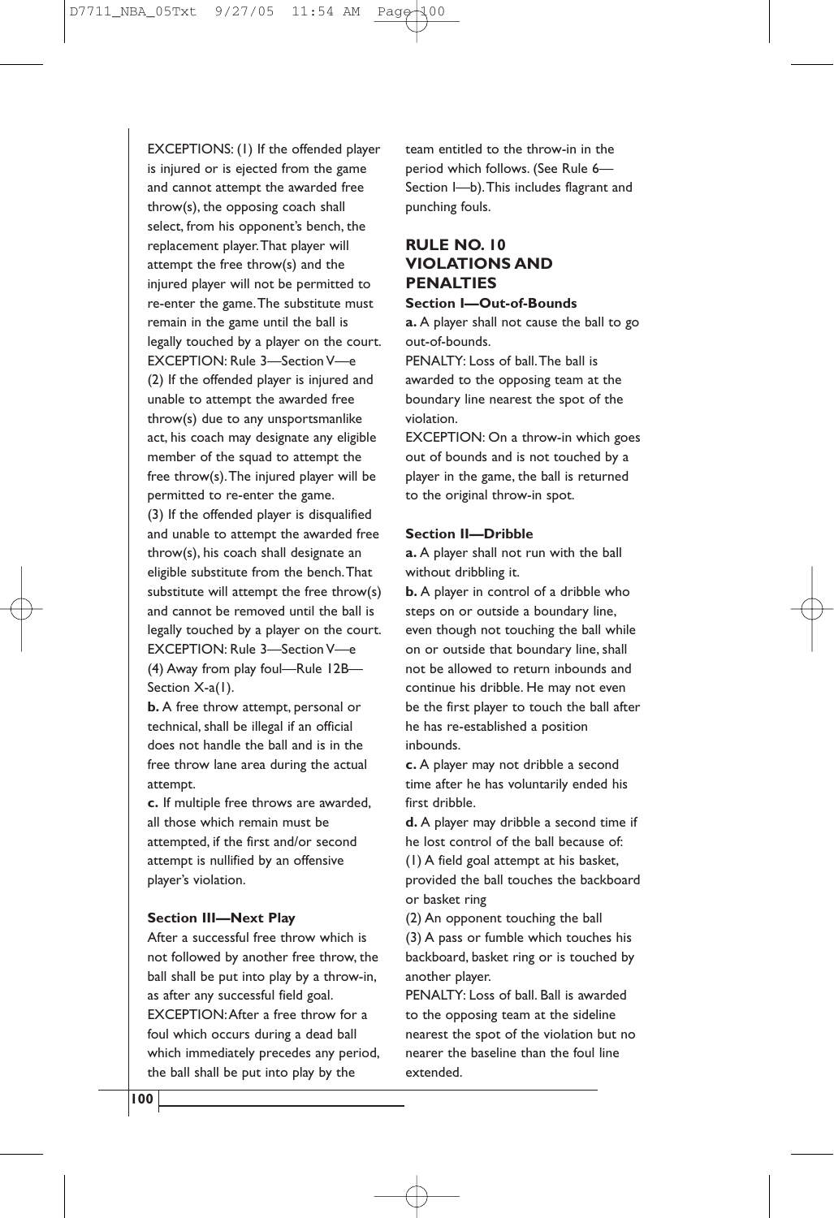EXCEPTIONS: (1) If the offended player is injured or is ejected from the game and cannot attempt the awarded free throw(s), the opposing coach shall select, from his opponent's bench, the replacement player. That player will attempt the free throw(s) and the injured player will not be permitted to re-enter the game. The substitute must remain in the game until the ball is legally touched by a player on the court. EXCEPTION: Rule 3—Section V—e

(2) If the offended player is injured and unable to attempt the awarded free throw(s) due to any unsportsmanlike act, his coach may designate any eligible member of the squad to attempt the free throw(s). The injured player will be permitted to re-enter the game.

(3) If the offended player is disqualified and unable to attempt the awarded free throw(s), his coach shall designate an eligible substitute from the bench. That substitute will attempt the free throw(s) and cannot be removed until the ball is legally touched by a player on the court. EXCEPTION: Rule 3—Section V—e

(4) Away from play foul—Rule 12B—Section X-a(1).

**b.** A free throw attempt, personal or technical, shall be illegal if an official does not handle the ball and is in the free throw lane area during the actual attempt.

**c.** If multiple free throws are awarded, all those which remain must be attempted, if the first and/or second attempt is nullified by an offensive player's violation.

**Section III—Next Play**

After a successful free throw which is not followed by another free throw, the ball shall be put into play by a throw-in, as after any successful field goal.

EXCEPTION: After a free throw for a foul which occurs during a dead ball which immediately precedes any period, the ball shall be put into play by the team entitled to the throw-in in the period which follows. (See Rule 6—Section I—b). This includes flagrant and punching fouls.

## RULE NO. 10 VIOLATIONS AND PENALTIES

**Section I—Out-of-Bounds**

**a.** A player shall not cause the ball to go out-of-bounds.

PENALTY: Loss of ball. The ball is awarded to the opposing team at the boundary line nearest the spot of the violation.

EXCEPTION: On a throw-in which goes out of bounds and is not touched by a player in the game, the ball is returned to the original throw-in spot.

**Section II—Dribble**

**a.** A player shall not run with the ball without dribbling it.

**b.** A player in control of a dribble who steps on or outside a boundary line, even though not touching the ball while on or outside that boundary line, shall not be allowed to return inbounds and continue his dribble. He may not even be the first player to touch the ball after he has re-established a position inbounds.

**c.** A player may not dribble a second time after he has voluntarily ended his first dribble.

**d.** A player may dribble a second time if he lost control of the ball because of:

(1) A field goal attempt at his basket, provided the ball touches the backboard or basket ring

(2) An opponent touching the ball

(3) A pass or fumble which touches his backboard, basket ring or is touched by another player.

PENALTY: Loss of ball. Ball is awarded to the opposing team at the sideline nearest the spot of the violation but no nearer the baseline than the foul line extended.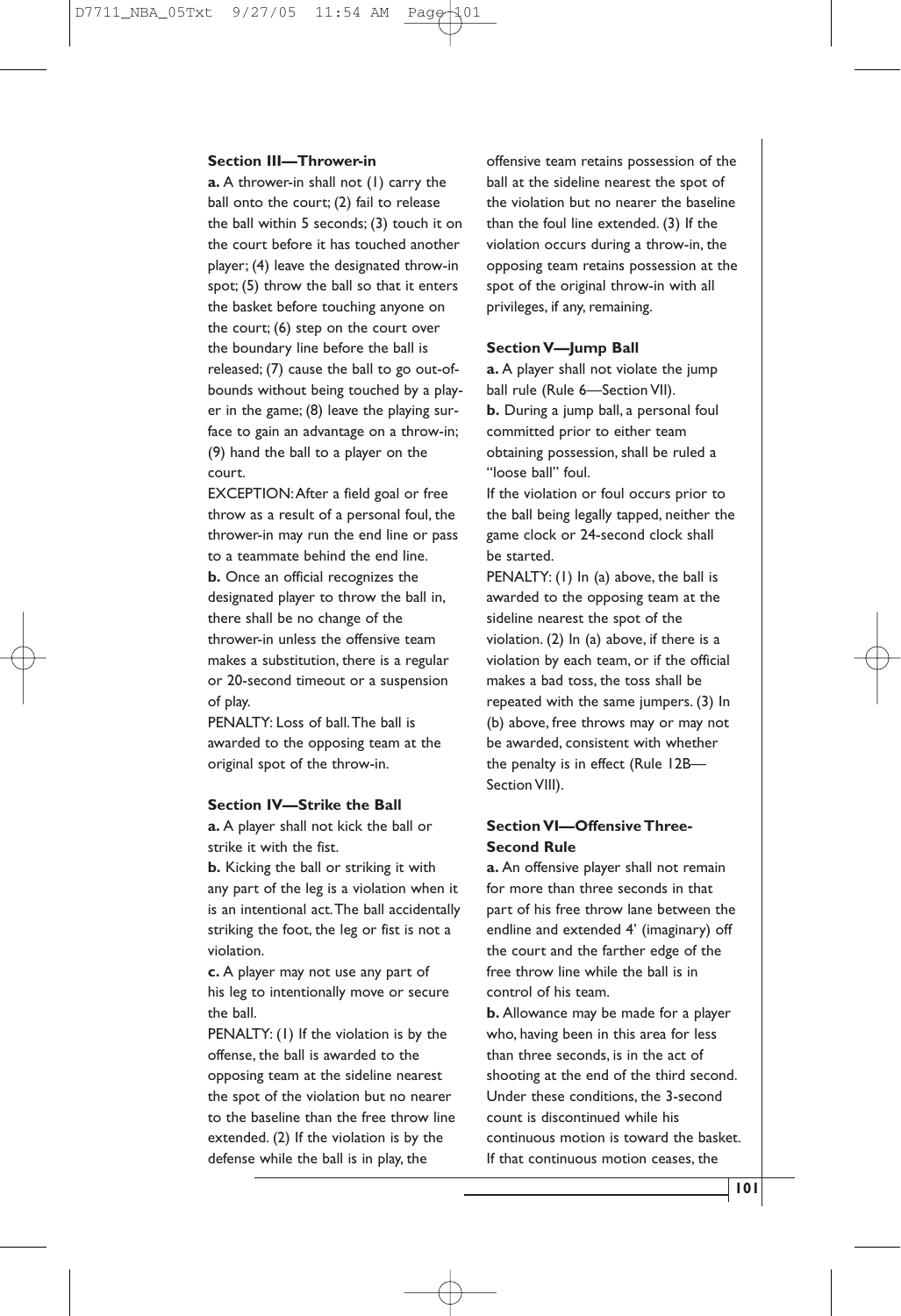### Section III—Thrower-in

**a.** A thrower-in shall not (1) carry the ball onto the court; (2) fail to release the ball within 5 seconds; (3) touch it on the court before it has touched another player; (4) leave the designated throw-in spot; (5) throw the ball so that it enters the basket before touching anyone on the court; (6) step on the court over the boundary line before the ball is released; (7) cause the ball to go out-of-bounds without being touched by a player in the game; (8) leave the playing surface to gain an advantage on a throw-in; (9) hand the ball to a player on the court.

EXCEPTION: After a field goal or free throw as a result of a personal foul, the thrower-in may run the end line or pass to a teammate behind the end line.

**b.** Once an official recognizes the designated player to throw the ball in, there shall be no change of the thrower-in unless the offensive team makes a substitution, there is a regular or 20-second timeout or a suspension of play.

PENALTY: Loss of ball. The ball is awarded to the opposing team at the original spot of the throw-in.

### Section IV—Strike the Ball

**a.** A player shall not kick the ball or strike it with the fist.

**b.** Kicking the ball or striking it with any part of the leg is a violation when it is an intentional act. The ball accidentally striking the foot, the leg or fist is not a violation.

**c.** A player may not use any part of his leg to intentionally move or secure the ball.

PENALTY: (1) If the violation is by the offense, the ball is awarded to the opposing team at the sideline nearest the spot of the violation but no nearer to the baseline than the free throw line extended. (2) If the violation is by the defense while the ball is in play, the offensive team retains possession of the ball at the sideline nearest the spot of the violation but no nearer the baseline than the foul line extended. (3) If the violation occurs during a throw-in, the opposing team retains possession at the spot of the original throw-in with all privileges, if any, remaining.

### Section V—Jump Ball

**a.** A player shall not violate the jump ball rule (Rule 6—Section VII).

**b.** During a jump ball, a personal foul committed prior to either team obtaining possession, shall be ruled a "loose ball" foul.

If the violation or foul occurs prior to the ball being legally tapped, neither the game clock or 24-second clock shall be started.

PENALTY: (1) In (a) above, the ball is awarded to the opposing team at the sideline nearest the spot of the violation. (2) In (a) above, if there is a violation by each team, or if the official makes a bad toss, the toss shall be repeated with the same jumpers. (3) In (b) above, free throws may or may not be awarded, consistent with whether the penalty is in effect (Rule 12B—Section VIII).

### Section VI—Offensive Three-Second Rule

**a.** An offensive player shall not remain for more than three seconds in that part of his free throw lane between the endline and extended 4' (imaginary) off the court and the farther edge of the free throw line while the ball is in control of his team.

**b.** Allowance may be made for a player who, having been in this area for less than three seconds, is in the act of shooting at the end of the third second. Under these conditions, the 3-second count is discontinued while his continuous motion is toward the basket. If that continuous motion ceases, the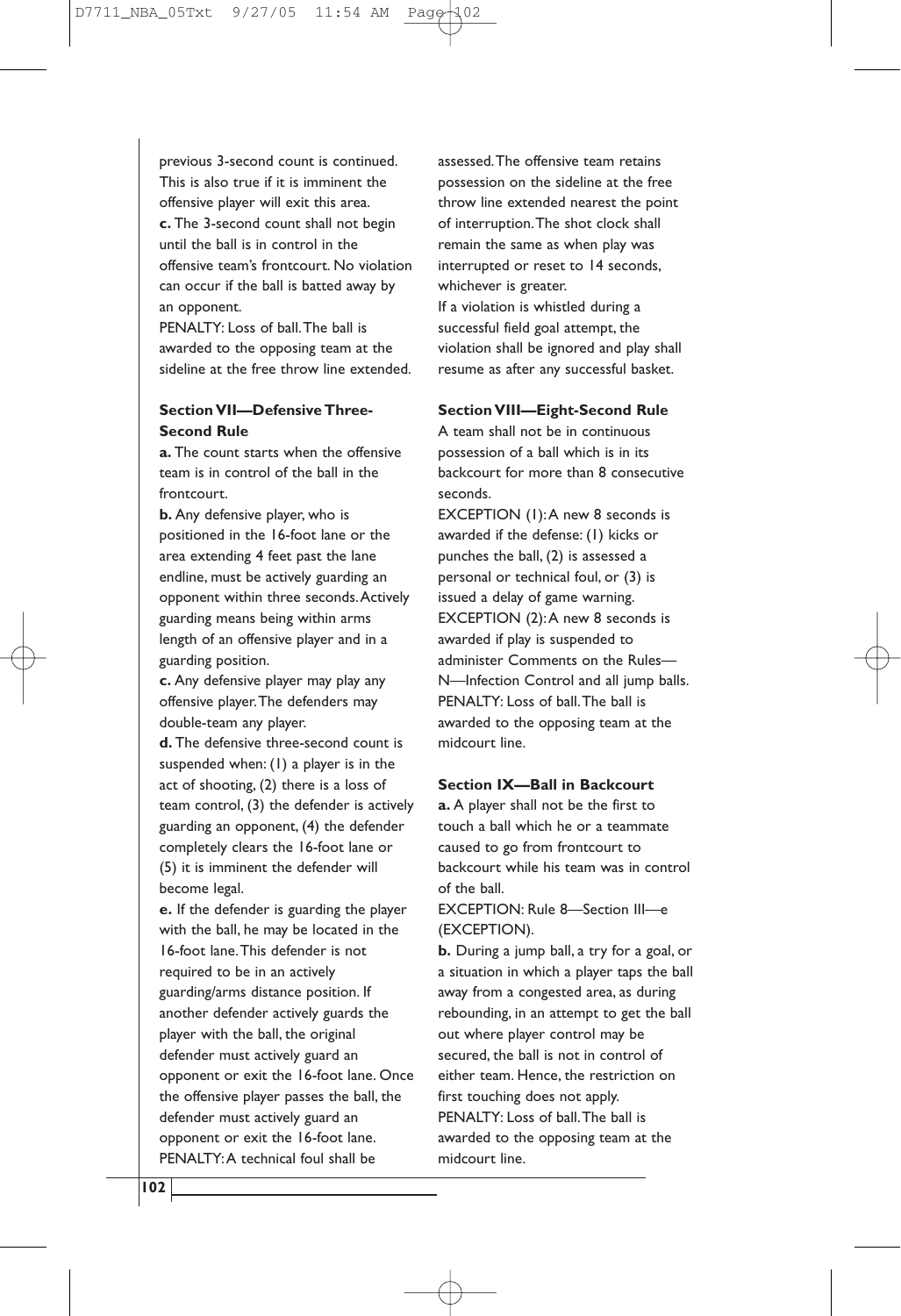previous 3-second count is continued. This is also true if it is imminent the offensive player will exit this area.

**c.** The 3-second count shall not begin until the ball is in control in the offensive team's frontcourt. No violation can occur if the ball is batted away by an opponent.

PENALTY: Loss of ball. The ball is awarded to the opposing team at the sideline at the free throw line extended.

### Section VII—Defensive Three-Second Rule

**a.** The count starts when the offensive team is in control of the ball in the frontcourt.

**b.** Any defensive player, who is positioned in the 16-foot lane or the area extending 4 feet past the lane endline, must be actively guarding an opponent within three seconds. Actively guarding means being within arms length of an offensive player and in a guarding position.

**c.** Any defensive player may play any offensive player. The defenders may double-team any player.

**d.** The defensive three-second count is suspended when: (1) a player is in the act of shooting, (2) there is a loss of team control, (3) the defender is actively guarding an opponent, (4) the defender completely clears the 16-foot lane or (5) it is imminent the defender will become legal.

**e.** If the defender is guarding the player with the ball, he may be located in the 16-foot lane. This defender is not required to be in an actively guarding/arms distance position. If another defender actively guards the player with the ball, the original defender must actively guard an opponent or exit the 16-foot lane. Once the offensive player passes the ball, the defender must actively guard an opponent or exit the 16-foot lane.

PENALTY: A technical foul shall be assessed. The offensive team retains possession on the sideline at the free throw line extended nearest the point of interruption. The shot clock shall remain the same as when play was interrupted or reset to 14 seconds, whichever is greater.

If a violation is whistled during a successful field goal attempt, the violation shall be ignored and play shall resume as after any successful basket.

### Section VIII—Eight-Second Rule

A team shall not be in continuous possession of a ball which is in its backcourt for more than 8 consecutive seconds.

EXCEPTION (1): A new 8 seconds is awarded if the defense: (1) kicks or punches the ball, (2) is assessed a personal or technical foul, or (3) is issued a delay of game warning.

EXCEPTION (2): A new 8 seconds is awarded if play is suspended to administer Comments on the Rules—N—Infection Control and all jump balls.

PENALTY: Loss of ball. The ball is awarded to the opposing team at the midcourt line.

### Section IX—Ball in Backcourt

**a.** A player shall not be the first to touch a ball which he or a teammate caused to go from frontcourt to backcourt while his team was in control of the ball.

EXCEPTION: Rule 8—Section III—e (EXCEPTION).

**b.** During a jump ball, a try for a goal, or a situation in which a player taps the ball away from a congested area, as during rebounding, in an attempt to get the ball out where player control may be secured, the ball is not in control of either team. Hence, the restriction on first touching does not apply.

PENALTY: Loss of ball. The ball is awarded to the opposing team at the midcourt line.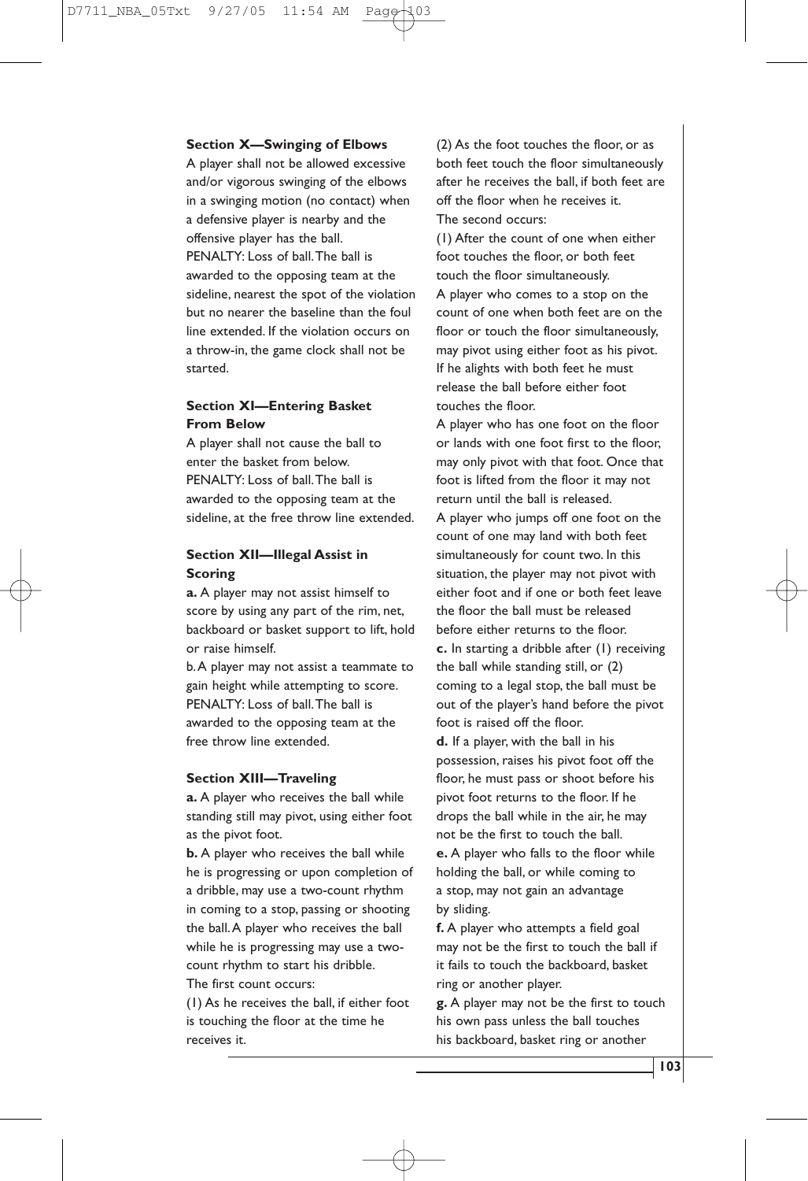### Section X—Swinging of Elbows

A player shall not be allowed excessive and/or vigorous swinging of the elbows in a swinging motion (no contact) when a defensive player is nearby and the offensive player has the ball.

PENALTY: Loss of ball. The ball is awarded to the opposing team at the sideline, nearest the spot of the violation but no nearer the baseline than the foul line extended. If the violation occurs on a throw-in, the game clock shall not be started.

### Section XI—Entering Basket From Below

A player shall not cause the ball to enter the basket from below.

PENALTY: Loss of ball. The ball is awarded to the opposing team at the sideline, at the free throw line extended.

### Section XII—Illegal Assist in Scoring

**a.** A player may not assist himself to score by using any part of the rim, net, backboard or basket support to lift, hold or raise himself.

b. A player may not assist a teammate to gain height while attempting to score.

PENALTY: Loss of ball. The ball is awarded to the opposing team at the free throw line extended.

### Section XIII—Traveling

**a.** A player who receives the ball while standing still may pivot, using either foot as the pivot foot.

**b.** A player who receives the ball while he is progressing or upon completion of a dribble, may use a two-count rhythm in coming to a stop, passing or shooting the ball. A player who receives the ball while he is progressing may use a two-count rhythm to start his dribble.

The first count occurs:

(1) As he receives the ball, if either foot is touching the floor at the time he receives it.

(2) As the foot touches the floor, or as both feet touch the floor simultaneously after he receives the ball, if both feet are off the floor when he receives it.

The second occurs:

(1) After the count of one when either foot touches the floor, or both feet touch the floor simultaneously.

A player who comes to a stop on the count of one when both feet are on the floor or touch the floor simultaneously, may pivot using either foot as his pivot. If he alights with both feet he must release the ball before either foot touches the floor.

A player who has one foot on the floor or lands with one foot first to the floor, may only pivot with that foot. Once that foot is lifted from the floor it may not return until the ball is released.

A player who jumps off one foot on the count of one may land with both feet simultaneously for count two. In this situation, the player may not pivot with either foot and if one or both feet leave the floor the ball must be released before either returns to the floor.

**c.** In starting a dribble after (1) receiving the ball while standing still, or (2) coming to a legal stop, the ball must be out of the player's hand before the pivot foot is raised off the floor.

**d.** If a player, with the ball in his possession, raises his pivot foot off the floor, he must pass or shoot before his pivot foot returns to the floor. If he drops the ball while in the air, he may not be the first to touch the ball.

**e.** A player who falls to the floor while holding the ball, or while coming to a stop, may not gain an advantage by sliding.

**f.** A player who attempts a field goal may not be the first to touch the ball if it fails to touch the backboard, basket ring or another player.

**g.** A player may not be the first to touch his own pass unless the ball touches his backboard, basket ring or another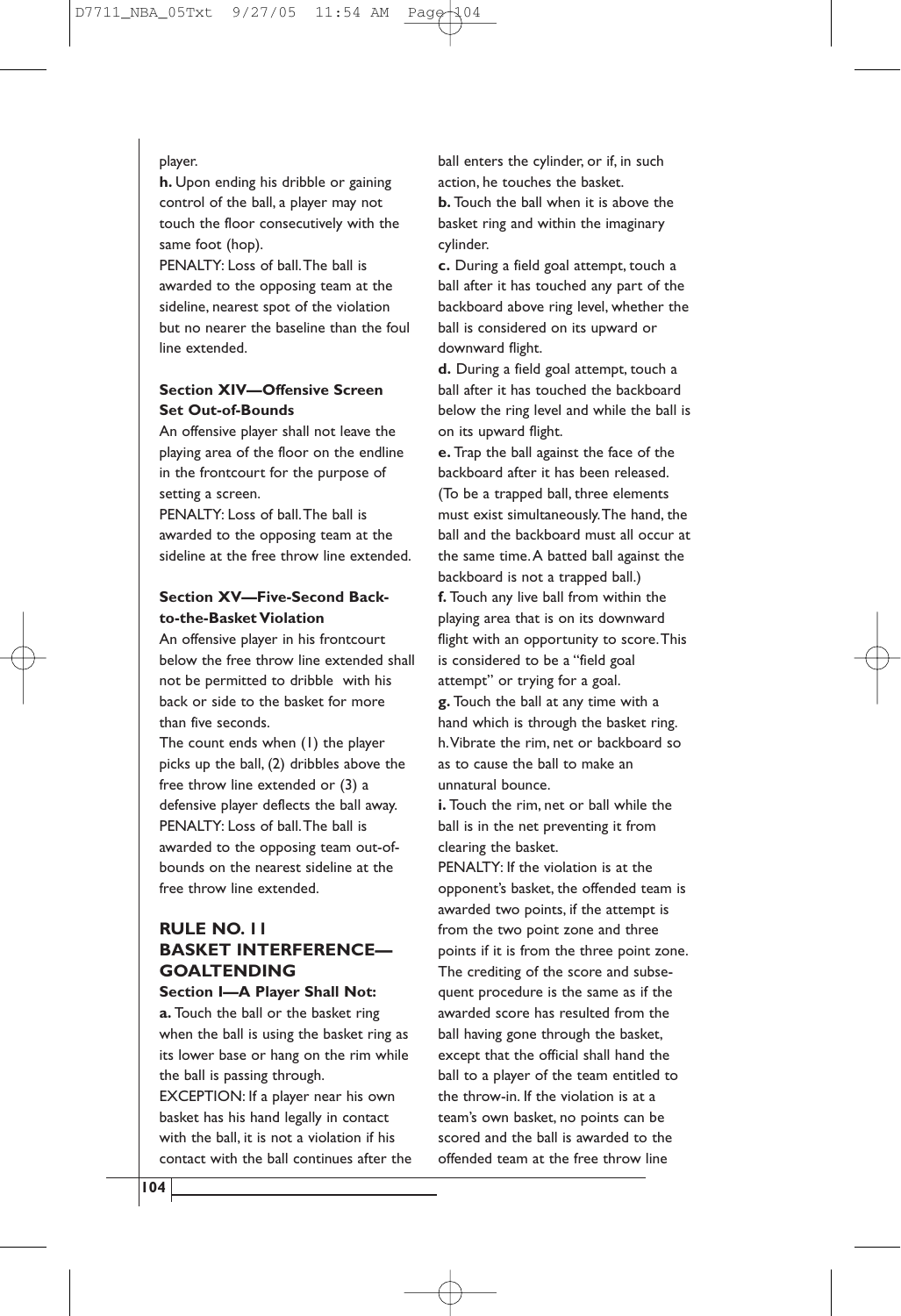player.

**h.** Upon ending his dribble or gaining control of the ball, a player may not touch the floor consecutively with the same foot (hop).

PENALTY: Loss of ball. The ball is awarded to the opposing team at the sideline, nearest spot of the violation but no nearer the baseline than the foul line extended.

### Section XIV—Offensive Screen Set Out-of-Bounds

An offensive player shall not leave the playing area of the floor on the endline in the frontcourt for the purpose of setting a screen.

PENALTY: Loss of ball. The ball is awarded to the opposing team at the sideline at the free throw line extended.

### Section XV—Five-Second Back-to-the-Basket Violation

An offensive player in his frontcourt below the free throw line extended shall not be permitted to dribble with his back or side to the basket for more than five seconds.

The count ends when (1) the player picks up the ball, (2) dribbles above the free throw line extended or (3) a defensive player deflects the ball away.

PENALTY: Loss of ball. The ball is awarded to the opposing team out-of-bounds on the nearest sideline at the free throw line extended.

## RULE NO. 11 BASKET INTERFERENCE—GOALTENDING

### Section I—A Player Shall Not:

**a.** Touch the ball or the basket ring when the ball is using the basket ring as its lower base or hang on the rim while the ball is passing through.

EXCEPTION: If a player near his own basket has his hand legally in contact with the ball, it is not a violation if his contact with the ball continues after the ball enters the cylinder, or if, in such action, he touches the basket.

**b.** Touch the ball when it is above the basket ring and within the imaginary cylinder.

**c.** During a field goal attempt, touch a ball after it has touched any part of the backboard above ring level, whether the ball is considered on its upward or downward flight.

**d.** During a field goal attempt, touch a ball after it has touched the backboard below the ring level and while the ball is on its upward flight.

**e.** Trap the ball against the face of the backboard after it has been released. (To be a trapped ball, three elements must exist simultaneously. The hand, the ball and the backboard must all occur at the same time. A batted ball against the backboard is not a trapped ball.)

**f.** Touch any live ball from within the playing area that is on its downward flight with an opportunity to score. This is considered to be a "field goal attempt" or trying for a goal.

**g.** Touch the ball at any time with a hand which is through the basket ring.

h. Vibrate the rim, net or backboard so as to cause the ball to make an unnatural bounce.

**i.** Touch the rim, net or ball while the ball is in the net preventing it from clearing the basket.

PENALTY: If the violation is at the opponent's basket, the offended team is awarded two points, if the attempt is from the two point zone and three points if it is from the three point zone. The crediting of the score and subsequent procedure is the same as if the awarded score has resulted from the ball having gone through the basket, except that the official shall hand the ball to a player of the team entitled to the throw-in. If the violation is at a team's own basket, no points can be scored and the ball is awarded to the offended team at the free throw line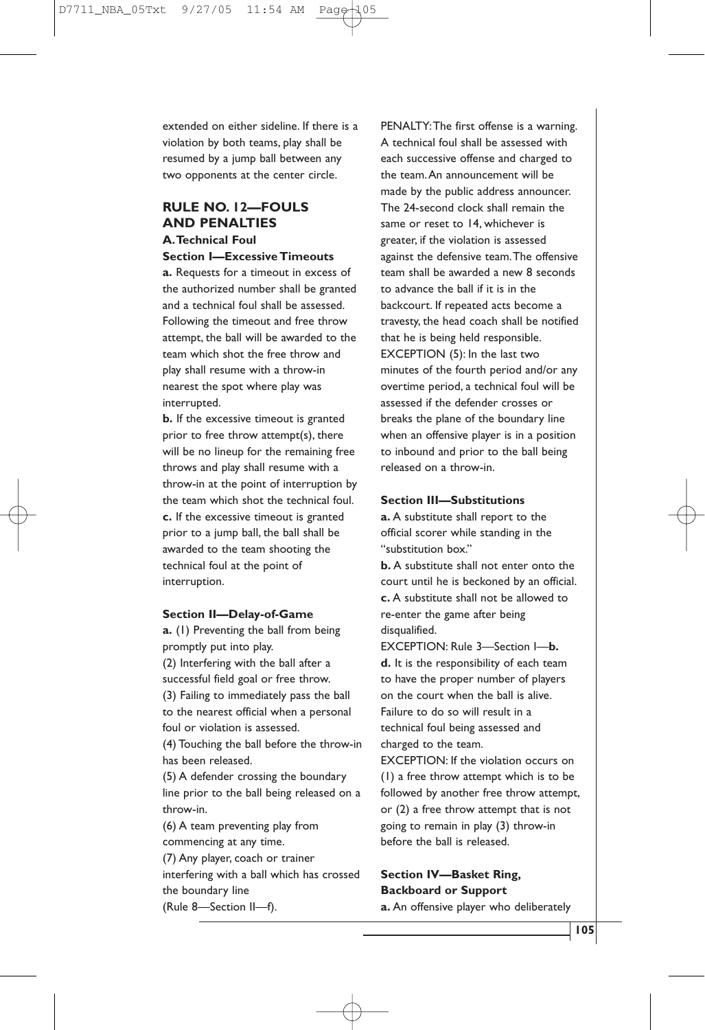extended on either sideline. If there is a violation by both teams, play shall be resumed by a jump ball between any two opponents at the center circle.

## RULE NO. 12—FOULS AND PENALTIES

### A. Technical Foul

#### Section I—Excessive Timeouts

**a.** Requests for a timeout in excess of the authorized number shall be granted and a technical foul shall be assessed. Following the timeout and free throw attempt, the ball will be awarded to the team which shot the free throw and play shall resume with a throw-in nearest the spot where play was interrupted.

**b.** If the excessive timeout is granted prior to free throw attempt(s), there will be no lineup for the remaining free throws and play shall resume with a throw-in at the point of interruption by the team which shot the technical foul.

**c.** If the excessive timeout is granted prior to a jump ball, the ball shall be awarded to the team shooting the technical foul at the point of interruption.

#### Section II—Delay-of-Game

**a.** (1) Preventing the ball from being promptly put into play.

(2) Interfering with the ball after a successful field goal or free throw.

(3) Failing to immediately pass the ball to the nearest official when a personal foul or violation is assessed.

(4) Touching the ball before the throw-in has been released.

(5) A defender crossing the boundary line prior to the ball being released on a throw-in.

(6) A team preventing play from commencing at any time.

(7) Any player, coach or trainer interfering with a ball which has crossed the boundary line (Rule 8—Section II—f).

PENALTY: The first offense is a warning. A technical foul shall be assessed with each successive offense and charged to the team. An announcement will be made by the public address announcer. The 24-second clock shall remain the same or reset to 14, whichever is greater, if the violation is assessed against the defensive team. The offensive team shall be awarded a new 8 seconds to advance the ball if it is in the backcourt. If repeated acts become a travesty, the head coach shall be notified that he is being held responsible.

EXCEPTION (5): In the last two minutes of the fourth period and/or any overtime period, a technical foul will be assessed if the defender crosses or breaks the plane of the boundary line when an offensive player is in a position to inbound and prior to the ball being released on a throw-in.

#### Section III—Substitutions

**a.** A substitute shall report to the official scorer while standing in the "substitution box."

**b.** A substitute shall not enter onto the court until he is beckoned by an official.

**c.** A substitute shall not be allowed to re-enter the game after being disqualified.

EXCEPTION: Rule 3—Section I—**b.**

**d.** It is the responsibility of each team to have the proper number of players on the court when the ball is alive. Failure to do so will result in a technical foul being assessed and charged to the team.

EXCEPTION: If the violation occurs on (1) a free throw attempt which is to be followed by another free throw attempt, or (2) a free throw attempt that is not going to remain in play (3) throw-in before the ball is released.

#### Section IV—Basket Ring, Backboard or Support

**a.** An offensive player who deliberately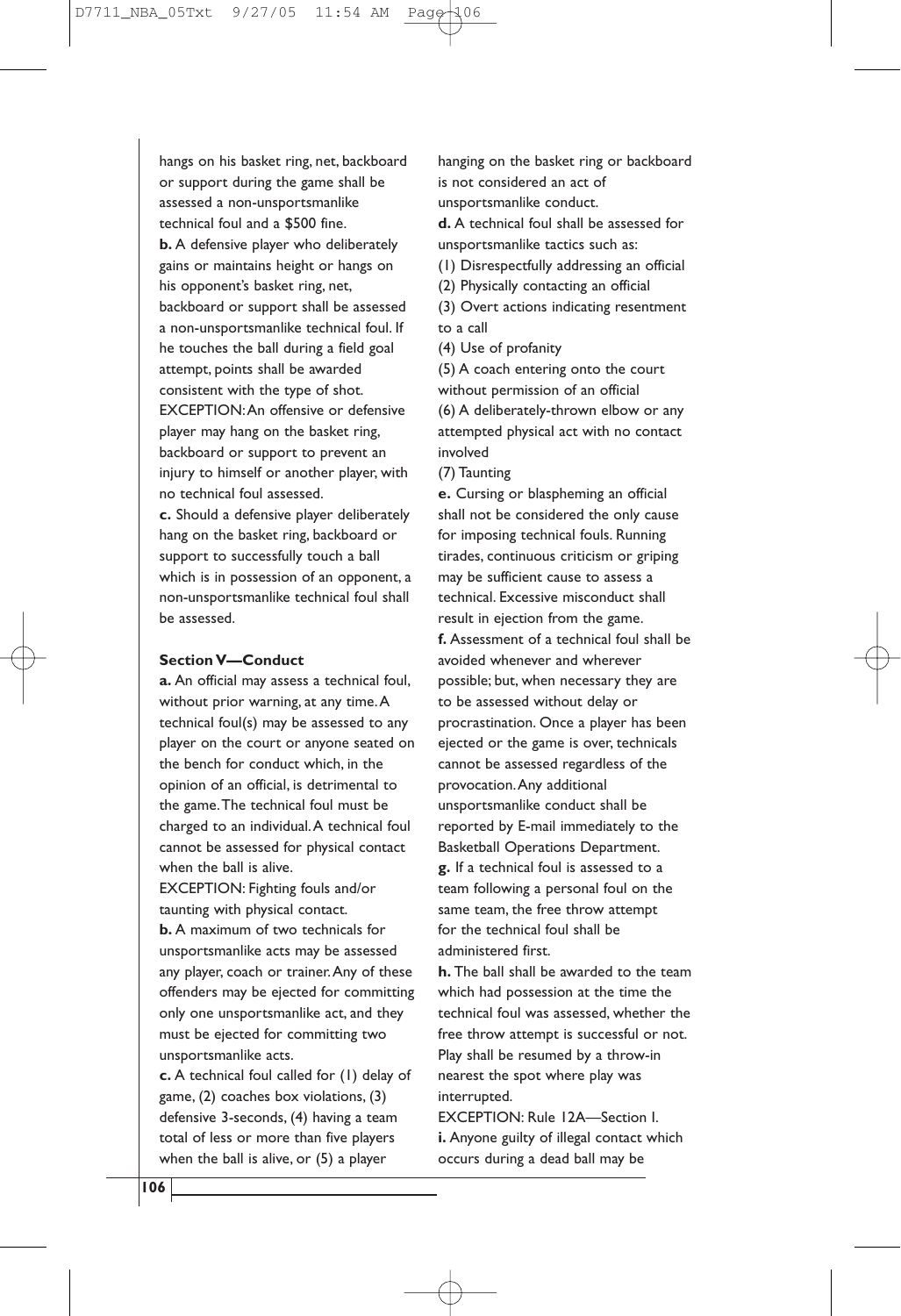hangs on his basket ring, net, backboard or support during the game shall be assessed a non-unsportsmanlike technical foul and a $500 fine.

**b.** A defensive player who deliberately gains or maintains height or hangs on his opponent's basket ring, net, backboard or support shall be assessed a non-unsportsmanlike technical foul. If he touches the ball during a field goal attempt, points shall be awarded consistent with the type of shot.

EXCEPTION: An offensive or defensive player may hang on the basket ring, backboard or support to prevent an injury to himself or another player, with no technical foul assessed.

**c.** Should a defensive player deliberately hang on the basket ring, backboard or support to successfully touch a ball which is in possession of an opponent, a non-unsportsmanlike technical foul shall be assessed.

### Section V—Conduct

**a.** An official may assess a technical foul, without prior warning, at any time. A technical foul(s) may be assessed to any player on the court or anyone seated on the bench for conduct which, in the opinion of an official, is detrimental to the game. The technical foul must be charged to an individual. A technical foul cannot be assessed for physical contact when the ball is alive.

EXCEPTION: Fighting fouls and/or taunting with physical contact.

**b.** A maximum of two technicals for unsportsmanlike acts may be assessed any player, coach or trainer. Any of these offenders may be ejected for committing only one unsportsmanlike act, and they must be ejected for committing two unsportsmanlike acts.

**c.** A technical foul called for (1) delay of game, (2) coaches box violations, (3) defensive 3-seconds, (4) having a team total of less or more than five players when the ball is alive, or (5) a player hanging on the basket ring or backboard is not considered an act of unsportsmanlike conduct.

**d.** A technical foul shall be assessed for unsportsmanlike tactics such as:

(1) Disrespectfully addressing an official

(2) Physically contacting an official

(3) Overt actions indicating resentment to a call

(4) Use of profanity

(5) A coach entering onto the court without permission of an official

(6) A deliberately-thrown elbow or any attempted physical act with no contact involved

(7) Taunting

**e.** Cursing or blaspheming an official shall not be considered the only cause for imposing technical fouls. Running tirades, continuous criticism or griping may be sufficient cause to assess a technical. Excessive misconduct shall result in ejection from the game.

**f.** Assessment of a technical foul shall be avoided whenever and wherever possible; but, when necessary they are to be assessed without delay or procrastination. Once a player has been ejected or the game is over, technicals cannot be assessed regardless of the provocation. Any additional unsportsmanlike conduct shall be reported by E-mail immediately to the Basketball Operations Department.

**g.** If a technical foul is assessed to a team following a personal foul on the same team, the free throw attempt for the technical foul shall be administered first.

**h.** The ball shall be awarded to the team which had possession at the time the technical foul was assessed, whether the free throw attempt is successful or not. Play shall be resumed by a throw-in nearest the spot where play was interrupted.

EXCEPTION: Rule 12A—Section I.

**i.** Anyone guilty of illegal contact which occurs during a dead ball may be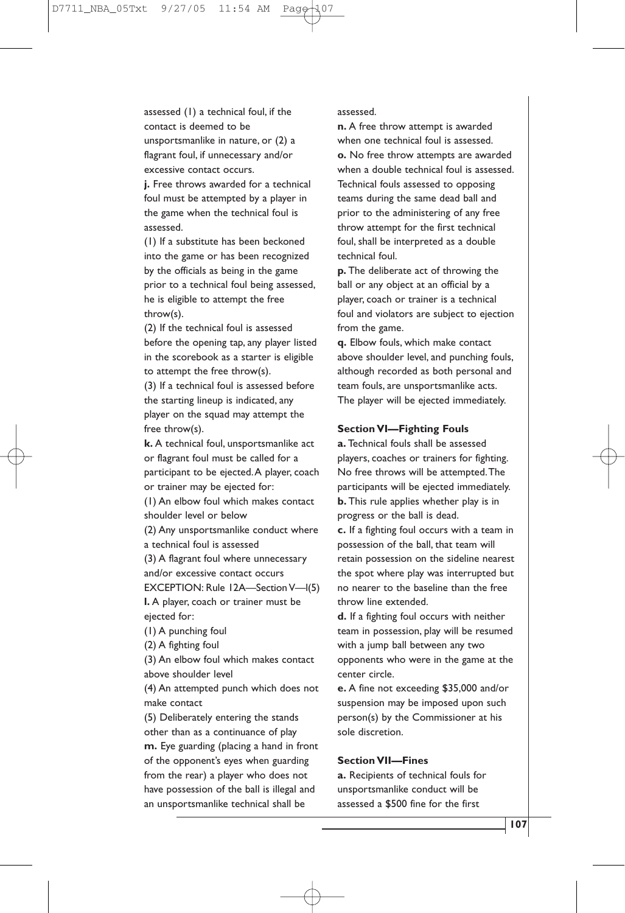assessed (1) a technical foul, if the contact is deemed to be unsportsmanlike in nature, or (2) a flagrant foul, if unnecessary and/or excessive contact occurs.

**j.** Free throws awarded for a technical foul must be attempted by a player in the game when the technical foul is assessed.

(1) If a substitute has been beckoned into the game or has been recognized by the officials as being in the game prior to a technical foul being assessed, he is eligible to attempt the free throw(s).

(2) If the technical foul is assessed before the opening tap, any player listed in the scorebook as a starter is eligible to attempt the free throw(s).

(3) If a technical foul is assessed before the starting lineup is indicated, any player on the squad may attempt the free throw(s).

**k.** A technical foul, unsportsmanlike act or flagrant foul must be called for a participant to be ejected. A player, coach or trainer may be ejected for:

(1) An elbow foul which makes contact shoulder level or below

(2) Any unsportsmanlike conduct where a technical foul is assessed

(3) A flagrant foul where unnecessary and/or excessive contact occurs

EXCEPTION: Rule 12A—Section V—I(5)

**l.** A player, coach or trainer must be ejected for:

(1) A punching foul

(2) A fighting foul

(3) An elbow foul which makes contact above shoulder level

(4) An attempted punch which does not make contact

(5) Deliberately entering the stands other than as a continuance of play

**m.** Eye guarding (placing a hand in front of the opponent's eyes when guarding from the rear) a player who does not have possession of the ball is illegal and an unsportsmanlike technical shall be assessed.

**n.** A free throw attempt is awarded when one technical foul is assessed.

**o.** No free throw attempts are awarded when a double technical foul is assessed. Technical fouls assessed to opposing teams during the same dead ball and prior to the administering of any free throw attempt for the first technical foul, shall be interpreted as a double technical foul.

**p.** The deliberate act of throwing the ball or any object at an official by a player, coach or trainer is a technical foul and violators are subject to ejection from the game.

**q.** Elbow fouls, which make contact above shoulder level, and punching fouls, although recorded as both personal and team fouls, are unsportsmanlike acts. The player will be ejected immediately.

### Section VI—Fighting Fouls

**a.** Technical fouls shall be assessed players, coaches or trainers for fighting. No free throws will be attempted. The participants will be ejected immediately.

**b.** This rule applies whether play is in progress or the ball is dead.

**c.** If a fighting foul occurs with a team in possession of the ball, that team will retain possession on the sideline nearest the spot where play was interrupted but no nearer to the baseline than the free throw line extended.

**d.** If a fighting foul occurs with neither team in possession, play will be resumed with a jump ball between any two opponents who were in the game at the center circle.

**e.** A fine not exceeding $35,000 and/or suspension may be imposed upon such person(s) by the Commissioner at his sole discretion.

### Section VII—Fines

**a.** Recipients of technical fouls for unsportsmanlike conduct will be assessed a $500 fine for the first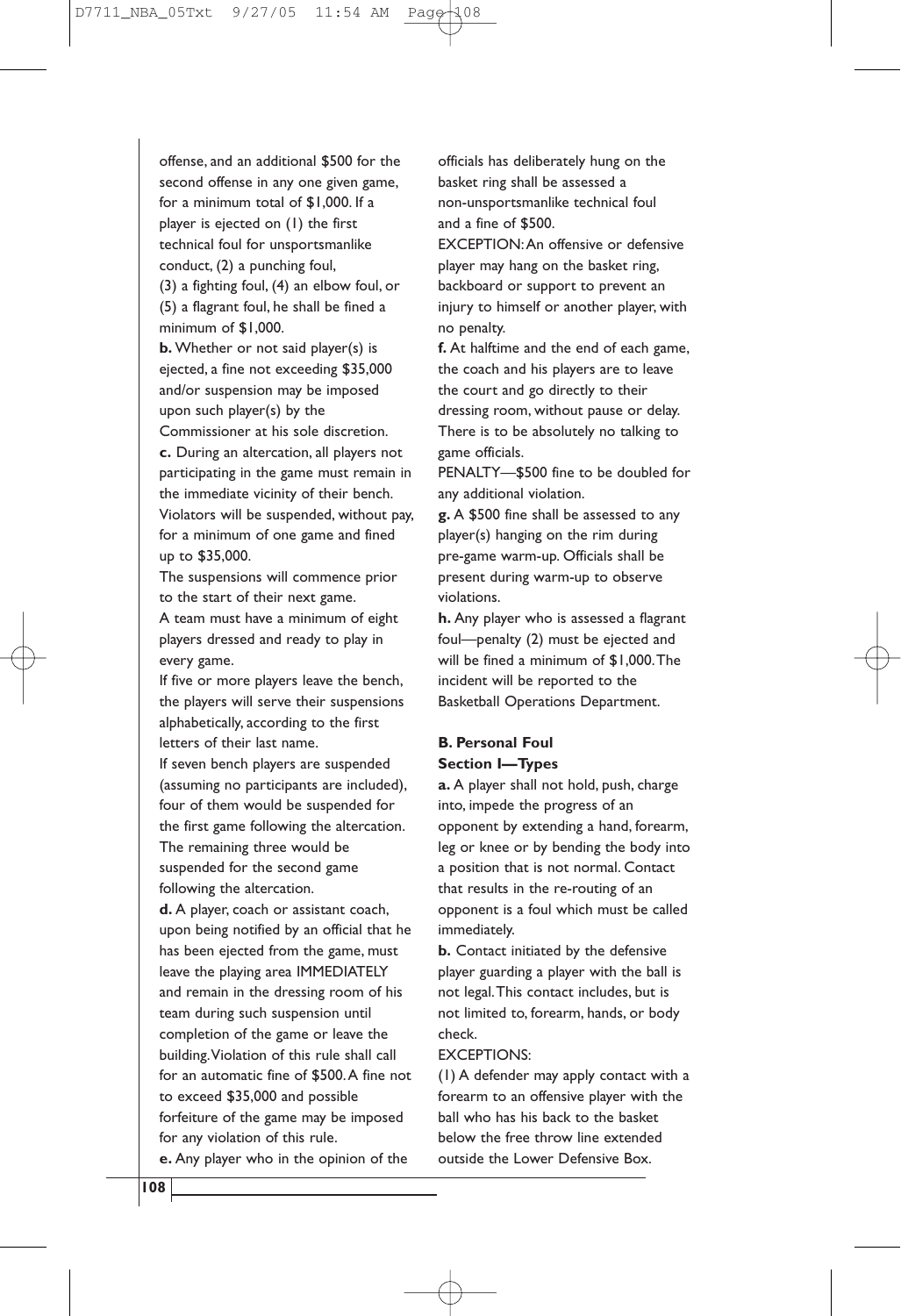offense, and an additional $500 for the second offense in any one given game, for a minimum total of $1,000. If a player is ejected on (1) the first technical foul for unsportsmanlike conduct, (2) a punching foul, (3) a fighting foul, (4) an elbow foul, or (5) a flagrant foul, he shall be fined a minimum of $1,000.

**b.** Whether or not said player(s) is ejected, a fine not exceeding $35,000 and/or suspension may be imposed upon such player(s) by the Commissioner at his sole discretion.

**c.** During an altercation, all players not participating in the game must remain in the immediate vicinity of their bench. Violators will be suspended, without pay, for a minimum of one game and fined up to $35,000.

The suspensions will commence prior to the start of their next game.

A team must have a minimum of eight players dressed and ready to play in every game.

If five or more players leave the bench, the players will serve their suspensions alphabetically, according to the first letters of their last name.

If seven bench players are suspended (assuming no participants are included), four of them would be suspended for the first game following the altercation. The remaining three would be suspended for the second game following the altercation.

**d.** A player, coach or assistant coach, upon being notified by an official that he has been ejected from the game, must leave the playing area IMMEDIATELY and remain in the dressing room of his team during such suspension until completion of the game or leave the building. Violation of this rule shall call for an automatic fine of $500. A fine not to exceed $35,000 and possible forfeiture of the game may be imposed for any violation of this rule.

**e.** Any player who in the opinion of the officials has deliberately hung on the basket ring shall be assessed a non-unsportsmanlike technical foul and a fine of $500.

EXCEPTION: An offensive or defensive player may hang on the basket ring, backboard or support to prevent an injury to himself or another player, with no penalty.

**f.** At halftime and the end of each game, the coach and his players are to leave the court and go directly to their dressing room, without pause or delay. There is to be absolutely no talking to game officials.

PENALTY—$500 fine to be doubled for any additional violation.

**g.** A $500 fine shall be assessed to any player(s) hanging on the rim during pre-game warm-up. Officials shall be present during warm-up to observe violations.

**h.** Any player who is assessed a flagrant foul—penalty (2) must be ejected and will be fined a minimum of $1,000. The incident will be reported to the Basketball Operations Department.

**B. Personal Foul**

**Section I—Types**

**a.** A player shall not hold, push, charge into, impede the progress of an opponent by extending a hand, forearm, leg or knee or by bending the body into a position that is not normal. Contact that results in the re-routing of an opponent is a foul which must be called immediately.

**b.** Contact initiated by the defensive player guarding a player with the ball is not legal. This contact includes, but is not limited to, forearm, hands, or body check.

EXCEPTIONS:

(1) A defender may apply contact with a forearm to an offensive player with the ball who has his back to the basket below the free throw line extended outside the Lower Defensive Box.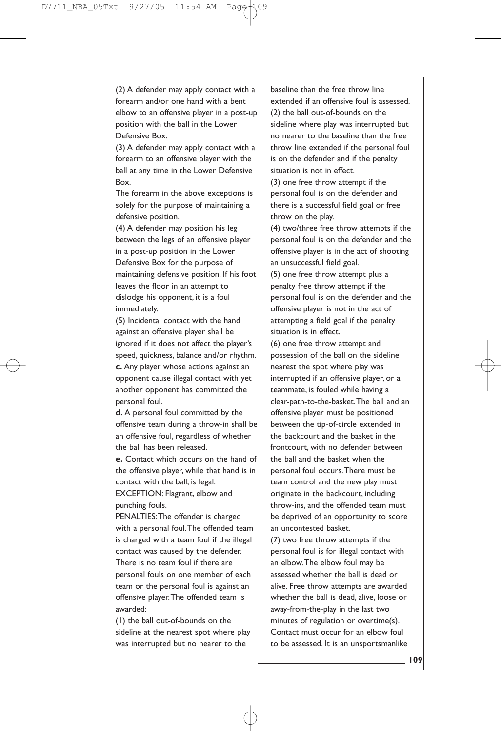(2) A defender may apply contact with a forearm and/or one hand with a bent elbow to an offensive player in a post-up position with the ball in the Lower Defensive Box.

(3) A defender may apply contact with a forearm to an offensive player with the ball at any time in the Lower Defensive Box.

The forearm in the above exceptions is solely for the purpose of maintaining a defensive position.

(4) A defender may position his leg between the legs of an offensive player in a post-up position in the Lower Defensive Box for the purpose of maintaining defensive position. If his foot leaves the floor in an attempt to dislodge his opponent, it is a foul immediately.

(5) Incidental contact with the hand against an offensive player shall be ignored if it does not affect the player's speed, quickness, balance and/or rhythm.

**c.** Any player whose actions against an opponent cause illegal contact with yet another opponent has committed the personal foul.

**d.** A personal foul committed by the offensive team during a throw-in shall be an offensive foul, regardless of whether the ball has been released.

**e.** Contact which occurs on the hand of the offensive player, while that hand is in contact with the ball, is legal.

EXCEPTION: Flagrant, elbow and punching fouls.

PENALTIES: The offender is charged with a personal foul. The offended team is charged with a team foul if the illegal contact was caused by the defender. There is no team foul if there are personal fouls on one member of each team or the personal foul is against an offensive player. The offended team is awarded:

(1) the ball out-of-bounds on the sideline at the nearest spot where play was interrupted but no nearer to the baseline than the free throw line extended if an offensive foul is assessed.

(2) the ball out-of-bounds on the sideline where play was interrupted but no nearer to the baseline than the free throw line extended if the personal foul is on the defender and if the penalty situation is not in effect.

(3) one free throw attempt if the personal foul is on the defender and there is a successful field goal or free throw on the play.

(4) two/three free throw attempts if the personal foul is on the defender and the offensive player is in the act of shooting an unsuccessful field goal.

(5) one free throw attempt plus a penalty free throw attempt if the personal foul is on the defender and the offensive player is not in the act of attempting a field goal if the penalty situation is in effect.

(6) one free throw attempt and possession of the ball on the sideline nearest the spot where play was interrupted if an offensive player, or a teammate, is fouled while having a clear-path-to-the-basket. The ball and an offensive player must be positioned between the tip-of-circle extended in the backcourt and the basket in the frontcourt, with no defender between the ball and the basket when the personal foul occurs. There must be team control and the new play must originate in the backcourt, including throw-ins, and the offended team must be deprived of an opportunity to score an uncontested basket.

(7) two free throw attempts if the personal foul is for illegal contact with an elbow. The elbow foul may be assessed whether the ball is dead or alive. Free throw attempts are awarded whether the ball is dead, alive, loose or away-from-the-play in the last two minutes of regulation or overtime(s). Contact must occur for an elbow foul to be assessed. It is an unsportsmanlike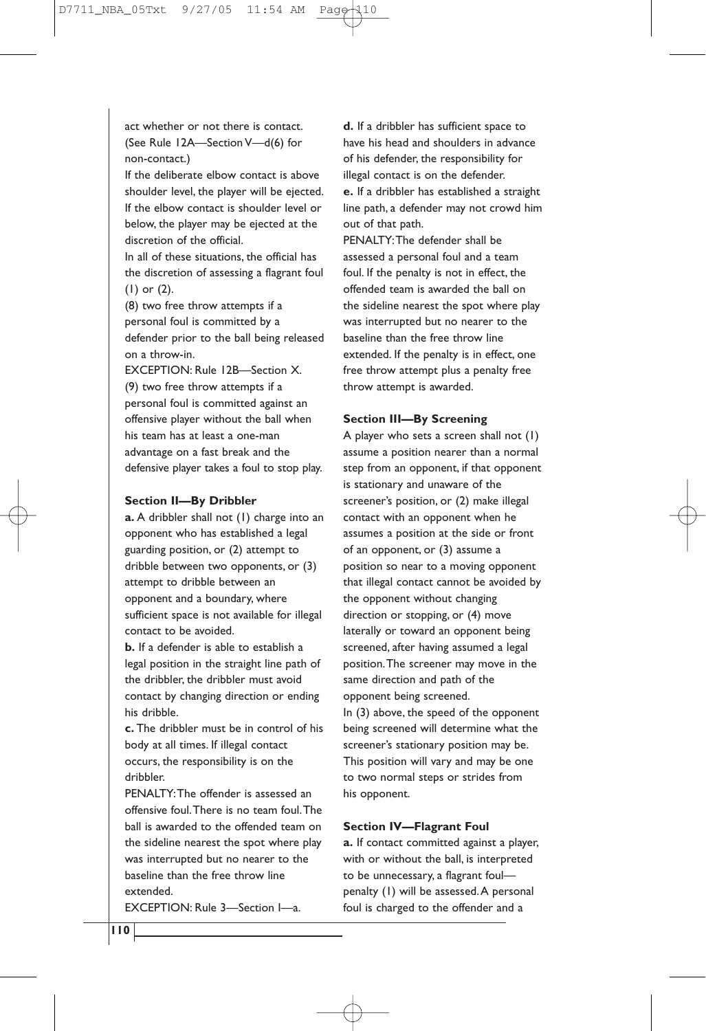act whether or not there is contact. (See Rule 12A—Section V—d(6) for non-contact.)

If the deliberate elbow contact is above shoulder level, the player will be ejected. If the elbow contact is shoulder level or below, the player may be ejected at the discretion of the official.

In all of these situations, the official has the discretion of assessing a flagrant foul (1) or (2).

(8) two free throw attempts if a personal foul is committed by a defender prior to the ball being released on a throw-in.

EXCEPTION: Rule 12B—Section X.

(9) two free throw attempts if a personal foul is committed against an offensive player without the ball when his team has at least a one-man advantage on a fast break and the defensive player takes a foul to stop play.

### Section II—By Dribbler

**a.** A dribbler shall not (1) charge into an opponent who has established a legal guarding position, or (2) attempt to dribble between two opponents, or (3) attempt to dribble between an opponent and a boundary, where sufficient space is not available for illegal contact to be avoided.

**b.** If a defender is able to establish a legal position in the straight line path of the dribbler, the dribbler must avoid contact by changing direction or ending his dribble.

**c.** The dribbler must be in control of his body at all times. If illegal contact occurs, the responsibility is on the dribbler.

PENALTY: The offender is assessed an offensive foul. There is no team foul. The ball is awarded to the offended team on the sideline nearest the spot where play was interrupted but no nearer to the baseline than the free throw line extended.

EXCEPTION: Rule 3—Section I—a.

**d.** If a dribbler has sufficient space to have his head and shoulders in advance of his defender, the responsibility for illegal contact is on the defender.

**e.** If a dribbler has established a straight line path, a defender may not crowd him out of that path.

PENALTY: The defender shall be assessed a personal foul and a team foul. If the penalty is not in effect, the offended team is awarded the ball on the sideline nearest the spot where play was interrupted but no nearer to the baseline than the free throw line extended. If the penalty is in effect, one free throw attempt plus a penalty free throw attempt is awarded.

### Section III—By Screening

A player who sets a screen shall not (1) assume a position nearer than a normal step from an opponent, if that opponent is stationary and unaware of the screener's position, or (2) make illegal contact with an opponent when he assumes a position at the side or front of an opponent, or (3) assume a position so near to a moving opponent that illegal contact cannot be avoided by the opponent without changing direction or stopping, or (4) move laterally or toward an opponent being screened, after having assumed a legal position. The screener may move in the same direction and path of the opponent being screened.

In (3) above, the speed of the opponent being screened will determine what the screener's stationary position may be. This position will vary and may be one to two normal steps or strides from his opponent.

### Section IV—Flagrant Foul

**a.** If contact committed against a player, with or without the ball, is interpreted to be unnecessary, a flagrant foul—penalty (1) will be assessed. A personal foul is charged to the offender and a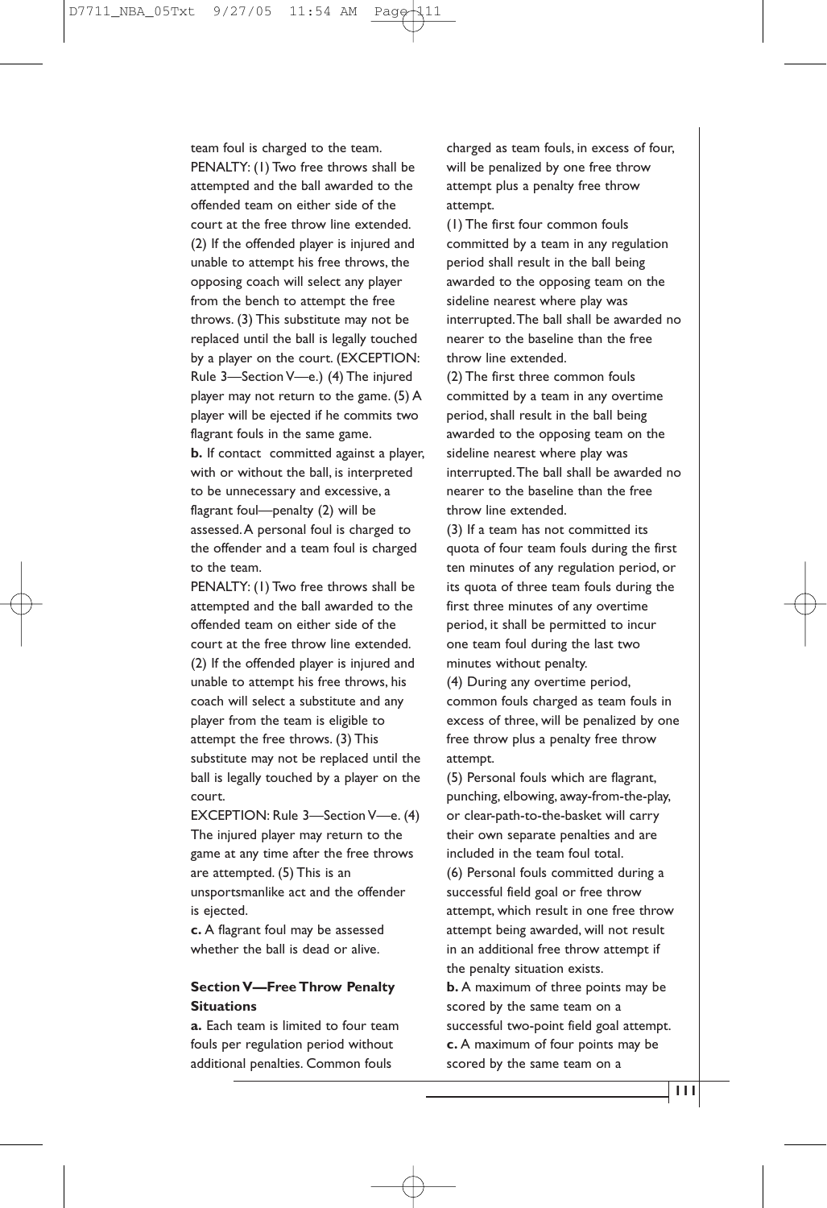team foul is charged to the team.

PENALTY: (1) Two free throws shall be attempted and the ball awarded to the offended team on either side of the court at the free throw line extended. (2) If the offended player is injured and unable to attempt his free throws, the opposing coach will select any player from the bench to attempt the free throws. (3) This substitute may not be replaced until the ball is legally touched by a player on the court. (EXCEPTION: Rule 3—Section V—e.) (4) The injured player may not return to the game. (5) A player will be ejected if he commits two flagrant fouls in the same game.

**b.** If contact committed against a player, with or without the ball, is interpreted to be unnecessary and excessive, a flagrant foul—penalty (2) will be assessed. A personal foul is charged to the offender and a team foul is charged to the team.

PENALTY: (1) Two free throws shall be attempted and the ball awarded to the offended team on either side of the court at the free throw line extended. (2) If the offended player is injured and unable to attempt his free throws, his coach will select a substitute and any player from the team is eligible to attempt the free throws. (3) This substitute may not be replaced until the ball is legally touched by a player on the court.

EXCEPTION: Rule 3—Section V—e. (4) The injured player may return to the game at any time after the free throws are attempted. (5) This is an unsportsmanlike act and the offender is ejected.

**c.** A flagrant foul may be assessed whether the ball is dead or alive.

### Section V—Free Throw Penalty Situations

**a.** Each team is limited to four team fouls per regulation period without additional penalties. Common fouls charged as team fouls, in excess of four, will be penalized by one free throw attempt plus a penalty free throw attempt.

(1) The first four common fouls committed by a team in any regulation period shall result in the ball being awarded to the opposing team on the sideline nearest where play was interrupted. The ball shall be awarded no nearer to the baseline than the free throw line extended.

(2) The first three common fouls committed by a team in any overtime period, shall result in the ball being awarded to the opposing team on the sideline nearest where play was interrupted. The ball shall be awarded no nearer to the baseline than the free throw line extended.

(3) If a team has not committed its quota of four team fouls during the first ten minutes of any regulation period, or its quota of three team fouls during the first three minutes of any overtime period, it shall be permitted to incur one team foul during the last two minutes without penalty.

(4) During any overtime period, common fouls charged as team fouls in excess of three, will be penalized by one free throw plus a penalty free throw attempt.

(5) Personal fouls which are flagrant, punching, elbowing, away-from-the-play, or clear-path-to-the-basket will carry their own separate penalties and are included in the team foul total.

(6) Personal fouls committed during a successful field goal or free throw attempt, which result in one free throw attempt being awarded, will not result in an additional free throw attempt if the penalty situation exists.

**b.** A maximum of three points may be scored by the same team on a successful two-point field goal attempt.

**c.** A maximum of four points may be scored by the same team on a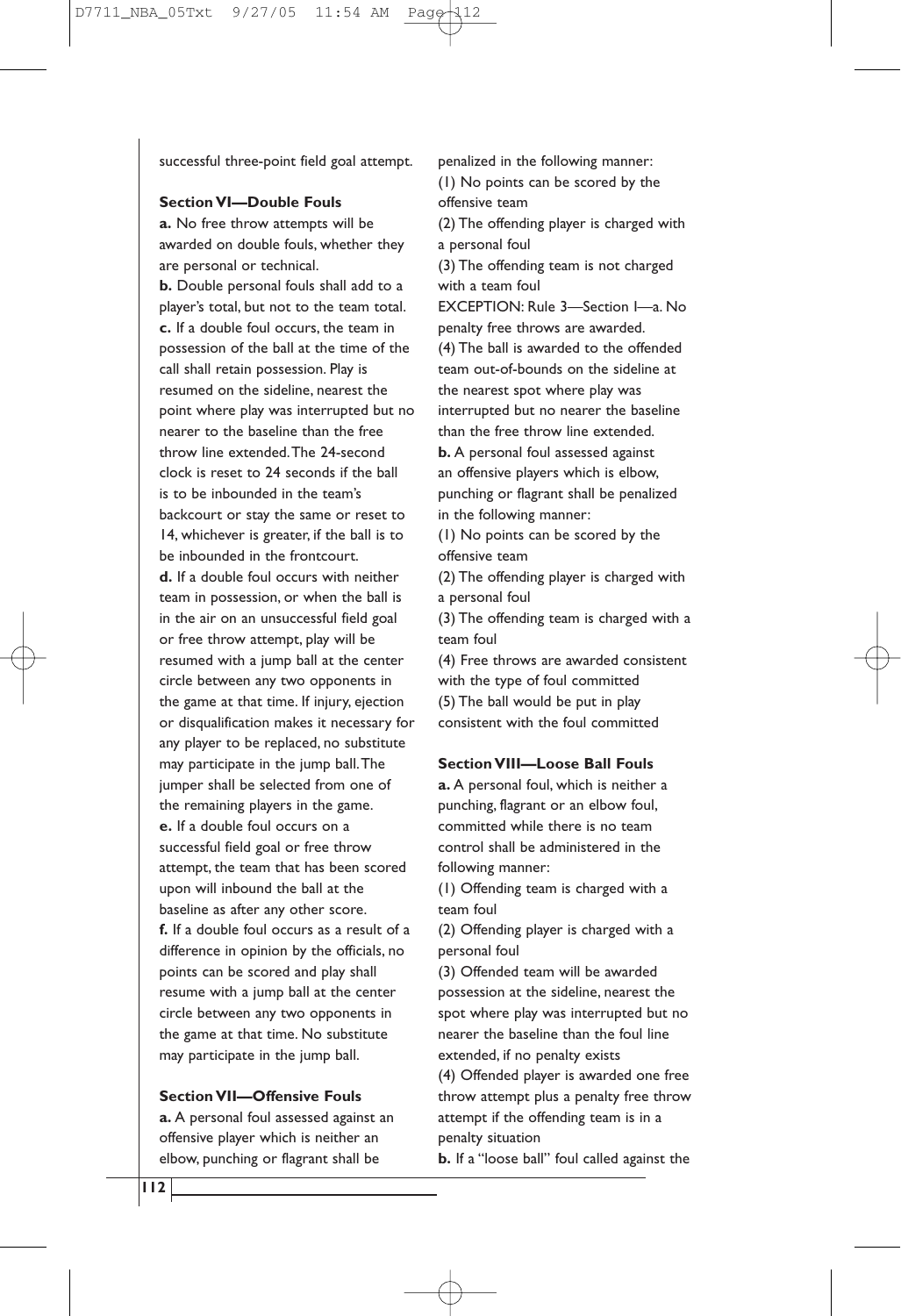successful three-point field goal attempt.

### Section VI—Double Fouls

**a.** No free throw attempts will be awarded on double fouls, whether they are personal or technical.

**b.** Double personal fouls shall add to a player's total, but not to the team total.

**c.** If a double foul occurs, the team in possession of the ball at the time of the call shall retain possession. Play is resumed on the sideline, nearest the point where play was interrupted but no nearer to the baseline than the free throw line extended. The 24-second clock is reset to 24 seconds if the ball is to be inbounded in the team's backcourt or stay the same or reset to 14, whichever is greater, if the ball is to be inbounded in the frontcourt.

**d.** If a double foul occurs with neither team in possession, or when the ball is in the air on an unsuccessful field goal or free throw attempt, play will be resumed with a jump ball at the center circle between any two opponents in the game at that time. If injury, ejection or disqualification makes it necessary for any player to be replaced, no substitute may participate in the jump ball. The jumper shall be selected from one of the remaining players in the game.

**e.** If a double foul occurs on a successful field goal or free throw attempt, the team that has been scored upon will inbound the ball at the baseline as after any other score.

**f.** If a double foul occurs as a result of a difference in opinion by the officials, no points can be scored and play shall resume with a jump ball at the center circle between any two opponents in the game at that time. No substitute may participate in the jump ball.

### Section VII—Offensive Fouls

**a.** A personal foul assessed against an offensive player which is neither an elbow, punching or flagrant shall be penalized in the following manner:

(1) No points can be scored by the offensive team

(2) The offending player is charged with a personal foul

(3) The offending team is not charged with a team foul

EXCEPTION: Rule 3—Section I—a. No penalty free throws are awarded.

(4) The ball is awarded to the offended team out-of-bounds on the sideline at the nearest spot where play was interrupted but no nearer the baseline than the free throw line extended.

**b.** A personal foul assessed against an offensive players which is elbow, punching or flagrant shall be penalized in the following manner:

(1) No points can be scored by the offensive team

(2) The offending player is charged with a personal foul

(3) The offending team is charged with a team foul

(4) Free throws are awarded consistent with the type of foul committed

(5) The ball would be put in play consistent with the foul committed

### Section VIII—Loose Ball Fouls

**a.** A personal foul, which is neither a punching, flagrant or an elbow foul, committed while there is no team control shall be administered in the following manner:

(1) Offending team is charged with a team foul

(2) Offending player is charged with a personal foul

(3) Offended team will be awarded possession at the sideline, nearest the spot where play was interrupted but no nearer the baseline than the foul line extended, if no penalty exists

(4) Offended player is awarded one free throw attempt plus a penalty free throw attempt if the offending team is in a penalty situation

**b.** If a "loose ball" foul called against the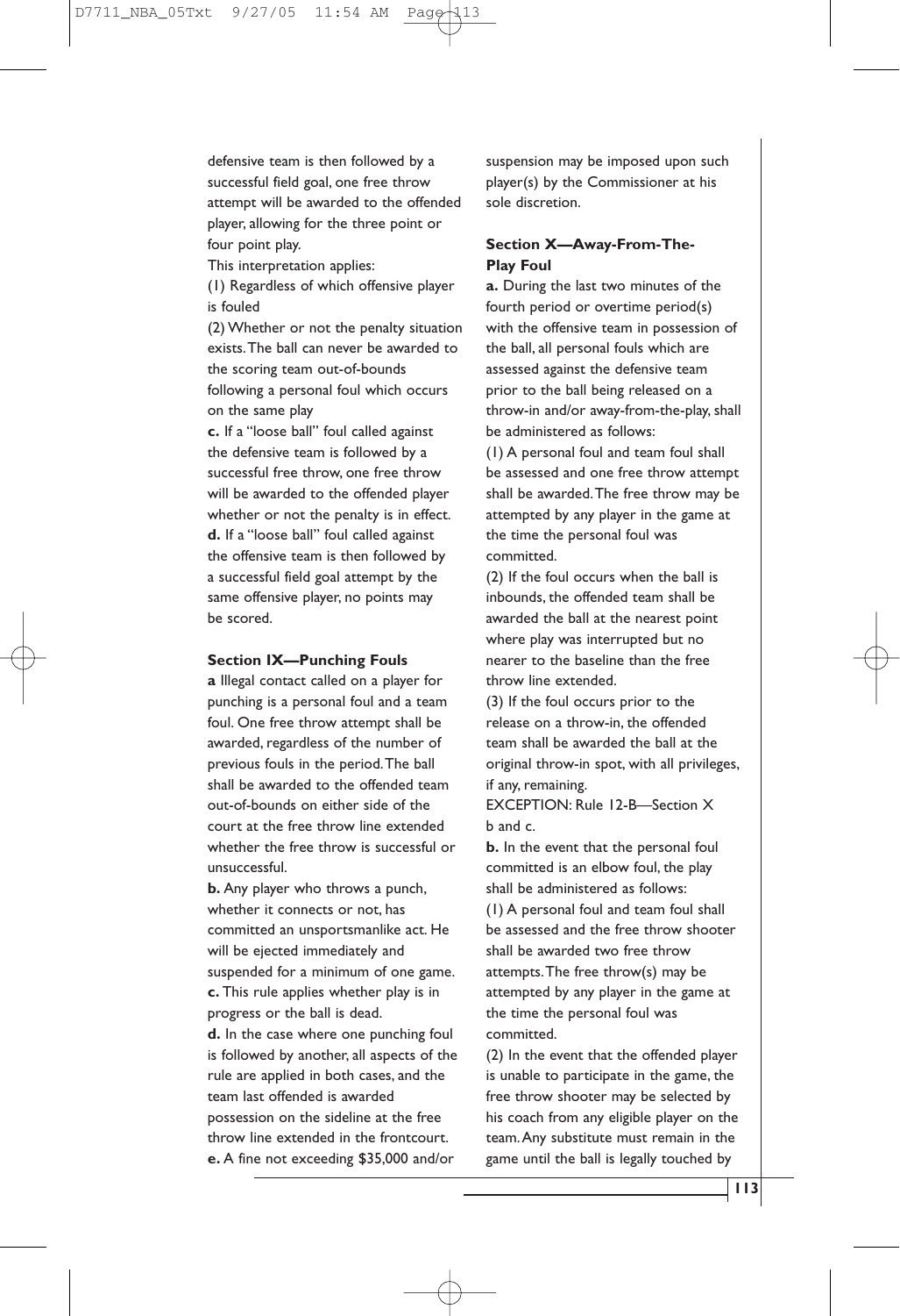defensive team is then followed by a successful field goal, one free throw attempt will be awarded to the offended player, allowing for the three point or four point play.

This interpretation applies:

(1) Regardless of which offensive player is fouled

(2) Whether or not the penalty situation exists. The ball can never be awarded to the scoring team out-of-bounds following a personal foul which occurs on the same play

**c.** If a "loose ball" foul called against the defensive team is followed by a successful free throw, one free throw will be awarded to the offended player whether or not the penalty is in effect.

**d.** If a "loose ball" foul called against the offensive team is then followed by a successful field goal attempt by the same offensive player, no points may be scored.

### Section IX—Punching Fouls

**a** Illegal contact called on a player for punching is a personal foul and a team foul. One free throw attempt shall be awarded, regardless of the number of previous fouls in the period. The ball shall be awarded to the offended team out-of-bounds on either side of the court at the free throw line extended whether the free throw is successful or unsuccessful.

**b.** Any player who throws a punch, whether it connects or not, has committed an unsportsmanlike act. He will be ejected immediately and suspended for a minimum of one game.

**c.** This rule applies whether play is in progress or the ball is dead.

**d.** In the case where one punching foul is followed by another, all aspects of the rule are applied in both cases, and the team last offended is awarded possession on the sideline at the free throw line extended in the frontcourt.

**e.** A fine not exceeding $35,000 and/or suspension may be imposed upon such player(s) by the Commissioner at his sole discretion.

### Section X—Away-From-The-Play Foul

**a.** During the last two minutes of the fourth period or overtime period(s) with the offensive team in possession of the ball, all personal fouls which are assessed against the defensive team prior to the ball being released on a throw-in and/or away-from-the-play, shall be administered as follows:

(1) A personal foul and team foul shall be assessed and one free throw attempt shall be awarded. The free throw may be attempted by any player in the game at the time the personal foul was committed.

(2) If the foul occurs when the ball is inbounds, the offended team shall be awarded the ball at the nearest point where play was interrupted but no nearer to the baseline than the free throw line extended.

(3) If the foul occurs prior to the release on a throw-in, the offended team shall be awarded the ball at the original throw-in spot, with all privileges, if any, remaining.

EXCEPTION: Rule 12-B—Section X b and c.

**b.** In the event that the personal foul committed is an elbow foul, the play shall be administered as follows:

(1) A personal foul and team foul shall be assessed and the free throw shooter shall be awarded two free throw attempts. The free throw(s) may be attempted by any player in the game at the time the personal foul was committed.

(2) In the event that the offended player is unable to participate in the game, the free throw shooter may be selected by his coach from any eligible player on the team. Any substitute must remain in the game until the ball is legally touched by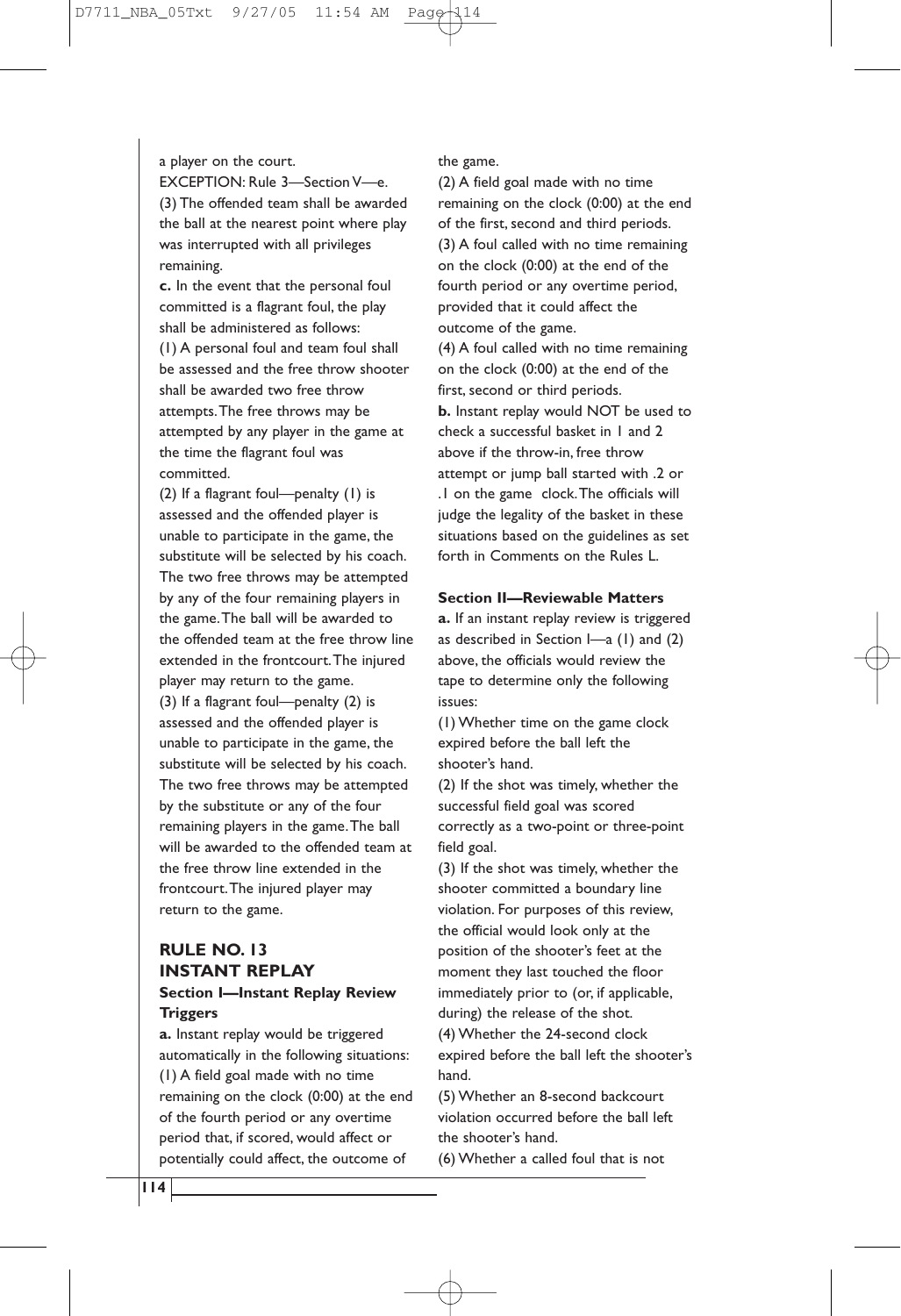a player on the court.

EXCEPTION: Rule 3—Section V—e.

(3) The offended team shall be awarded the ball at the nearest point where play was interrupted with all privileges remaining.

**c.** In the event that the personal foul committed is a flagrant foul, the play shall be administered as follows:

(1) A personal foul and team foul shall be assessed and the free throw shooter shall be awarded two free throw attempts. The free throws may be attempted by any player in the game at the time the flagrant foul was committed.

(2) If a flagrant foul—penalty (1) is assessed and the offended player is unable to participate in the game, the substitute will be selected by his coach. The two free throws may be attempted by any of the four remaining players in the game. The ball will be awarded to the offended team at the free throw line extended in the frontcourt. The injured player may return to the game.

(3) If a flagrant foul—penalty (2) is assessed and the offended player is unable to participate in the game, the substitute will be selected by his coach. The two free throws may be attempted by the substitute or any of the four remaining players in the game. The ball will be awarded to the offended team at the free throw line extended in the frontcourt. The injured player may return to the game.

## RULE NO. 13 INSTANT REPLAY

### Section I—Instant Replay Review Triggers

**a.** Instant replay would be triggered automatically in the following situations:

(1) A field goal made with no time remaining on the clock (0:00) at the end of the fourth period or any overtime period that, if scored, would affect or potentially could affect, the outcome of the game.

(2) A field goal made with no time remaining on the clock (0:00) at the end of the first, second and third periods.

(3) A foul called with no time remaining on the clock (0:00) at the end of the fourth period or any overtime period, provided that it could affect the outcome of the game.

(4) A foul called with no time remaining on the clock (0:00) at the end of the first, second or third periods.

**b.** Instant replay would NOT be used to check a successful basket in 1 and 2 above if the throw-in, free throw attempt or jump ball started with .2 or .1 on the game clock. The officials will judge the legality of the basket in these situations based on the guidelines as set forth in Comments on the Rules L.

### Section II—Reviewable Matters

**a.** If an instant replay review is triggered as described in Section I—a (1) and (2) above, the officials would review the tape to determine only the following issues:

(1) Whether time on the game clock expired before the ball left the shooter's hand.

(2) If the shot was timely, whether the successful field goal was scored correctly as a two-point or three-point field goal.

(3) If the shot was timely, whether the shooter committed a boundary line violation. For purposes of this review, the official would look only at the position of the shooter's feet at the moment they last touched the floor immediately prior to (or, if applicable, during) the release of the shot.

(4) Whether the 24-second clock expired before the ball left the shooter's hand.

(5) Whether an 8-second backcourt violation occurred before the ball left the shooter's hand.

(6) Whether a called foul that is not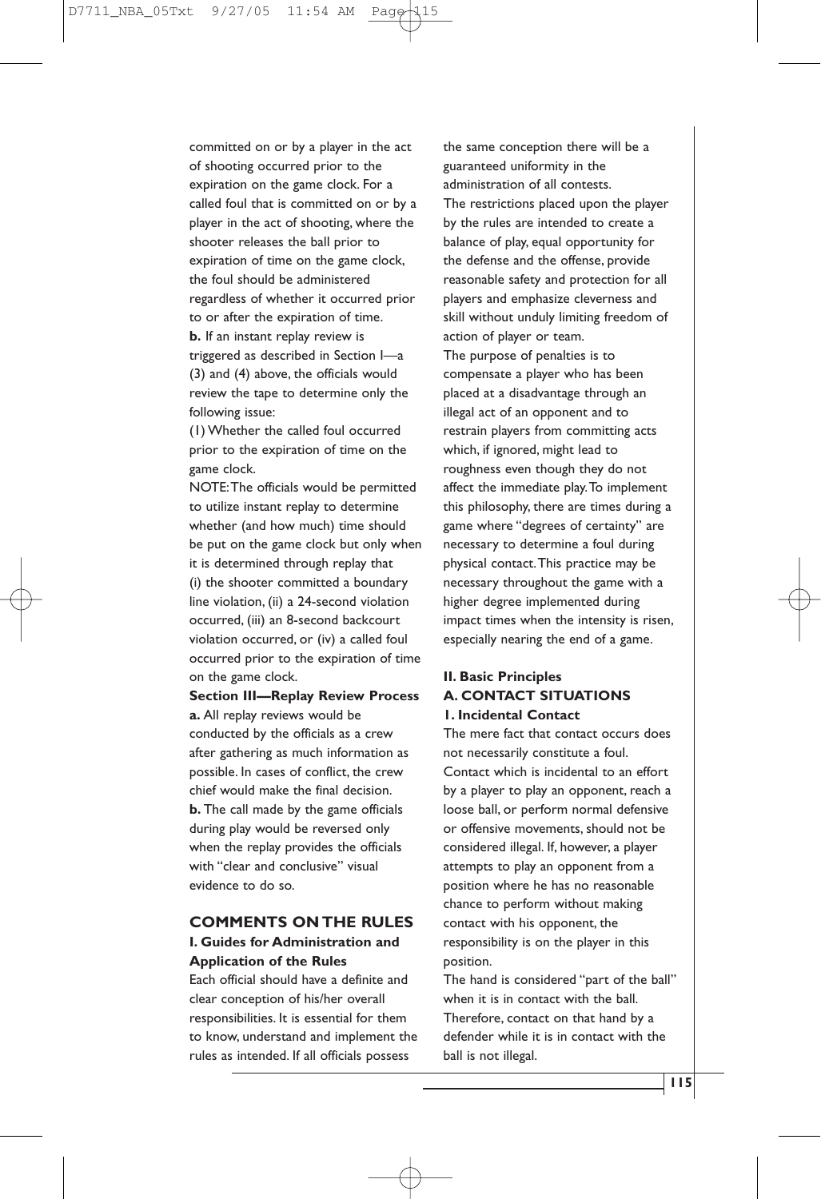committed on or by a player in the act of shooting occurred prior to the expiration on the game clock. For a called foul that is committed on or by a player in the act of shooting, where the shooter releases the ball prior to expiration of time on the game clock, the foul should be administered regardless of whether it occurred prior to or after the expiration of time.

**b.** If an instant replay review is triggered as described in Section I—a (3) and (4) above, the officials would review the tape to determine only the following issue:

(1) Whether the called foul occurred prior to the expiration of time on the game clock.

NOTE: The officials would be permitted to utilize instant replay to determine whether (and how much) time should be put on the game clock but only when it is determined through replay that (i) the shooter committed a boundary line violation, (ii) a 24-second violation occurred, (iii) an 8-second backcourt violation occurred, or (iv) a called foul occurred prior to the expiration of time on the game clock.

**Section III—Replay Review Process**

**a.** All replay reviews would be conducted by the officials as a crew after gathering as much information as possible. In cases of conflict, the crew chief would make the final decision.

**b.** The call made by the game officials during play would be reversed only when the replay provides the officials with "clear and conclusive" visual evidence to do so.

## COMMENTS ON THE RULES

### I. Guides for Administration and Application of the Rules

Each official should have a definite and clear conception of his/her overall responsibilities. It is essential for them to know, understand and implement the rules as intended. If all officials possess the same conception there will be a guaranteed uniformity in the administration of all contests.

The restrictions placed upon the player by the rules are intended to create a balance of play, equal opportunity for the defense and the offense, provide reasonable safety and protection for all players and emphasize cleverness and skill without unduly limiting freedom of action of player or team.

The purpose of penalties is to compensate a player who has been placed at a disadvantage through an illegal act of an opponent and to restrain players from committing acts which, if ignored, might lead to roughness even though they do not affect the immediate play. To implement this philosophy, there are times during a game where "degrees of certainty" are necessary to determine a foul during physical contact. This practice may be necessary throughout the game with a higher degree implemented during impact times when the intensity is risen, especially nearing the end of a game.

### II. Basic Principles

#### A. CONTACT SITUATIONS

**1. Incidental Contact**

The mere fact that contact occurs does not necessarily constitute a foul. Contact which is incidental to an effort by a player to play an opponent, reach a loose ball, or perform normal defensive or offensive movements, should not be considered illegal. If, however, a player attempts to play an opponent from a position where he has no reasonable chance to perform without making contact with his opponent, the responsibility is on the player in this position.

The hand is considered "part of the ball" when it is in contact with the ball. Therefore, contact on that hand by a defender while it is in contact with the ball is not illegal.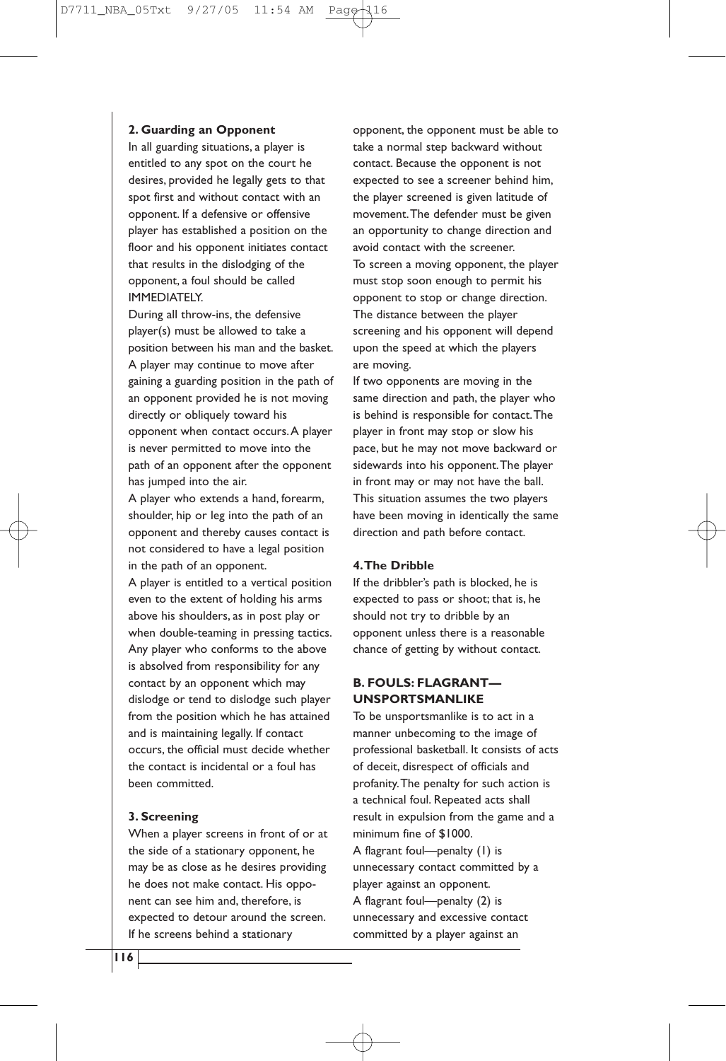**2. Guarding an Opponent**

In all guarding situations, a player is entitled to any spot on the court he desires, provided he legally gets to that spot first and without contact with an opponent. If a defensive or offensive player has established a position on the floor and his opponent initiates contact that results in the dislodging of the opponent, a foul should be called IMMEDIATELY.

During all throw-ins, the defensive player(s) must be allowed to take a position between his man and the basket.

A player may continue to move after gaining a guarding position in the path of an opponent provided he is not moving directly or obliquely toward his opponent when contact occurs. A player is never permitted to move into the path of an opponent after the opponent has jumped into the air.

A player who extends a hand, forearm, shoulder, hip or leg into the path of an opponent and thereby causes contact is not considered to have a legal position in the path of an opponent.

A player is entitled to a vertical position even to the extent of holding his arms above his shoulders, as in post play or when double-teaming in pressing tactics. Any player who conforms to the above is absolved from responsibility for any contact by an opponent which may dislodge or tend to dislodge such player from the position which he has attained and is maintaining legally. If contact occurs, the official must decide whether the contact is incidental or a foul has been committed.

**3. Screening**

When a player screens in front of or at the side of a stationary opponent, he may be as close as he desires providing he does not make contact. His opponent can see him and, therefore, is expected to detour around the screen. If he screens behind a stationary opponent, the opponent must be able to take a normal step backward without contact. Because the opponent is not expected to see a screener behind him, the player screened is given latitude of movement. The defender must be given an opportunity to change direction and avoid contact with the screener.

To screen a moving opponent, the player must stop soon enough to permit his opponent to stop or change direction. The distance between the player screening and his opponent will depend upon the speed at which the players are moving.

If two opponents are moving in the same direction and path, the player who is behind is responsible for contact. The player in front may stop or slow his pace, but he may not move backward or sidewards into his opponent. The player in front may or may not have the ball. This situation assumes the two players have been moving in identically the same direction and path before contact.

**4. The Dribble**

If the dribbler's path is blocked, he is expected to pass or shoot; that is, he should not try to dribble by an opponent unless there is a reasonable chance of getting by without contact.

**B. FOULS: FLAGRANT—UNSPORTSMANLIKE**

To be unsportsmanlike is to act in a manner unbecoming to the image of professional basketball. It consists of acts of deceit, disrespect of officials and profanity. The penalty for such action is a technical foul. Repeated acts shall result in expulsion from the game and a minimum fine of $1000.

A flagrant foul—penalty (1) is unnecessary contact committed by a player against an opponent.

A flagrant foul—penalty (2) is unnecessary and excessive contact committed by a player against an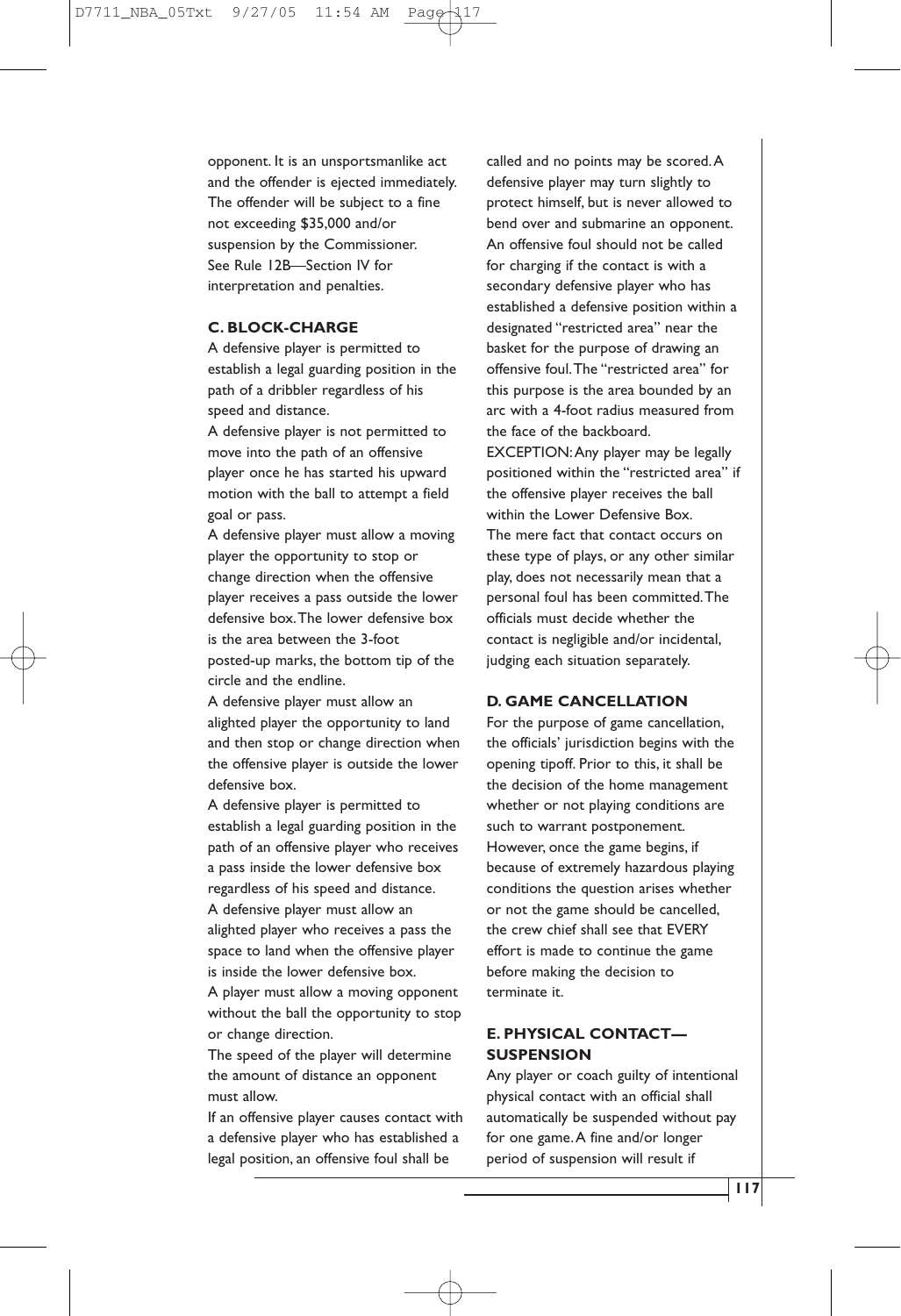opponent. It is an unsportsmanlike act and the offender is ejected immediately. The offender will be subject to a fine not exceeding $35,000 and/or suspension by the Commissioner. See Rule 12B—Section IV for interpretation and penalties.

### C. BLOCK-CHARGE

A defensive player is permitted to establish a legal guarding position in the path of a dribbler regardless of his speed and distance.

A defensive player is not permitted to move into the path of an offensive player once he has started his upward motion with the ball to attempt a field goal or pass.

A defensive player must allow a moving player the opportunity to stop or change direction when the offensive player receives a pass outside the lower defensive box. The lower defensive box is the area between the 3-foot posted-up marks, the bottom tip of the circle and the endline.

A defensive player must allow an alighted player the opportunity to land and then stop or change direction when the offensive player is outside the lower defensive box.

A defensive player is permitted to establish a legal guarding position in the path of an offensive player who receives a pass inside the lower defensive box regardless of his speed and distance.

A defensive player must allow an alighted player who receives a pass the space to land when the offensive player is inside the lower defensive box.

A player must allow a moving opponent without the ball the opportunity to stop or change direction.

The speed of the player will determine the amount of distance an opponent must allow.

If an offensive player causes contact with a defensive player who has established a legal position, an offensive foul shall be called and no points may be scored. A defensive player may turn slightly to protect himself, but is never allowed to bend over and submarine an opponent.

An offensive foul should not be called for charging if the contact is with a secondary defensive player who has established a defensive position within a designated "restricted area" near the basket for the purpose of drawing an offensive foul. The "restricted area" for this purpose is the area bounded by an arc with a 4-foot radius measured from the face of the backboard.

EXCEPTION: Any player may be legally positioned within the "restricted area" if the offensive player receives the ball within the Lower Defensive Box.

The mere fact that contact occurs on these type of plays, or any other similar play, does not necessarily mean that a personal foul has been committed. The officials must decide whether the contact is negligible and/or incidental, judging each situation separately.

### D. GAME CANCELLATION

For the purpose of game cancellation, the officials' jurisdiction begins with the opening tipoff. Prior to this, it shall be the decision of the home management whether or not playing conditions are such to warrant postponement. However, once the game begins, if because of extremely hazardous playing conditions the question arises whether or not the game should be cancelled, the crew chief shall see that EVERY effort is made to continue the game before making the decision to terminate it.

### E. PHYSICAL CONTACT—SUSPENSION

Any player or coach guilty of intentional physical contact with an official shall automatically be suspended without pay for one game. A fine and/or longer period of suspension will result if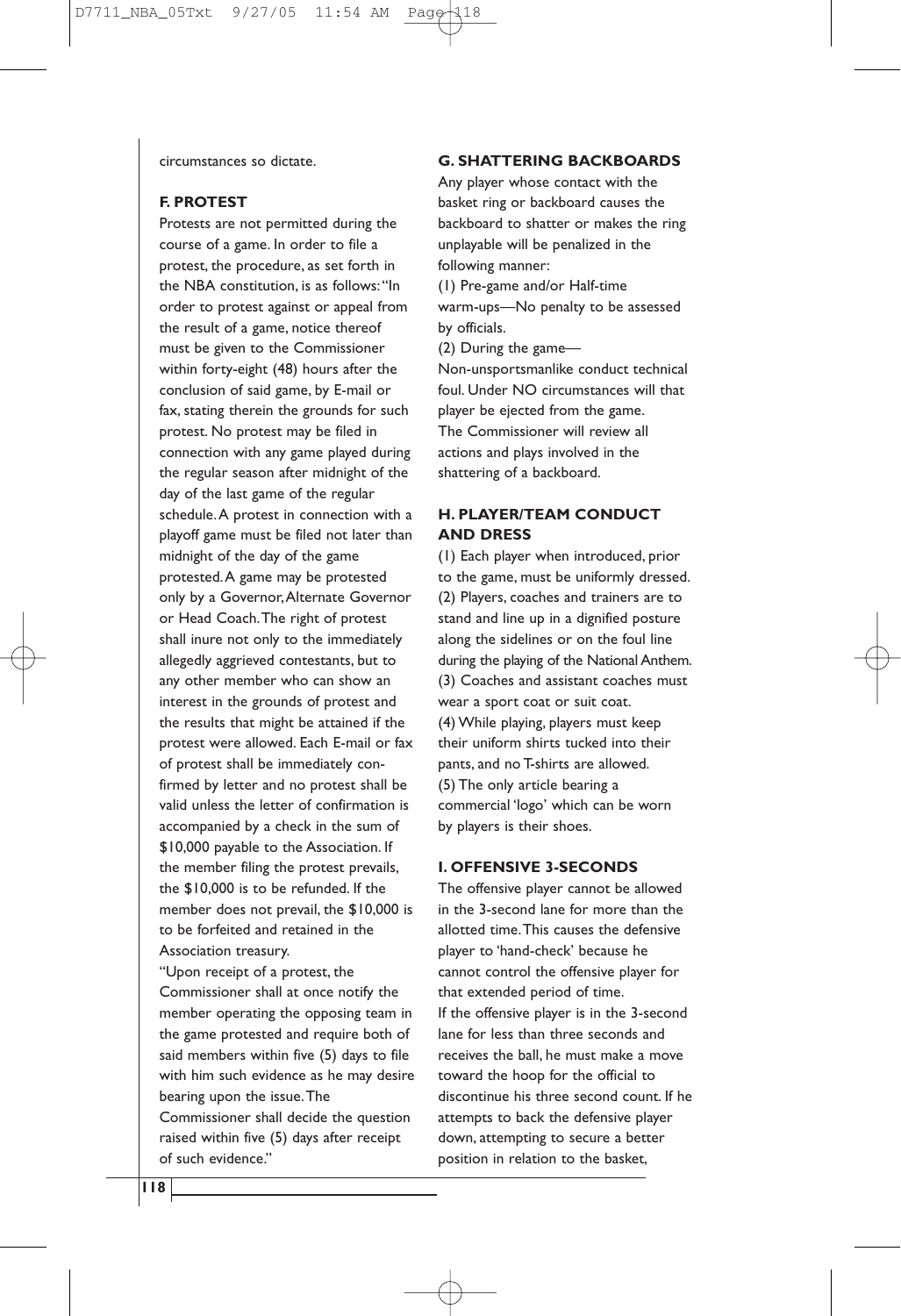circumstances so dictate.

### F. PROTEST

Protests are not permitted during the course of a game. In order to file a protest, the procedure, as set forth in the NBA constitution, is as follows: "In order to protest against or appeal from the result of a game, notice thereof must be given to the Commissioner within forty-eight (48) hours after the conclusion of said game, by E-mail or fax, stating therein the grounds for such protest. No protest may be filed in connection with any game played during the regular season after midnight of the day of the last game of the regular schedule. A protest in connection with a playoff game must be filed not later than midnight of the day of the game protested. A game may be protested only by a Governor, Alternate Governor or Head Coach. The right of protest shall inure not only to the immediately allegedly aggrieved contestants, but to any other member who can show an interest in the grounds of protest and the results that might be attained if the protest were allowed. Each E-mail or fax of protest shall be immediately confirmed by letter and no protest shall be valid unless the letter of confirmation is accompanied by a check in the sum of $10,000 payable to the Association. If the member filing the protest prevails, the $10,000 is to be refunded. If the member does not prevail, the $10,000 is to be forfeited and retained in the Association treasury.

"Upon receipt of a protest, the Commissioner shall at once notify the member operating the opposing team in the game protested and require both of said members within five (5) days to file with him such evidence as he may desire bearing upon the issue. The Commissioner shall decide the question raised within five (5) days after receipt of such evidence."

### G. SHATTERING BACKBOARDS

Any player whose contact with the basket ring or backboard causes the backboard to shatter or makes the ring unplayable will be penalized in the following manner:

(1) Pre-game and/or Half-time warm-ups—No penalty to be assessed by officials.

(2) During the game—Non-unsportsmanlike conduct technical foul. Under NO circumstances will that player be ejected from the game.

The Commissioner will review all actions and plays involved in the shattering of a backboard.

### H. PLAYER/TEAM CONDUCT AND DRESS

(1) Each player when introduced, prior to the game, must be uniformly dressed.

(2) Players, coaches and trainers are to stand and line up in a dignified posture along the sidelines or on the foul line during the playing of the National Anthem.

(3) Coaches and assistant coaches must wear a sport coat or suit coat.

(4) While playing, players must keep their uniform shirts tucked into their pants, and no T-shirts are allowed.

(5) The only article bearing a commercial 'logo' which can be worn by players is their shoes.

### I. OFFENSIVE 3-SECONDS

The offensive player cannot be allowed in the 3-second lane for more than the allotted time. This causes the defensive player to 'hand-check' because he cannot control the offensive player for that extended period of time.

If the offensive player is in the 3-second lane for less than three seconds and receives the ball, he must make a move toward the hoop for the official to discontinue his three second count. If he attempts to back the defensive player down, attempting to secure a better position in relation to the basket,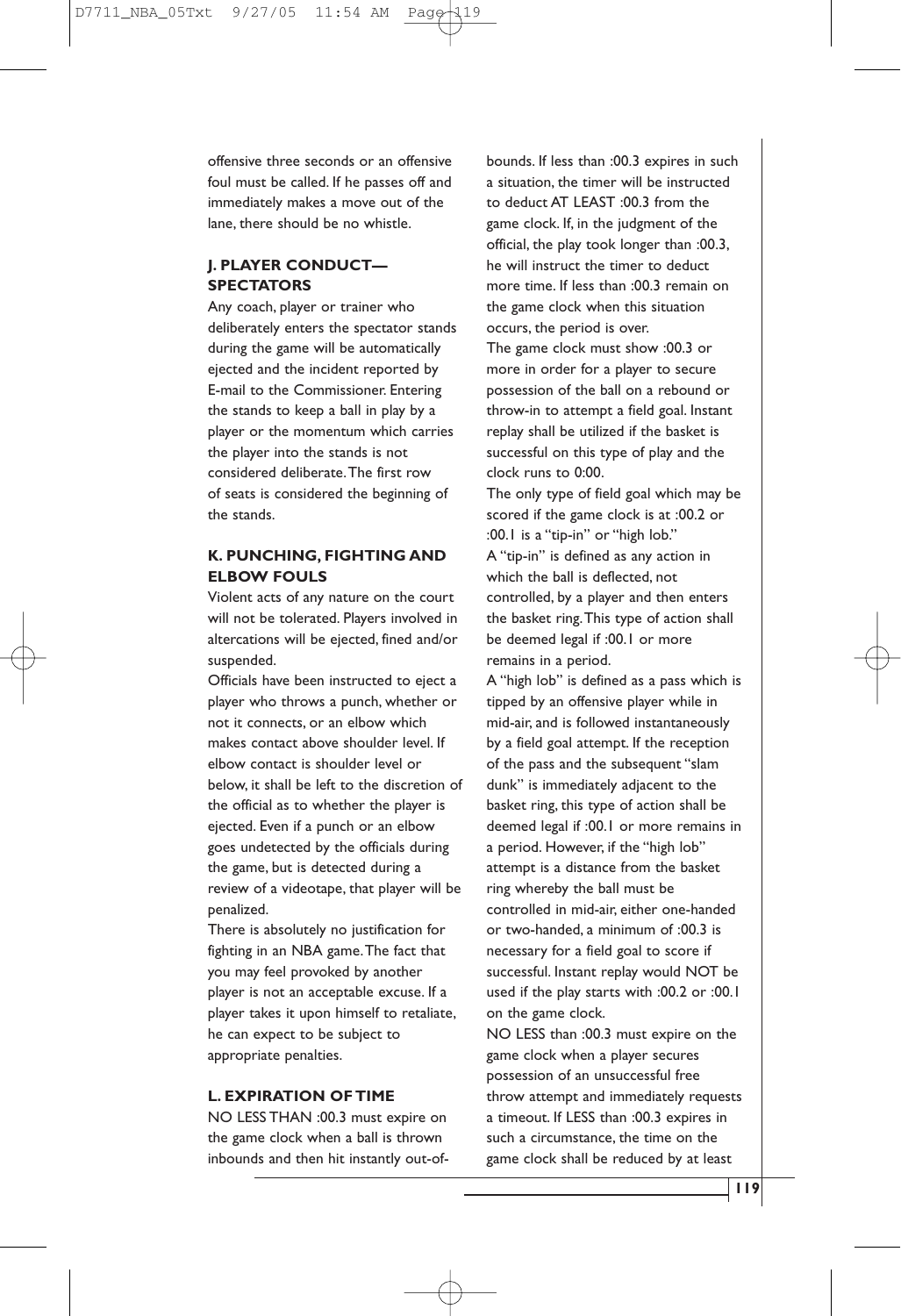offensive three seconds or an offensive foul must be called. If he passes off and immediately makes a move out of the lane, there should be no whistle.

### J. PLAYER CONDUCT—SPECTATORS

Any coach, player or trainer who deliberately enters the spectator stands during the game will be automatically ejected and the incident reported by E-mail to the Commissioner. Entering the stands to keep a ball in play by a player or the momentum which carries the player into the stands is not considered deliberate. The first row of seats is considered the beginning of the stands.

### K. PUNCHING, FIGHTING AND ELBOW FOULS

Violent acts of any nature on the court will not be tolerated. Players involved in altercations will be ejected, fined and/or suspended.

Officials have been instructed to eject a player who throws a punch, whether or not it connects, or an elbow which makes contact above shoulder level. If elbow contact is shoulder level or below, it shall be left to the discretion of the official as to whether the player is ejected. Even if a punch or an elbow goes undetected by the officials during the game, but is detected during a review of a videotape, that player will be penalized.

There is absolutely no justification for fighting in an NBA game. The fact that you may feel provoked by another player is not an acceptable excuse. If a player takes it upon himself to retaliate, he can expect to be subject to appropriate penalties.

### L. EXPIRATION OF TIME

NO LESS THAN :00.3 must expire on the game clock when a ball is thrown inbounds and then hit instantly out-of-bounds. If less than :00.3 expires in such a situation, the timer will be instructed to deduct AT LEAST :00.3 from the game clock. If, in the judgment of the official, the play took longer than :00.3, he will instruct the timer to deduct more time. If less than :00.3 remain on the game clock when this situation occurs, the period is over.

The game clock must show :00.3 or more in order for a player to secure possession of the ball on a rebound or throw-in to attempt a field goal. Instant replay shall be utilized if the basket is successful on this type of play and the clock runs to 0:00.

The only type of field goal which may be scored if the game clock is at :00.2 or :00.1 is a "tip-in" or "high lob."

A "tip-in" is defined as any action in which the ball is deflected, not controlled, by a player and then enters the basket ring. This type of action shall be deemed legal if :00.1 or more remains in a period.

A "high lob" is defined as a pass which is tipped by an offensive player while in mid-air, and is followed instantaneously by a field goal attempt. If the reception of the pass and the subsequent "slam dunk" is immediately adjacent to the basket ring, this type of action shall be deemed legal if :00.1 or more remains in a period. However, if the "high lob" attempt is a distance from the basket ring whereby the ball must be controlled in mid-air, either one-handed or two-handed, a minimum of :00.3 is necessary for a field goal to score if successful. Instant replay would NOT be used if the play starts with :00.2 or :00.1 on the game clock.

NO LESS than :00.3 must expire on the game clock when a player secures possession of an unsuccessful free throw attempt and immediately requests a timeout. If LESS than :00.3 expires in such a circumstance, the time on the game clock shall be reduced by at least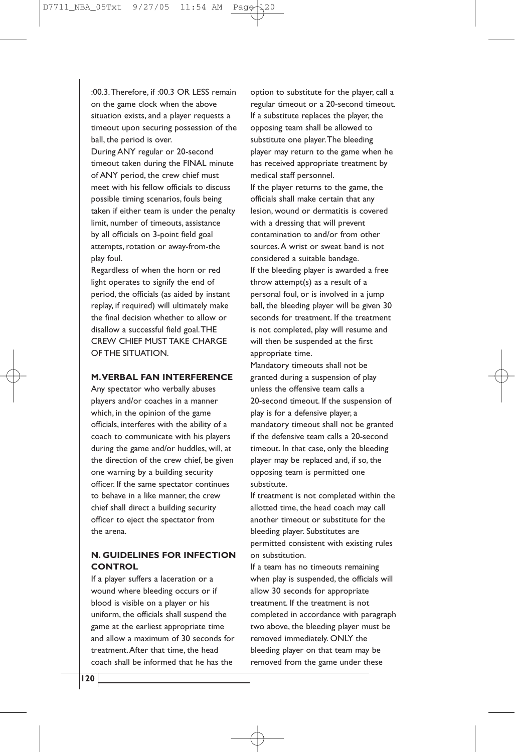:00.3. Therefore, if :00.3 OR LESS remain on the game clock when the above situation exists, and a player requests a timeout upon securing possession of the ball, the period is over.

During ANY regular or 20-second timeout taken during the FINAL minute of ANY period, the crew chief must meet with his fellow officials to discuss possible timing scenarios, fouls being taken if either team is under the penalty limit, number of timeouts, assistance by all officials on 3-point field goal attempts, rotation or away-from-the play foul.

Regardless of when the horn or red light operates to signify the end of period, the officials (as aided by instant replay, if required) will ultimately make the final decision whether to allow or disallow a successful field goal. THE CREW CHIEF MUST TAKE CHARGE OF THE SITUATION.

#### M. VERBAL FAN INTERFERENCE

Any spectator who verbally abuses players and/or coaches in a manner which, in the opinion of the game officials, interferes with the ability of a coach to communicate with his players during the game and/or huddles, will, at the direction of the crew chief, be given one warning by a building security officer. If the same spectator continues to behave in a like manner, the crew chief shall direct a building security officer to eject the spectator from the arena.

#### N. GUIDELINES FOR INFECTION CONTROL

If a player suffers a laceration or a wound where bleeding occurs or if blood is visible on a player or his uniform, the officials shall suspend the game at the earliest appropriate time and allow a maximum of 30 seconds for treatment. After that time, the head coach shall be informed that he has the option to substitute for the player, call a regular timeout or a 20-second timeout. If a substitute replaces the player, the opposing team shall be allowed to substitute one player. The bleeding player may return to the game when he has received appropriate treatment by medical staff personnel.

If the player returns to the game, the officials shall make certain that any lesion, wound or dermatitis is covered with a dressing that will prevent contamination to and/or from other sources. A wrist or sweat band is not considered a suitable bandage.

If the bleeding player is awarded a free throw attempt(s) as a result of a personal foul, or is involved in a jump ball, the bleeding player will be given 30 seconds for treatment. If the treatment is not completed, play will resume and will then be suspended at the first appropriate time.

Mandatory timeouts shall not be granted during a suspension of play unless the offensive team calls a 20-second timeout. If the suspension of play is for a defensive player, a mandatory timeout shall not be granted if the defensive team calls a 20-second timeout. In that case, only the bleeding player may be replaced and, if so, the opposing team is permitted one substitute.

If treatment is not completed within the allotted time, the head coach may call another timeout or substitute for the bleeding player. Substitutes are permitted consistent with existing rules on substitution.

If a team has no timeouts remaining when play is suspended, the officials will allow 30 seconds for appropriate treatment. If the treatment is not completed in accordance with paragraph two above, the bleeding player must be removed immediately. ONLY the bleeding player on that team may be removed from the game under these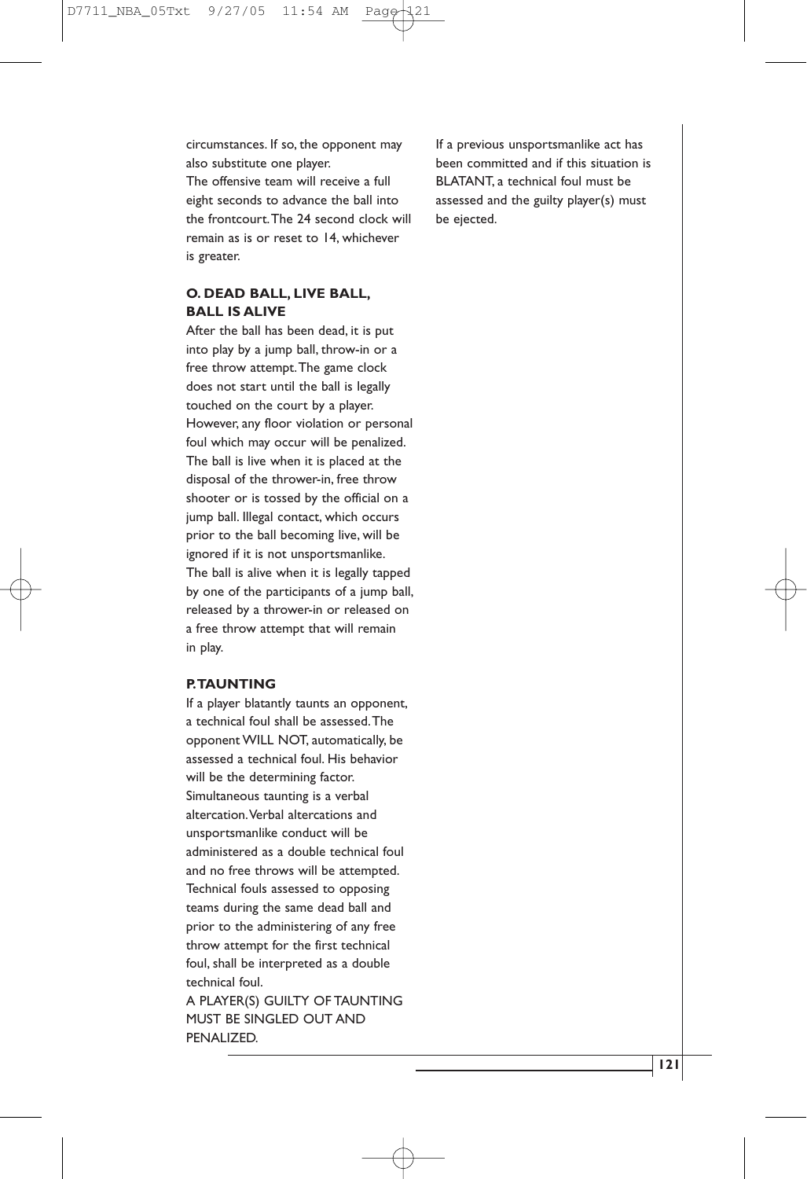circumstances. If so, the opponent may also substitute one player.

The offensive team will receive a full eight seconds to advance the ball into the frontcourt. The 24 second clock will remain as is or reset to 14, whichever is greater.

### O. DEAD BALL, LIVE BALL, BALL IS ALIVE

After the ball has been dead, it is put into play by a jump ball, throw-in or a free throw attempt. The game clock does not start until the ball is legally touched on the court by a player. However, any floor violation or personal foul which may occur will be penalized. The ball is live when it is placed at the disposal of the thrower-in, free throw shooter or is tossed by the official on a jump ball. Illegal contact, which occurs prior to the ball becoming live, will be ignored if it is not unsportsmanlike.

The ball is alive when it is legally tapped by one of the participants of a jump ball, released by a thrower-in or released on a free throw attempt that will remain in play.

### P. TAUNTING

If a player blatantly taunts an opponent, a technical foul shall be assessed. The opponent WILL NOT, automatically, be assessed a technical foul. His behavior will be the determining factor.

Simultaneous taunting is a verbal altercation. Verbal altercations and unsportsmanlike conduct will be administered as a double technical foul and no free throws will be attempted.

Technical fouls assessed to opposing teams during the same dead ball and prior to the administering of any free throw attempt for the first technical foul, shall be interpreted as a double technical foul.

A PLAYER(S) GUILTY OF TAUNTING MUST BE SINGLED OUT AND PENALIZED.

If a previous unsportsmanlike act has been committed and if this situation is BLATANT, a technical foul must be assessed and the guilty player(s) must be ejected.